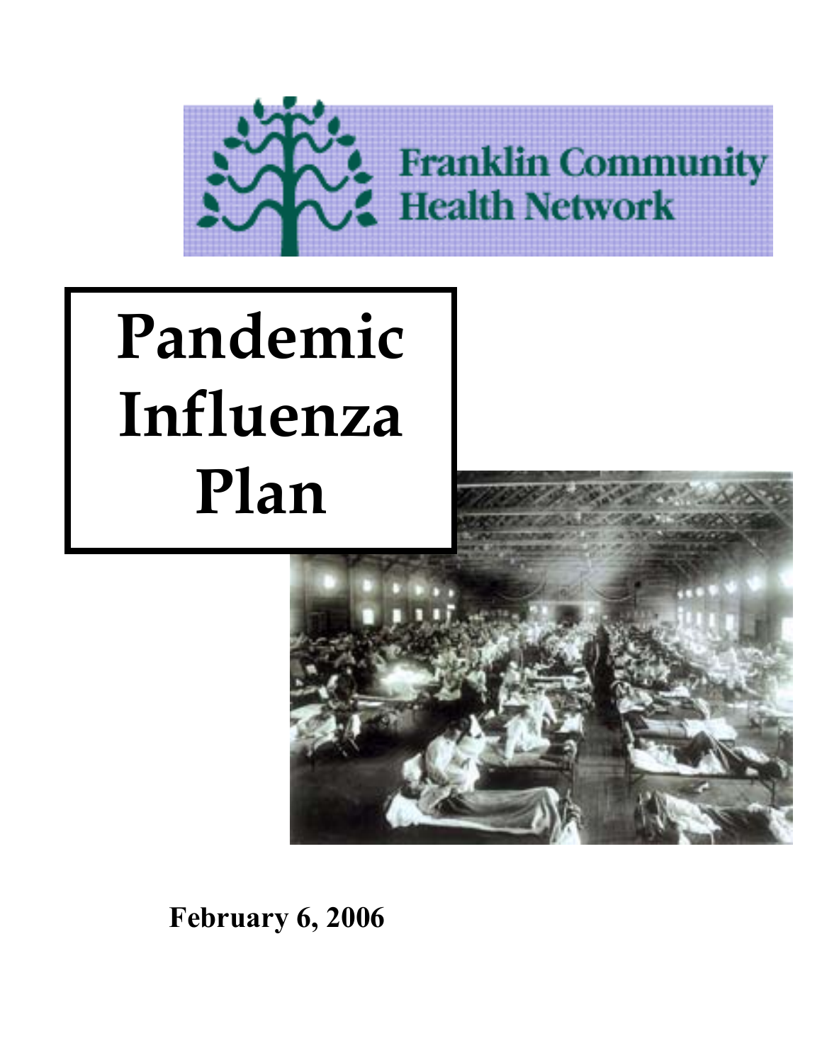Franklin Community Health Network

# Pandemic Influenza Plan

**February 6, 2006**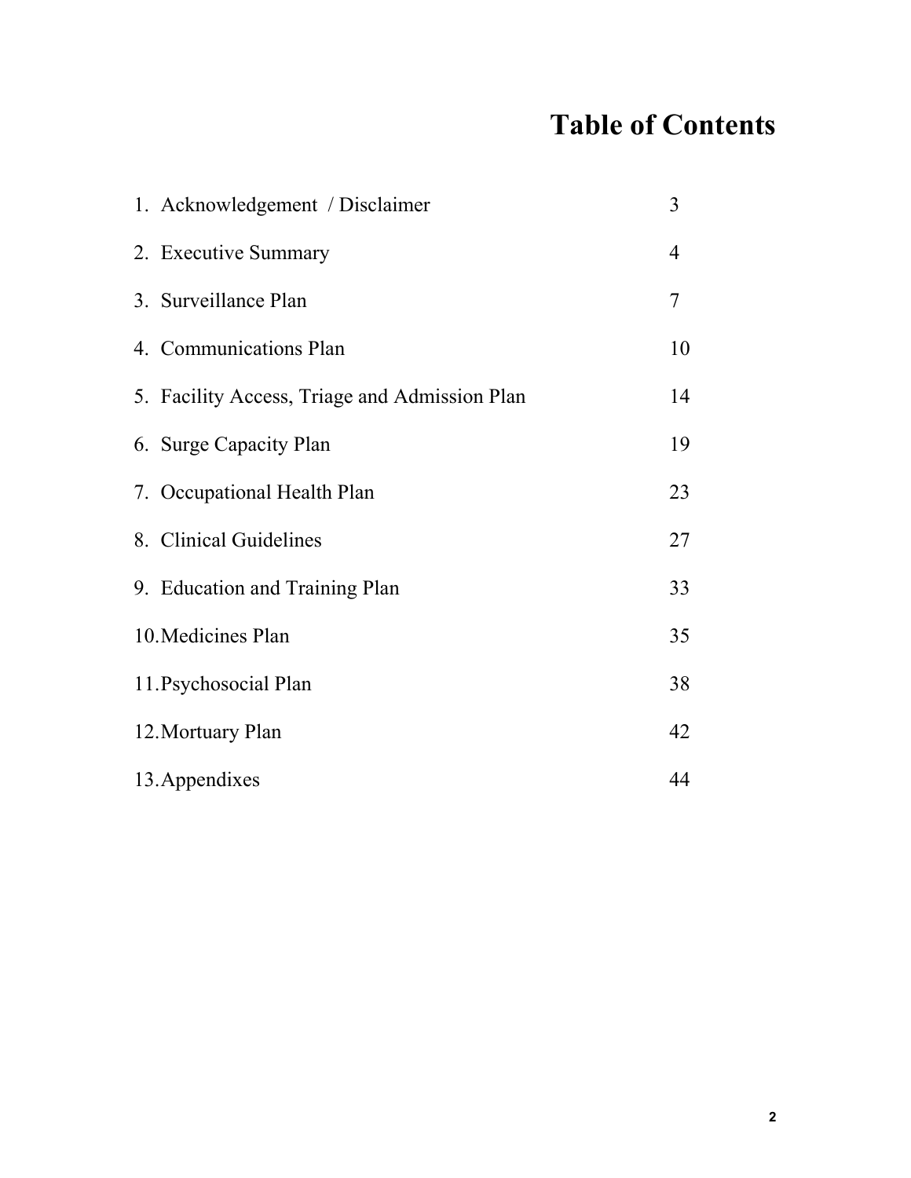# Table of Contents

| | |
|---|---|
| 1. Acknowledgement / Disclaimer | 3 |
| 2. Executive Summary | 4 |
| 3. Surveillance Plan | 7 |
| 4. Communications Plan | 10 |
| 5. Facility Access, Triage and Admission Plan | 14 |
| 6. Surge Capacity Plan | 19 |
| 7. Occupational Health Plan | 23 |
| 8. Clinical Guidelines | 27 |
| 9. Education and Training Plan | 33 |
| 10. Medicines Plan | 35 |
| 11. Psychosocial Plan | 38 |
| 12. Mortuary Plan | 42 |
| 13. Appendixes | 44 |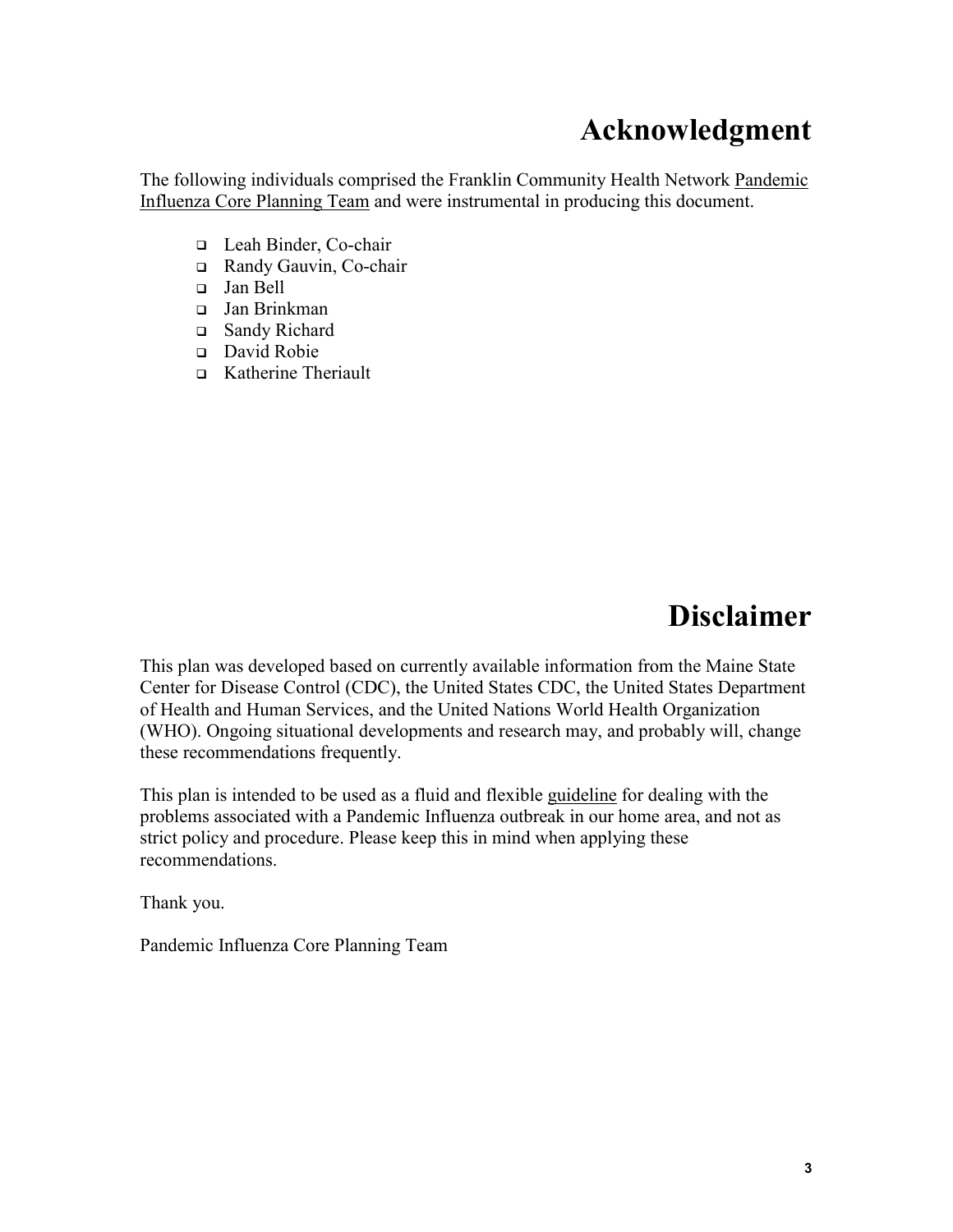# Acknowledgment

The following individuals comprised the Franklin Community Health Network Pandemic Influenza Core Planning Team and were instrumental in producing this document.

- Leah Binder, Co-chair
- Randy Gauvin, Co-chair
- Jan Bell
- Jan Brinkman
- Sandy Richard
- David Robie
- Katherine Theriault

# Disclaimer

This plan was developed based on currently available information from the Maine State Center for Disease Control (CDC), the United States CDC, the United States Department of Health and Human Services, and the United Nations World Health Organization (WHO). Ongoing situational developments and research may, and probably will, change these recommendations frequently.

This plan is intended to be used as a fluid and flexible guideline for dealing with the problems associated with a Pandemic Influenza outbreak in our home area, and not as strict policy and procedure. Please keep this in mind when applying these recommendations.

Thank you.

Pandemic Influenza Core Planning Team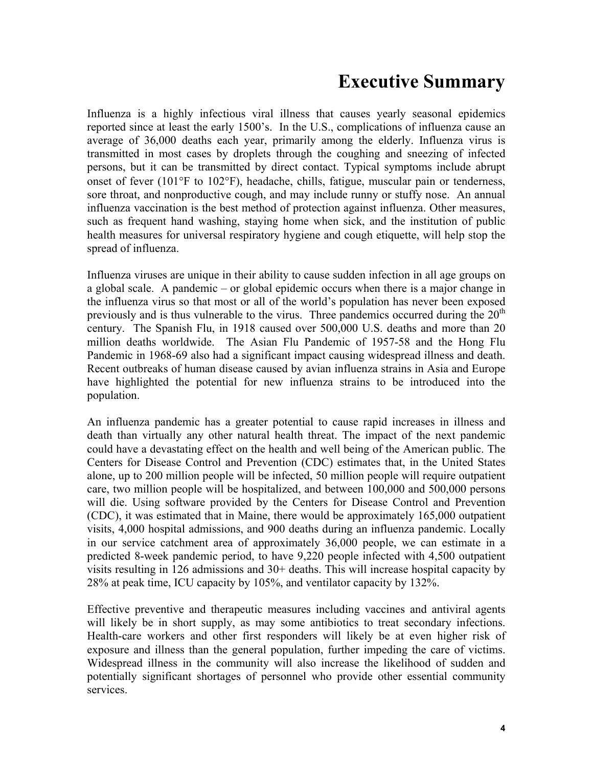# Executive Summary

Influenza is a highly infectious viral illness that causes yearly seasonal epidemics reported since at least the early 1500's. In the U.S., complications of influenza cause an average of 36,000 deaths each year, primarily among the elderly. Influenza virus is transmitted in most cases by droplets through the coughing and sneezing of infected persons, but it can be transmitted by direct contact. Typical symptoms include abrupt onset of fever (101°F to 102°F), headache, chills, fatigue, muscular pain or tenderness, sore throat, and nonproductive cough, and may include runny or stuffy nose. An annual influenza vaccination is the best method of protection against influenza. Other measures, such as frequent hand washing, staying home when sick, and the institution of public health measures for universal respiratory hygiene and cough etiquette, will help stop the spread of influenza.

Influenza viruses are unique in their ability to cause sudden infection in all age groups on a global scale. A pandemic – or global epidemic occurs when there is a major change in the influenza virus so that most or all of the world's population has never been exposed previously and is thus vulnerable to the virus. Three pandemics occurred during the 20th century. The Spanish Flu, in 1918 caused over 500,000 U.S. deaths and more than 20 million deaths worldwide. The Asian Flu Pandemic of 1957-58 and the Hong Flu Pandemic in 1968-69 also had a significant impact causing widespread illness and death. Recent outbreaks of human disease caused by avian influenza strains in Asia and Europe have highlighted the potential for new influenza strains to be introduced into the population.

An influenza pandemic has a greater potential to cause rapid increases in illness and death than virtually any other natural health threat. The impact of the next pandemic could have a devastating effect on the health and well being of the American public. The Centers for Disease Control and Prevention (CDC) estimates that, in the United States alone, up to 200 million people will be infected, 50 million people will require outpatient care, two million people will be hospitalized, and between 100,000 and 500,000 persons will die. Using software provided by the Centers for Disease Control and Prevention (CDC), it was estimated that in Maine, there would be approximately 165,000 outpatient visits, 4,000 hospital admissions, and 900 deaths during an influenza pandemic. Locally in our service catchment area of approximately 36,000 people, we can estimate in a predicted 8-week pandemic period, to have 9,220 people infected with 4,500 outpatient visits resulting in 126 admissions and 30+ deaths. This will increase hospital capacity by 28% at peak time, ICU capacity by 105%, and ventilator capacity by 132%.

Effective preventive and therapeutic measures including vaccines and antiviral agents will likely be in short supply, as may some antibiotics to treat secondary infections. Health-care workers and other first responders will likely be at even higher risk of exposure and illness than the general population, further impeding the care of victims. Widespread illness in the community will also increase the likelihood of sudden and potentially significant shortages of personnel who provide other essential community services.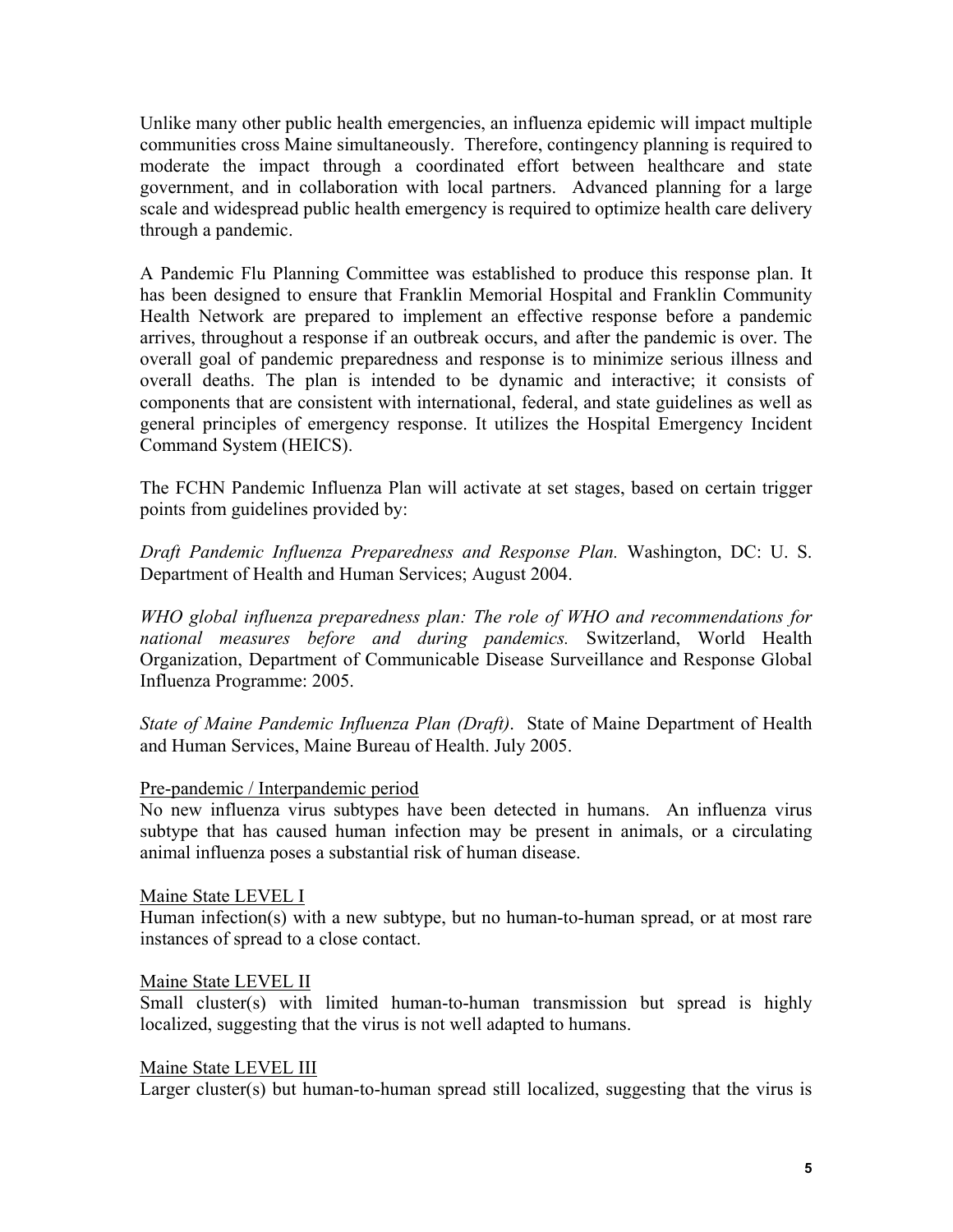Unlike many other public health emergencies, an influenza epidemic will impact multiple communities cross Maine simultaneously. Therefore, contingency planning is required to moderate the impact through a coordinated effort between healthcare and state government, and in collaboration with local partners. Advanced planning for a large scale and widespread public health emergency is required to optimize health care delivery through a pandemic.

A Pandemic Flu Planning Committee was established to produce this response plan. It has been designed to ensure that Franklin Memorial Hospital and Franklin Community Health Network are prepared to implement an effective response before a pandemic arrives, throughout a response if an outbreak occurs, and after the pandemic is over. The overall goal of pandemic preparedness and response is to minimize serious illness and overall deaths. The plan is intended to be dynamic and interactive; it consists of components that are consistent with international, federal, and state guidelines as well as general principles of emergency response. It utilizes the Hospital Emergency Incident Command System (HEICS).

The FCHN Pandemic Influenza Plan will activate at set stages, based on certain trigger points from guidelines provided by:

*Draft Pandemic Influenza Preparedness and Response Plan.* Washington, DC: U. S. Department of Health and Human Services; August 2004.

*WHO global influenza preparedness plan: The role of WHO and recommendations for national measures before and during pandemics.* Switzerland, World Health Organization, Department of Communicable Disease Surveillance and Response Global Influenza Programme: 2005.

*State of Maine Pandemic Influenza Plan (Draft).* State of Maine Department of Health and Human Services, Maine Bureau of Health. July 2005.

<u>Pre-pandemic / Interpandemic period</u>
No new influenza virus subtypes have been detected in humans. An influenza virus subtype that has caused human infection may be present in animals, or a circulating animal influenza poses a substantial risk of human disease.

<u>Maine State LEVEL I</u>
Human infection(s) with a new subtype, but no human-to-human spread, or at most rare instances of spread to a close contact.

<u>Maine State LEVEL II</u>
Small cluster(s) with limited human-to-human transmission but spread is highly localized, suggesting that the virus is not well adapted to humans.

<u>Maine State LEVEL III</u>
Larger cluster(s) but human-to-human spread still localized, suggesting that the virus is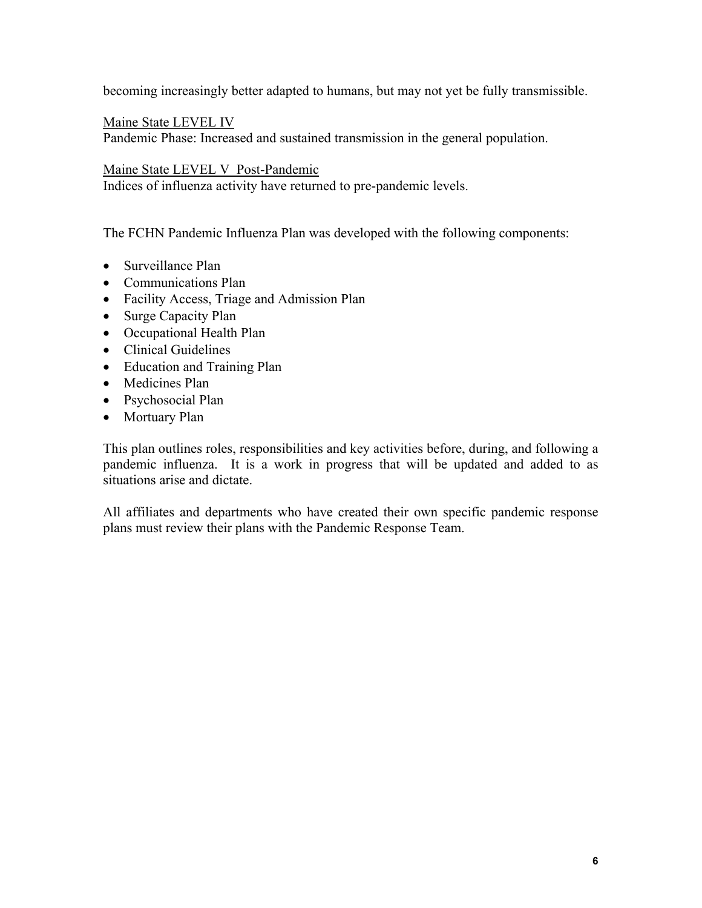becoming increasingly better adapted to humans, but may not yet be fully transmissible.

<u>Maine State LEVEL IV</u>
Pandemic Phase: Increased and sustained transmission in the general population.

<u>Maine State LEVEL V Post-Pandemic</u>
Indices of influenza activity have returned to pre-pandemic levels.

The FCHN Pandemic Influenza Plan was developed with the following components:

- Surveillance Plan
- Communications Plan
- Facility Access, Triage and Admission Plan
- Surge Capacity Plan
- Occupational Health Plan
- Clinical Guidelines
- Education and Training Plan
- Medicines Plan
- Psychosocial Plan
- Mortuary Plan

This plan outlines roles, responsibilities and key activities before, during, and following a pandemic influenza. It is a work in progress that will be updated and added to as situations arise and dictate.

All affiliates and departments who have created their own specific pandemic response plans must review their plans with the Pandemic Response Team.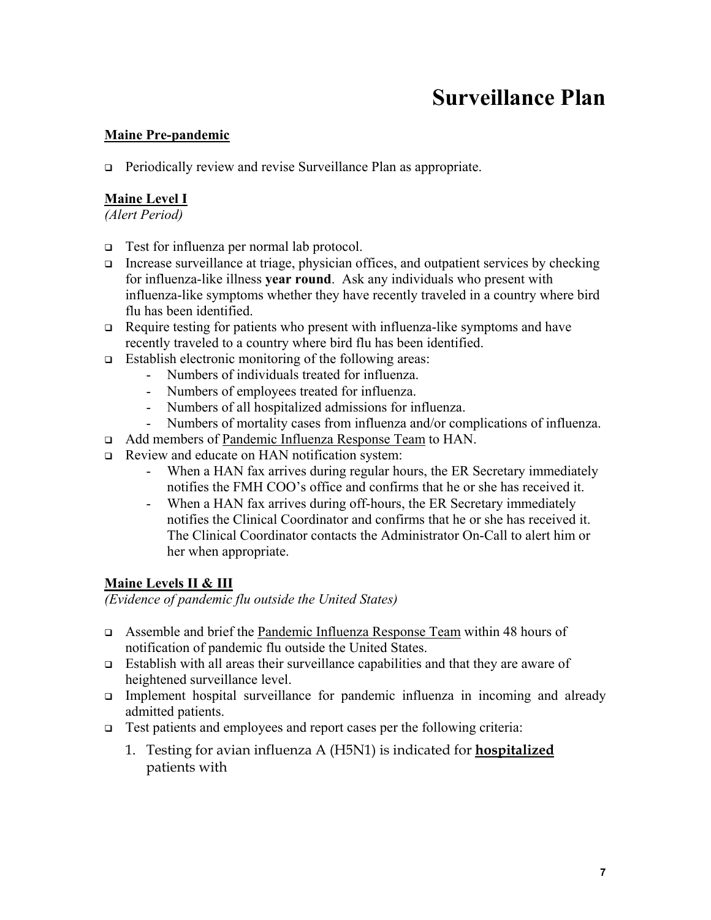# Surveillance Plan

**Maine Pre-pandemic**

- Periodically review and revise Surveillance Plan as appropriate.

**Maine Level I**
*(Alert Period)*

- Test for influenza per normal lab protocol.
- Increase surveillance at triage, physician offices, and outpatient services by checking for influenza-like illness **year round**. Ask any individuals who present with influenza-like symptoms whether they have recently traveled in a country where bird flu has been identified.
- Require testing for patients who present with influenza-like symptoms and have recently traveled to a country where bird flu has been identified.
- Establish electronic monitoring of the following areas:
    - Numbers of individuals treated for influenza.
    - Numbers of employees treated for influenza.
    - Numbers of all hospitalized admissions for influenza.
    - Numbers of mortality cases from influenza and/or complications of influenza.
- Add members of Pandemic Influenza Response Team to HAN.
- Review and educate on HAN notification system:
    - When a HAN fax arrives during regular hours, the ER Secretary immediately notifies the FMH COO's office and confirms that he or she has received it.
    - When a HAN fax arrives during off-hours, the ER Secretary immediately notifies the Clinical Coordinator and confirms that he or she has received it. The Clinical Coordinator contacts the Administrator On-Call to alert him or her when appropriate.

**Maine Levels II & III**
*(Evidence of pandemic flu outside the United States)*

- Assemble and brief the Pandemic Influenza Response Team within 48 hours of notification of pandemic flu outside the United States.
- Establish with all areas their surveillance capabilities and that they are aware of heightened surveillance level.
- Implement hospital surveillance for pandemic influenza in incoming and already admitted patients.
- Test patients and employees and report cases per the following criteria:
    1. Testing for avian influenza A (H5N1) is indicated for **hospitalized** patients with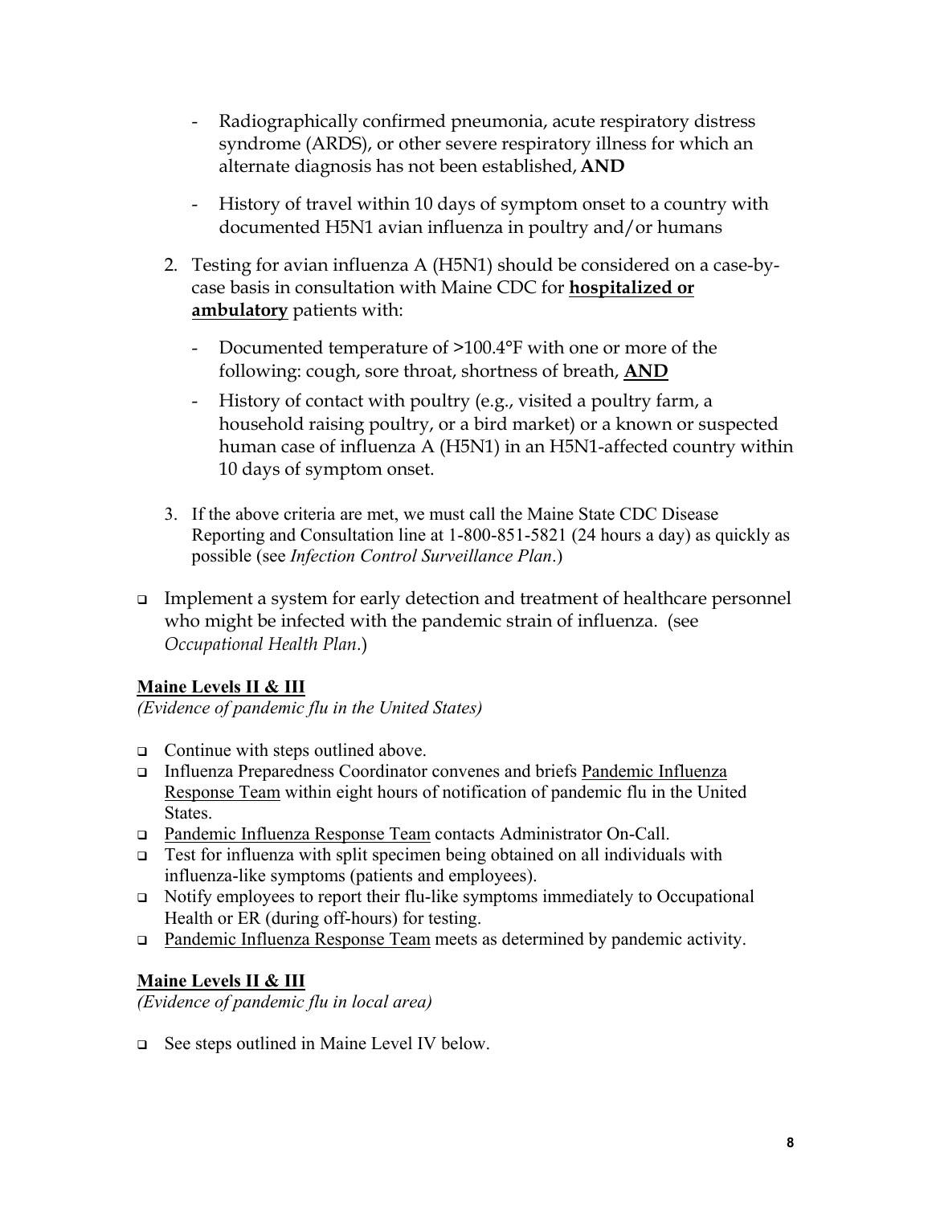- Radiographically confirmed pneumonia, acute respiratory distress syndrome (ARDS), or other severe respiratory illness for which an alternate diagnosis has not been established, **AND**
- History of travel within 10 days of symptom onset to a country with documented H5N1 avian influenza in poultry and/or humans

2. Testing for avian influenza A (H5N1) should be considered on a case-by-case basis in consultation with Maine CDC for **hospitalized or ambulatory** patients with:
   - Documented temperature of >100.4°F with one or more of the following: cough, sore throat, shortness of breath, **AND**
   - History of contact with poultry (e.g., visited a poultry farm, a household raising poultry, or a bird market) or a known or suspected human case of influenza A (H5N1) in an H5N1-affected country within 10 days of symptom onset.

3. If the above criteria are met, we must call the Maine State CDC Disease Reporting and Consultation line at 1-800-851-5821 (24 hours a day) as quickly as possible (see *Infection Control Surveillance Plan*.)

- Implement a system for early detection and treatment of healthcare personnel who might be infected with the pandemic strain of influenza. (see *Occupational Health Plan*.)

**Maine Levels II & III**

*(Evidence of pandemic flu in the United States)*

- Continue with steps outlined above.
- Influenza Preparedness Coordinator convenes and briefs Pandemic Influenza Response Team within eight hours of notification of pandemic flu in the United States.
- Pandemic Influenza Response Team contacts Administrator On-Call.
- Test for influenza with split specimen being obtained on all individuals with influenza-like symptoms (patients and employees).
- Notify employees to report their flu-like symptoms immediately to Occupational Health or ER (during off-hours) for testing.
- Pandemic Influenza Response Team meets as determined by pandemic activity.

**Maine Levels II & III**

*(Evidence of pandemic flu in local area)*

- See steps outlined in Maine Level IV below.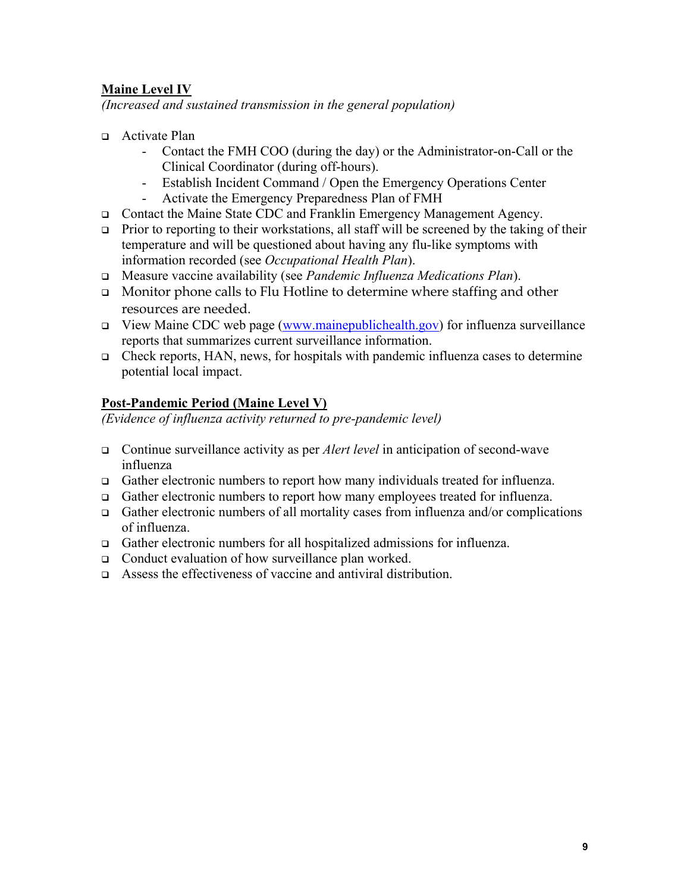**Maine Level IV**

*(Increased and sustained transmission in the general population)*

- Activate Plan
  - Contact the FMH COO (during the day) or the Administrator-on-Call or the Clinical Coordinator (during off-hours).
  - Establish Incident Command / Open the Emergency Operations Center
  - Activate the Emergency Preparedness Plan of FMH
- Contact the Maine State CDC and Franklin Emergency Management Agency.
- Prior to reporting to their workstations, all staff will be screened by the taking of their temperature and will be questioned about having any flu-like symptoms with information recorded (see *Occupational Health Plan*).
- Measure vaccine availability (see *Pandemic Influenza Medications Plan*).
- Monitor phone calls to Flu Hotline to determine where staffing and other resources are needed.
- View Maine CDC web page (www.mainepublichealth.gov) for influenza surveillance reports that summarizes current surveillance information.
- Check reports, HAN, news, for hospitals with pandemic influenza cases to determine potential local impact.

**Post-Pandemic Period (Maine Level V)**

*(Evidence of influenza activity returned to pre-pandemic level)*

- Continue surveillance activity as per *Alert level* in anticipation of second-wave influenza
- Gather electronic numbers to report how many individuals treated for influenza.
- Gather electronic numbers to report how many employees treated for influenza.
- Gather electronic numbers of all mortality cases from influenza and/or complications of influenza.
- Gather electronic numbers for all hospitalized admissions for influenza.
- Conduct evaluation of how surveillance plan worked.
- Assess the effectiveness of vaccine and antiviral distribution.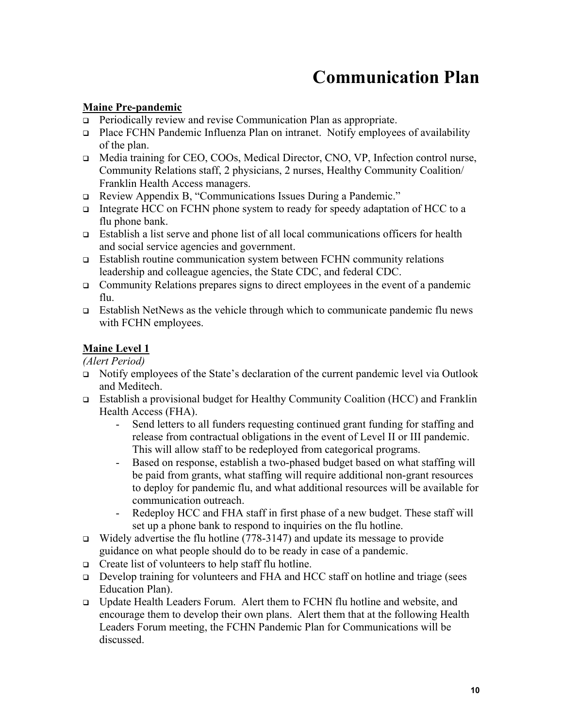# Communication Plan

**Maine Pre-pandemic**

- Periodically review and revise Communication Plan as appropriate.
- Place FCHN Pandemic Influenza Plan on intranet. Notify employees of availability of the plan.
- Media training for CEO, COOs, Medical Director, CNO, VP, Infection control nurse, Community Relations staff, 2 physicians, 2 nurses, Healthy Community Coalition/ Franklin Health Access managers.
- Review Appendix B, "Communications Issues During a Pandemic."
- Integrate HCC on FCHN phone system to ready for speedy adaptation of HCC to a flu phone bank.
- Establish a list serve and phone list of all local communications officers for health and social service agencies and government.
- Establish routine communication system between FCHN community relations leadership and colleague agencies, the State CDC, and federal CDC.
- Community Relations prepares signs to direct employees in the event of a pandemic flu.
- Establish NetNews as the vehicle through which to communicate pandemic flu news with FCHN employees.

**Maine Level 1**

*(Alert Period)*

- Notify employees of the State's declaration of the current pandemic level via Outlook and Meditech.
- Establish a provisional budget for Healthy Community Coalition (HCC) and Franklin Health Access (FHA).
  - Send letters to all funders requesting continued grant funding for staffing and release from contractual obligations in the event of Level II or III pandemic. This will allow staff to be redeployed from categorical programs.
  - Based on response, establish a two-phased budget based on what staffing will be paid from grants, what staffing will require additional non-grant resources to deploy for pandemic flu, and what additional resources will be available for communication outreach.
  - Redeploy HCC and FHA staff in first phase of a new budget. These staff will set up a phone bank to respond to inquiries on the flu hotline.
- Widely advertise the flu hotline (778-3147) and update its message to provide guidance on what people should do to be ready in case of a pandemic.
- Create list of volunteers to help staff flu hotline.
- Develop training for volunteers and FHA and HCC staff on hotline and triage (sees Education Plan).
- Update Health Leaders Forum. Alert them to FCHN flu hotline and website, and encourage them to develop their own plans. Alert them that at the following Health Leaders Forum meeting, the FCHN Pandemic Plan for Communications will be discussed.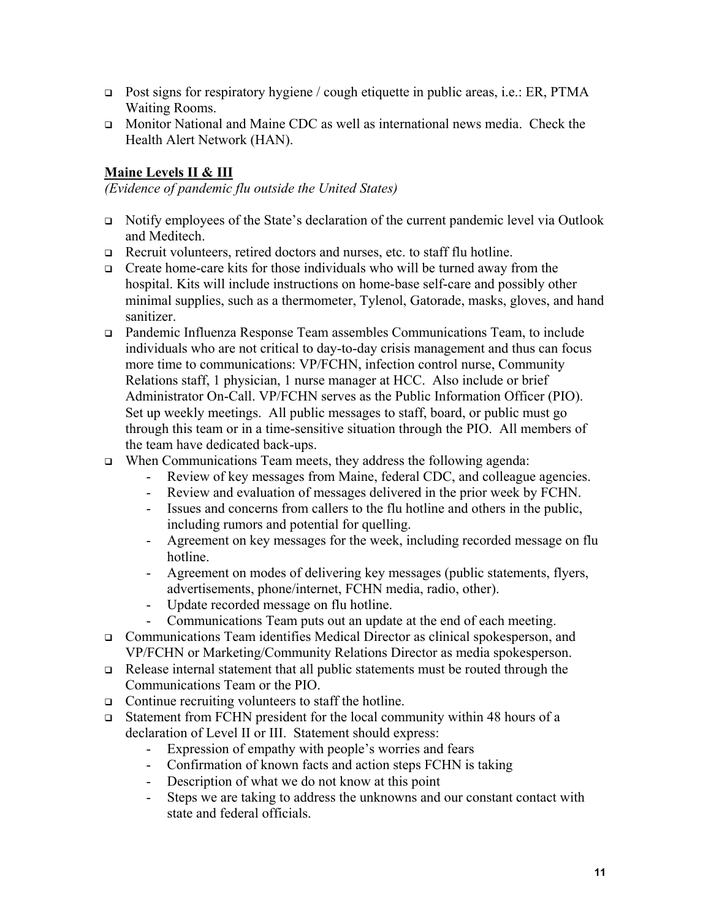- Post signs for respiratory hygiene / cough etiquette in public areas, i.e.: ER, PTMA Waiting Rooms.
- Monitor National and Maine CDC as well as international news media. Check the Health Alert Network (HAN).

**Maine Levels II & III**

*(Evidence of pandemic flu outside the United States)*

- Notify employees of the State's declaration of the current pandemic level via Outlook and Meditech.
- Recruit volunteers, retired doctors and nurses, etc. to staff flu hotline.
- Create home-care kits for those individuals who will be turned away from the hospital. Kits will include instructions on home-base self-care and possibly other minimal supplies, such as a thermometer, Tylenol, Gatorade, masks, gloves, and hand sanitizer.
- Pandemic Influenza Response Team assembles Communications Team, to include individuals who are not critical to day-to-day crisis management and thus can focus more time to communications: VP/FCHN, infection control nurse, Community Relations staff, 1 physician, 1 nurse manager at HCC. Also include or brief Administrator On-Call. VP/FCHN serves as the Public Information Officer (PIO). Set up weekly meetings. All public messages to staff, board, or public must go through this team or in a time-sensitive situation through the PIO. All members of the team have dedicated back-ups.
- When Communications Team meets, they address the following agenda:
  - Review of key messages from Maine, federal CDC, and colleague agencies.
  - Review and evaluation of messages delivered in the prior week by FCHN.
  - Issues and concerns from callers to the flu hotline and others in the public, including rumors and potential for quelling.
  - Agreement on key messages for the week, including recorded message on flu hotline.
  - Agreement on modes of delivering key messages (public statements, flyers, advertisements, phone/internet, FCHN media, radio, other).
  - Update recorded message on flu hotline.
  - Communications Team puts out an update at the end of each meeting.
- Communications Team identifies Medical Director as clinical spokesperson, and VP/FCHN or Marketing/Community Relations Director as media spokesperson.
- Release internal statement that all public statements must be routed through the Communications Team or the PIO.
- Continue recruiting volunteers to staff the hotline.
- Statement from FCHN president for the local community within 48 hours of a declaration of Level II or III. Statement should express:
  - Expression of empathy with people's worries and fears
  - Confirmation of known facts and action steps FCHN is taking
  - Description of what we do not know at this point
  - Steps we are taking to address the unknowns and our constant contact with state and federal officials.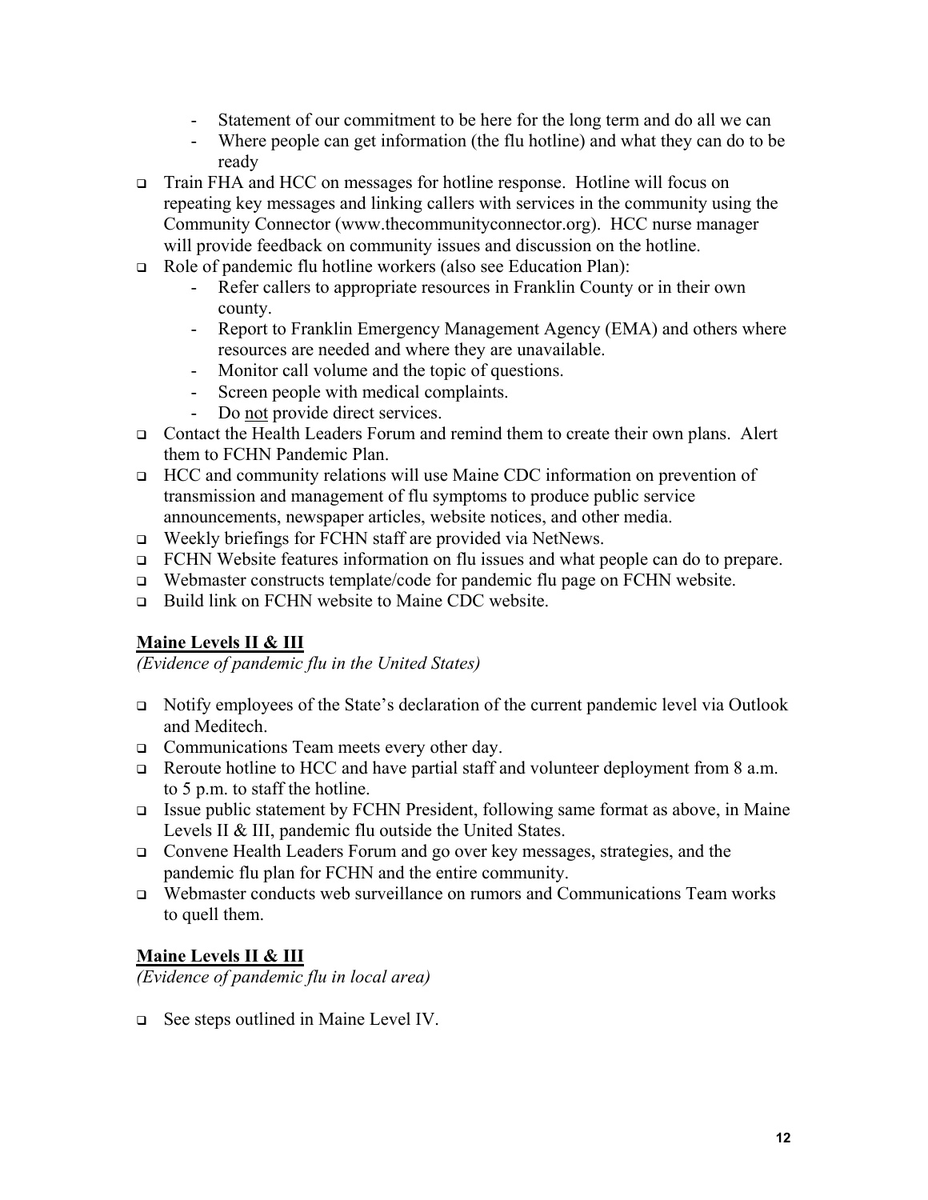- Statement of our commitment to be here for the long term and do all we can
  - Where people can get information (the flu hotline) and what they can do to be ready
- Train FHA and HCC on messages for hotline response. Hotline will focus on repeating key messages and linking callers with services in the community using the Community Connector (www.thecommunityconnector.org). HCC nurse manager will provide feedback on community issues and discussion on the hotline.
- Role of pandemic flu hotline workers (also see Education Plan):
  - Refer callers to appropriate resources in Franklin County or in their own county.
  - Report to Franklin Emergency Management Agency (EMA) and others where resources are needed and where they are unavailable.
  - Monitor call volume and the topic of questions.
  - Screen people with medical complaints.
  - Do not provide direct services.
- Contact the Health Leaders Forum and remind them to create their own plans. Alert them to FCHN Pandemic Plan.
- HCC and community relations will use Maine CDC information on prevention of transmission and management of flu symptoms to produce public service announcements, newspaper articles, website notices, and other media.
- Weekly briefings for FCHN staff are provided via NetNews.
- FCHN Website features information on flu issues and what people can do to prepare.
- Webmaster constructs template/code for pandemic flu page on FCHN website.
- Build link on FCHN website to Maine CDC website.

## Maine Levels II & III

*(Evidence of pandemic flu in the United States)*

- Notify employees of the State's declaration of the current pandemic level via Outlook and Meditech.
- Communications Team meets every other day.
- Reroute hotline to HCC and have partial staff and volunteer deployment from 8 a.m. to 5 p.m. to staff the hotline.
- Issue public statement by FCHN President, following same format as above, in Maine Levels II & III, pandemic flu outside the United States.
- Convene Health Leaders Forum and go over key messages, strategies, and the pandemic flu plan for FCHN and the entire community.
- Webmaster conducts web surveillance on rumors and Communications Team works to quell them.

## Maine Levels II & III

*(Evidence of pandemic flu in local area)*

- See steps outlined in Maine Level IV.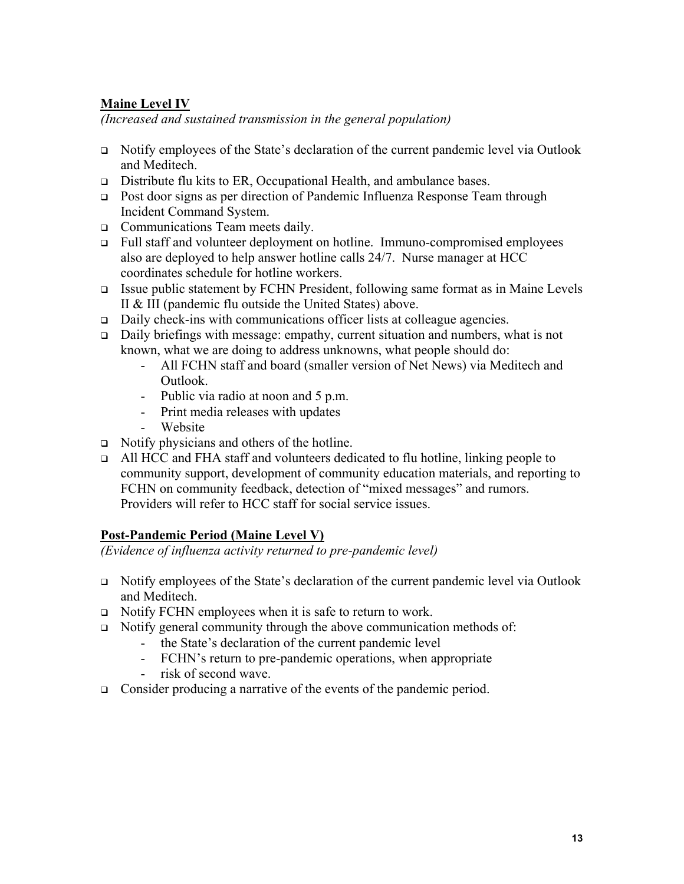**Maine Level IV**

*(Increased and sustained transmission in the general population)*

- Notify employees of the State's declaration of the current pandemic level via Outlook and Meditech.
- Distribute flu kits to ER, Occupational Health, and ambulance bases.
- Post door signs as per direction of Pandemic Influenza Response Team through Incident Command System.
- Communications Team meets daily.
- Full staff and volunteer deployment on hotline. Immuno-compromised employees also are deployed to help answer hotline calls 24/7. Nurse manager at HCC coordinates schedule for hotline workers.
- Issue public statement by FCHN President, following same format as in Maine Levels II & III (pandemic flu outside the United States) above.
- Daily check-ins with communications officer lists at colleague agencies.
- Daily briefings with message: empathy, current situation and numbers, what is not known, what we are doing to address unknowns, what people should do:
    - All FCHN staff and board (smaller version of Net News) via Meditech and Outlook.
    - Public via radio at noon and 5 p.m.
    - Print media releases with updates
    - Website
- Notify physicians and others of the hotline.
- All HCC and FHA staff and volunteers dedicated to flu hotline, linking people to community support, development of community education materials, and reporting to FCHN on community feedback, detection of "mixed messages" and rumors. Providers will refer to HCC staff for social service issues.

**Post-Pandemic Period (Maine Level V)**

*(Evidence of influenza activity returned to pre-pandemic level)*

- Notify employees of the State's declaration of the current pandemic level via Outlook and Meditech.
- Notify FCHN employees when it is safe to return to work.
- Notify general community through the above communication methods of:
    - the State's declaration of the current pandemic level
    - FCHN's return to pre-pandemic operations, when appropriate
    - risk of second wave.
- Consider producing a narrative of the events of the pandemic period.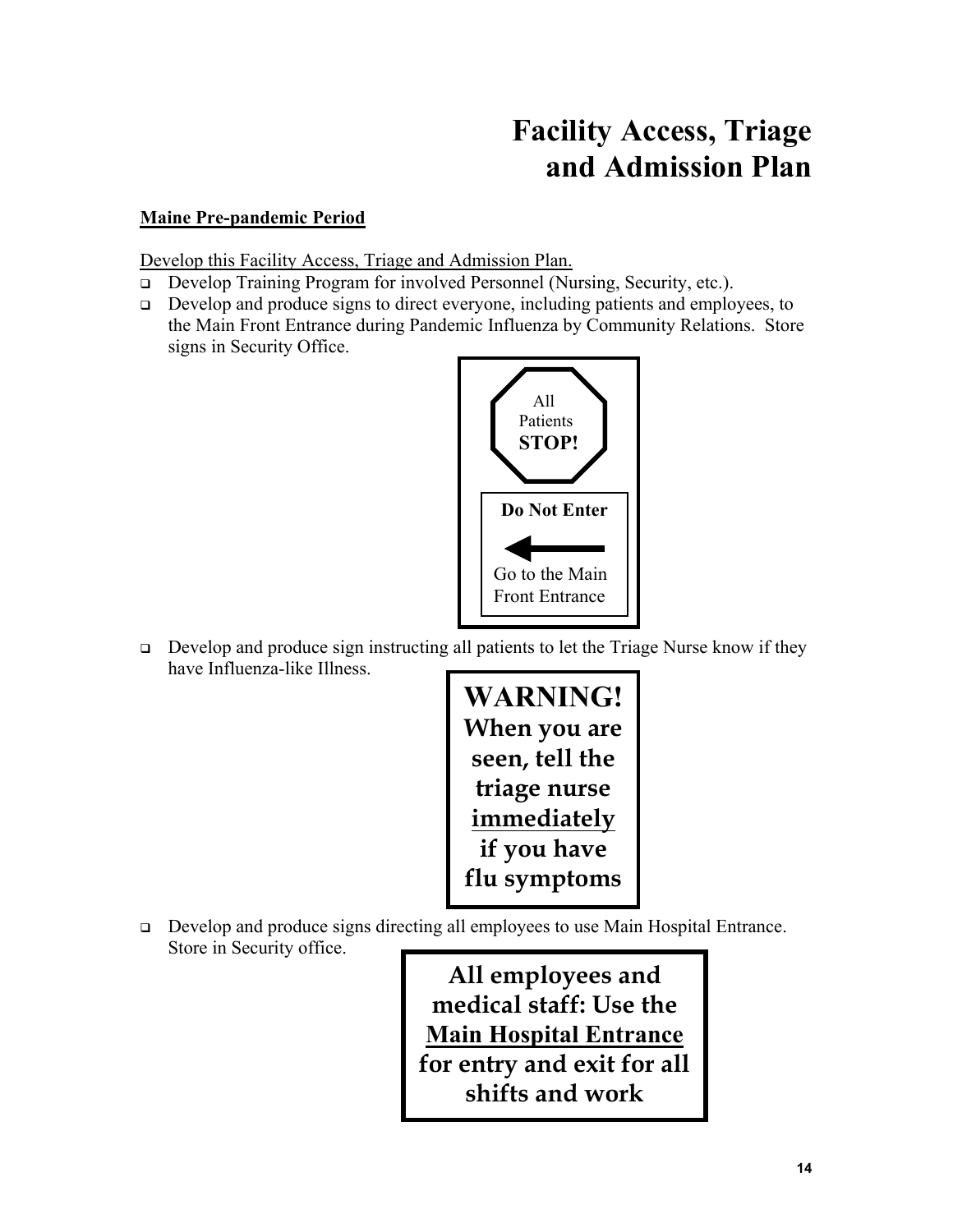# Facility Access, Triage and Admission Plan

**Maine Pre-pandemic Period**

Develop this Facility Access, Triage and Admission Plan.

- Develop Training Program for involved Personnel (Nursing, Security, etc.).
- Develop and produce signs to direct everyone, including patients and employees, to the Main Front Entrance during Pandemic Influenza by Community Relations. Store signs in Security Office.

All Patients **STOP!**

**Do Not Enter**

←

Go to the Main Front Entrance

- Develop and produce sign instructing all patients to let the Triage Nurse know if they have Influenza-like Illness.

**WARNING!**
**When you are seen, tell the triage nurse immediately if you have flu symptoms**

- Develop and produce signs directing all employees to use Main Hospital Entrance. Store in Security office.

**All employees and medical staff: Use the Main Hospital Entrance for entry and exit for all shifts and work**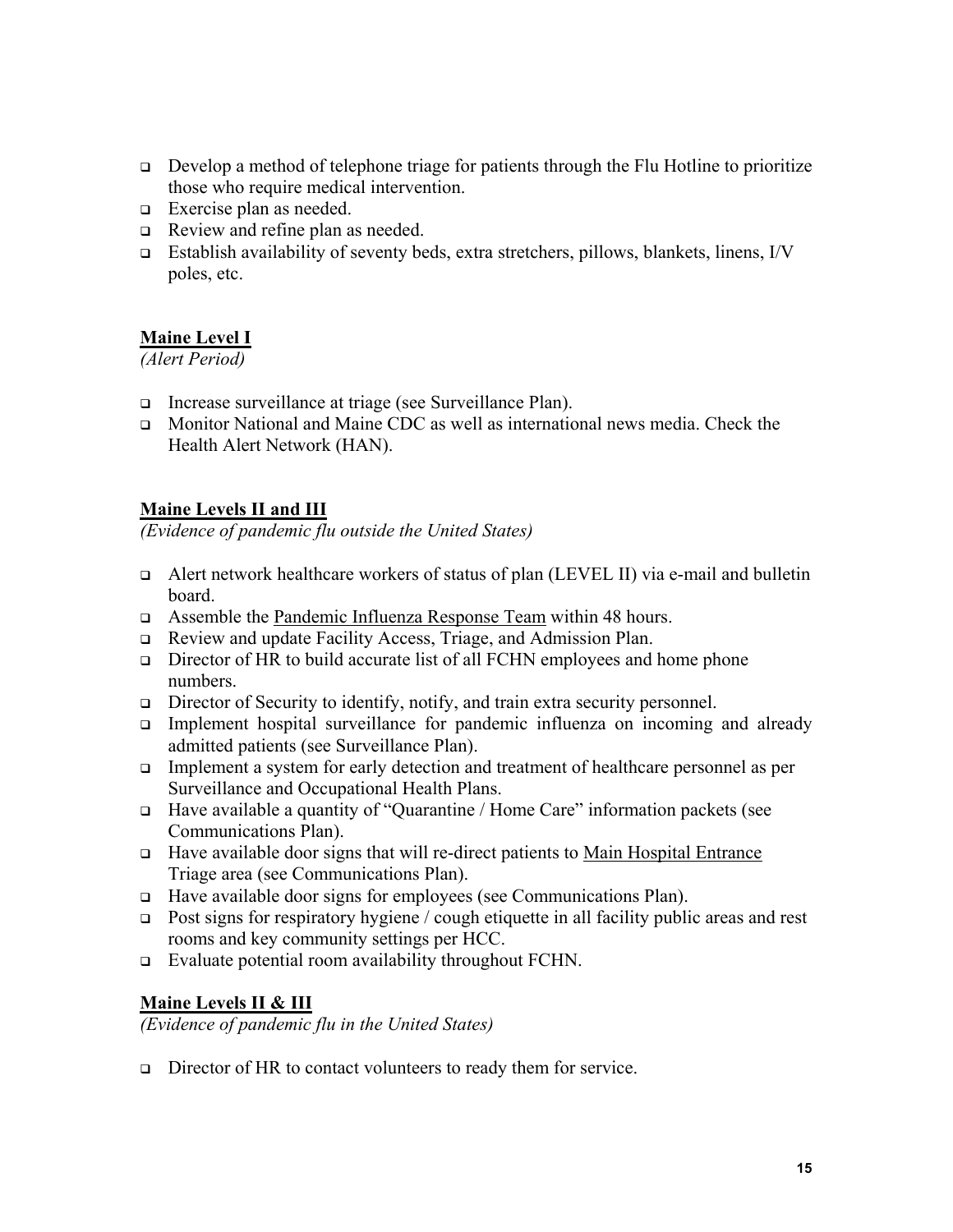- Develop a method of telephone triage for patients through the Flu Hotline to prioritize those who require medical intervention.
- Exercise plan as needed.
- Review and refine plan as needed.
- Establish availability of seventy beds, extra stretchers, pillows, blankets, linens, I/V poles, etc.

**<u>Maine Level I</u>**

*(Alert Period)*

- Increase surveillance at triage (see Surveillance Plan).
- Monitor National and Maine CDC as well as international news media. Check the Health Alert Network (HAN).

**<u>Maine Levels II and III</u>**

*(Evidence of pandemic flu outside the United States)*

- Alert network healthcare workers of status of plan (LEVEL II) via e-mail and bulletin board.
- Assemble the <u>Pandemic Influenza Response Team</u> within 48 hours.
- Review and update Facility Access, Triage, and Admission Plan.
- Director of HR to build accurate list of all FCHN employees and home phone numbers.
- Director of Security to identify, notify, and train extra security personnel.
- Implement hospital surveillance for pandemic influenza on incoming and already admitted patients (see Surveillance Plan).
- Implement a system for early detection and treatment of healthcare personnel as per Surveillance and Occupational Health Plans.
- Have available a quantity of "Quarantine / Home Care" information packets (see Communications Plan).
- Have available door signs that will re-direct patients to <u>Main Hospital Entrance</u> Triage area (see Communications Plan).
- Have available door signs for employees (see Communications Plan).
- Post signs for respiratory hygiene / cough etiquette in all facility public areas and rest rooms and key community settings per HCC.
- Evaluate potential room availability throughout FCHN.

**<u>Maine Levels II & III</u>**

*(Evidence of pandemic flu in the United States)*

- Director of HR to contact volunteers to ready them for service.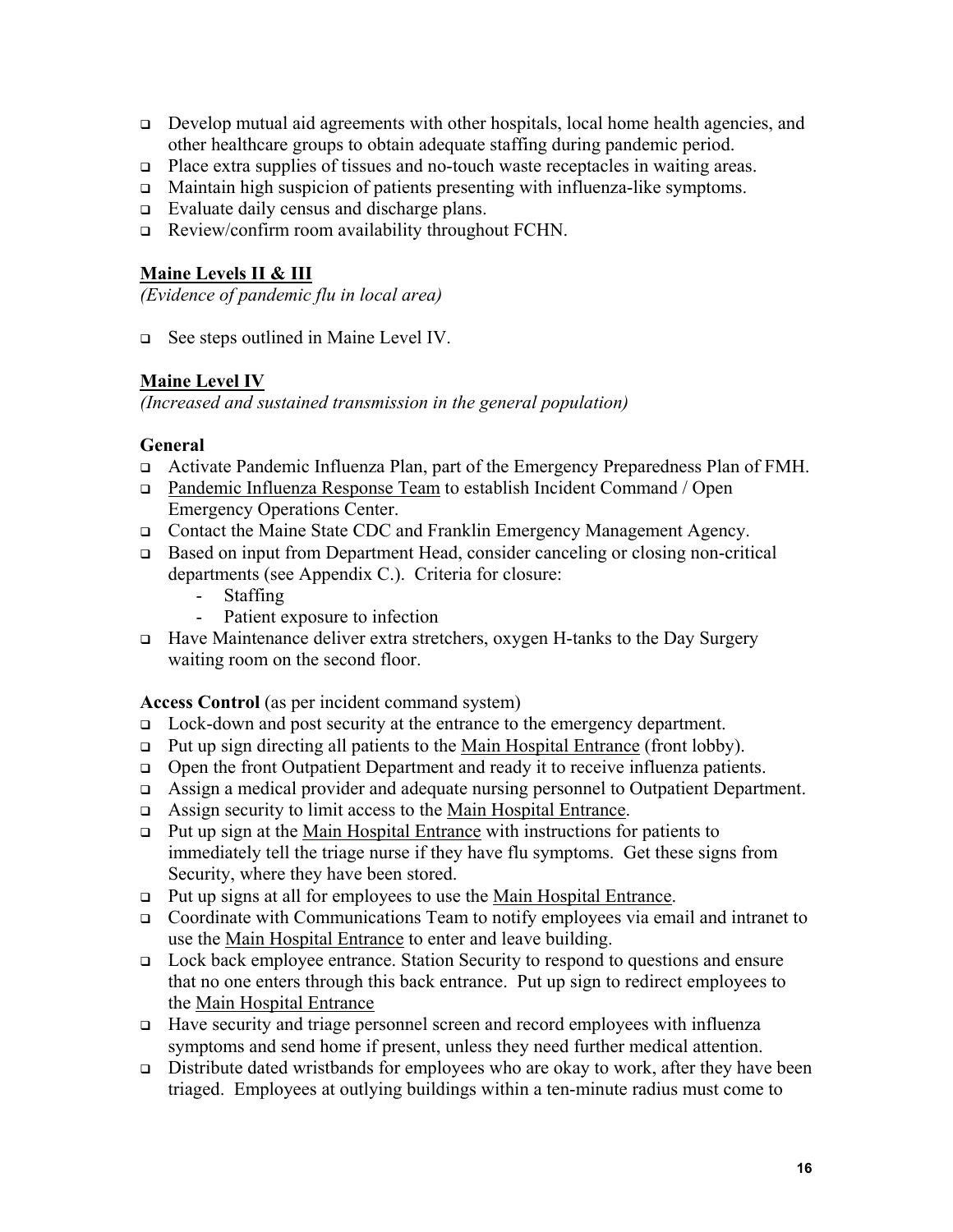- Develop mutual aid agreements with other hospitals, local home health agencies, and other healthcare groups to obtain adequate staffing during pandemic period.
- Place extra supplies of tissues and no-touch waste receptacles in waiting areas.
- Maintain high suspicion of patients presenting with influenza-like symptoms.
- Evaluate daily census and discharge plans.
- Review/confirm room availability throughout FCHN.

**Maine Levels II & III**

*(Evidence of pandemic flu in local area)*

- See steps outlined in Maine Level IV.

**Maine Level IV**

*(Increased and sustained transmission in the general population)*

**General**

- Activate Pandemic Influenza Plan, part of the Emergency Preparedness Plan of FMH.
- Pandemic Influenza Response Team to establish Incident Command / Open Emergency Operations Center.
- Contact the Maine State CDC and Franklin Emergency Management Agency.
- Based on input from Department Head, consider canceling or closing non-critical departments (see Appendix C.). Criteria for closure:
  - Staffing
  - Patient exposure to infection
- Have Maintenance deliver extra stretchers, oxygen H-tanks to the Day Surgery waiting room on the second floor.

**Access Control** (as per incident command system)

- Lock-down and post security at the entrance to the emergency department.
- Put up sign directing all patients to the Main Hospital Entrance (front lobby).
- Open the front Outpatient Department and ready it to receive influenza patients.
- Assign a medical provider and adequate nursing personnel to Outpatient Department.
- Assign security to limit access to the Main Hospital Entrance.
- Put up sign at the Main Hospital Entrance with instructions for patients to immediately tell the triage nurse if they have flu symptoms. Get these signs from Security, where they have been stored.
- Put up signs at all for employees to use the Main Hospital Entrance.
- Coordinate with Communications Team to notify employees via email and intranet to use the Main Hospital Entrance to enter and leave building.
- Lock back employee entrance. Station Security to respond to questions and ensure that no one enters through this back entrance. Put up sign to redirect employees to the Main Hospital Entrance
- Have security and triage personnel screen and record employees with influenza symptoms and send home if present, unless they need further medical attention.
- Distribute dated wristbands for employees who are okay to work, after they have been triaged. Employees at outlying buildings within a ten-minute radius must come to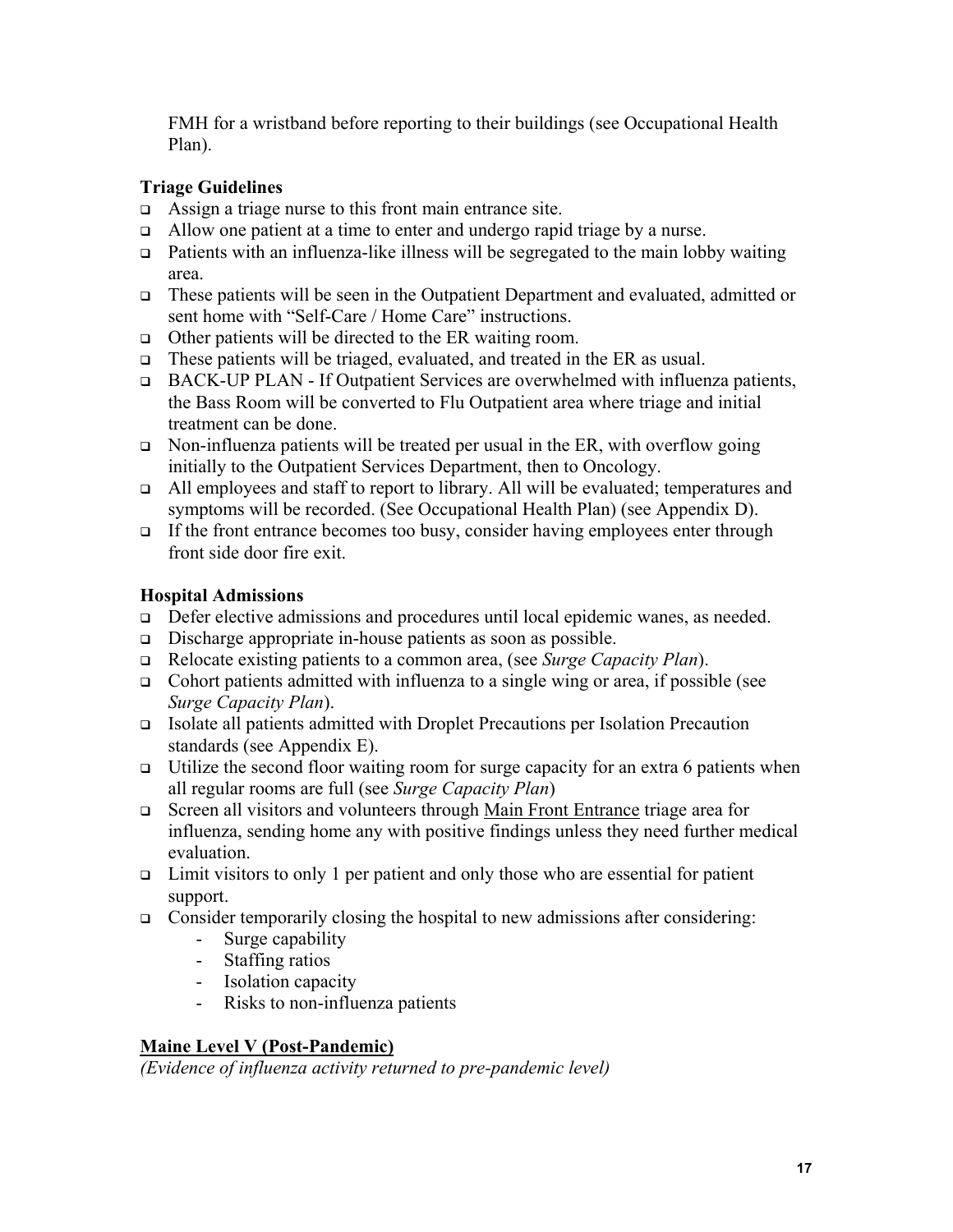FMH for a wristband before reporting to their buildings (see Occupational Health Plan).

**Triage Guidelines**

- Assign a triage nurse to this front main entrance site.
- Allow one patient at a time to enter and undergo rapid triage by a nurse.
- Patients with an influenza-like illness will be segregated to the main lobby waiting area.
- These patients will be seen in the Outpatient Department and evaluated, admitted or sent home with "Self-Care / Home Care" instructions.
- Other patients will be directed to the ER waiting room.
- These patients will be triaged, evaluated, and treated in the ER as usual.
- BACK-UP PLAN - If Outpatient Services are overwhelmed with influenza patients, the Bass Room will be converted to Flu Outpatient area where triage and initial treatment can be done.
- Non-influenza patients will be treated per usual in the ER, with overflow going initially to the Outpatient Services Department, then to Oncology.
- All employees and staff to report to library. All will be evaluated; temperatures and symptoms will be recorded. (See Occupational Health Plan) (see Appendix D).
- If the front entrance becomes too busy, consider having employees enter through front side door fire exit.

**Hospital Admissions**

- Defer elective admissions and procedures until local epidemic wanes, as needed.
- Discharge appropriate in-house patients as soon as possible.
- Relocate existing patients to a common area, (see *Surge Capacity Plan*).
- Cohort patients admitted with influenza to a single wing or area, if possible (see *Surge Capacity Plan*).
- Isolate all patients admitted with Droplet Precautions per Isolation Precaution standards (see Appendix E).
- Utilize the second floor waiting room for surge capacity for an extra 6 patients when all regular rooms are full (see *Surge Capacity Plan*)
- Screen all visitors and volunteers through Main Front Entrance triage area for influenza, sending home any with positive findings unless they need further medical evaluation.
- Limit visitors to only 1 per patient and only those who are essential for patient support.
- Consider temporarily closing the hospital to new admissions after considering:
    - Surge capability
    - Staffing ratios
    - Isolation capacity
    - Risks to non-influenza patients

**Maine Level V (Post-Pandemic)**

*(Evidence of influenza activity returned to pre-pandemic level)*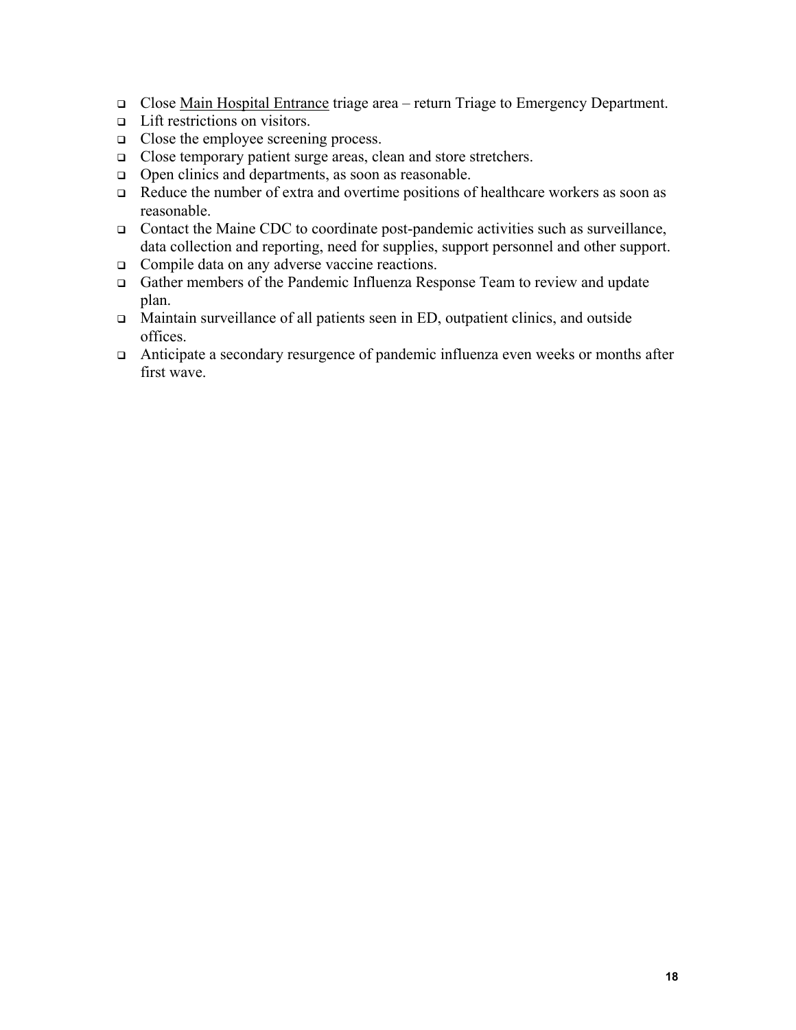- Close <u>Main Hospital Entrance</u> triage area – return Triage to Emergency Department.
- Lift restrictions on visitors.
- Close the employee screening process.
- Close temporary patient surge areas, clean and store stretchers.
- Open clinics and departments, as soon as reasonable.
- Reduce the number of extra and overtime positions of healthcare workers as soon as reasonable.
- Contact the Maine CDC to coordinate post-pandemic activities such as surveillance, data collection and reporting, need for supplies, support personnel and other support.
- Compile data on any adverse vaccine reactions.
- Gather members of the Pandemic Influenza Response Team to review and update plan.
- Maintain surveillance of all patients seen in ED, outpatient clinics, and outside offices.
- Anticipate a secondary resurgence of pandemic influenza even weeks or months after first wave.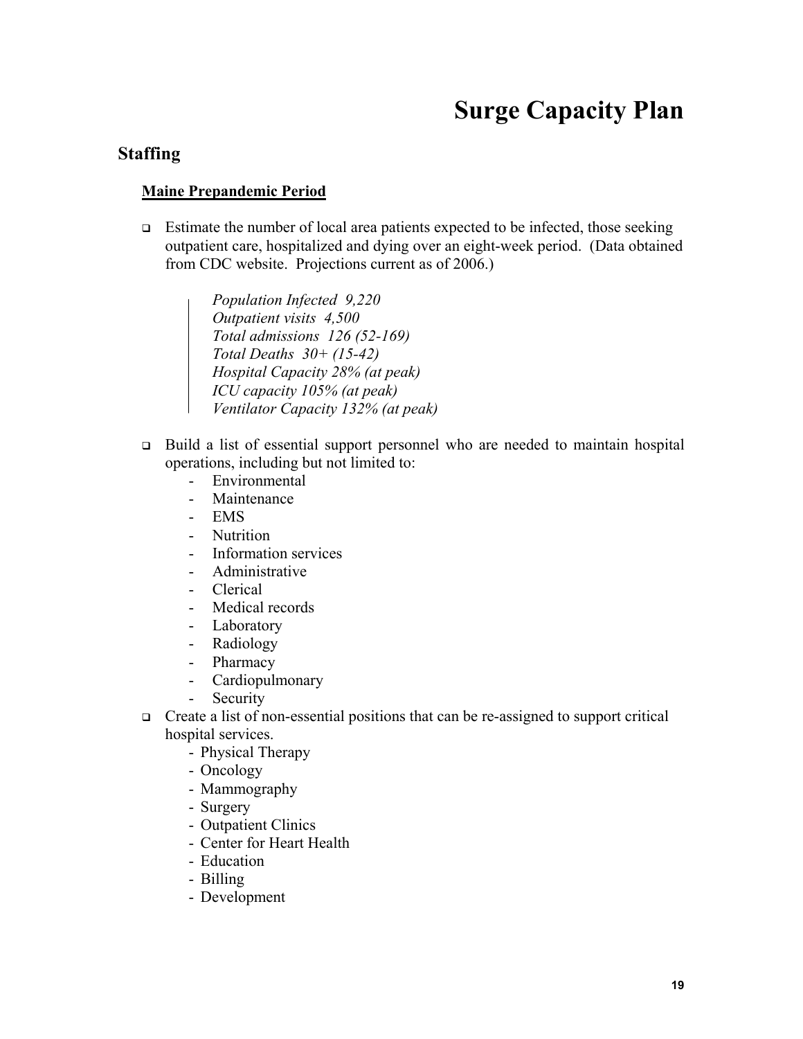# Surge Capacity Plan

## Staffing

### Maine Prepandemic Period

- Estimate the number of local area patients expected to be infected, those seeking outpatient care, hospitalized and dying over an eight-week period. (Data obtained from CDC website. Projections current as of 2006.)

  > *Population Infected 9,220*
  > *Outpatient visits 4,500*
  > *Total admissions 126 (52-169)*
  > *Total Deaths 30+ (15-42)*
  > *Hospital Capacity 28% (at peak)*
  > *ICU capacity 105% (at peak)*
  > *Ventilator Capacity 132% (at peak)*

- Build a list of essential support personnel who are needed to maintain hospital operations, including but not limited to:
  - Environmental
  - Maintenance
  - EMS
  - Nutrition
  - Information services
  - Administrative
  - Clerical
  - Medical records
  - Laboratory
  - Radiology
  - Pharmacy
  - Cardiopulmonary
  - Security
- Create a list of non-essential positions that can be re-assigned to support critical hospital services.
  - Physical Therapy
  - Oncology
  - Mammography
  - Surgery
  - Outpatient Clinics
  - Center for Heart Health
  - Education
  - Billing
  - Development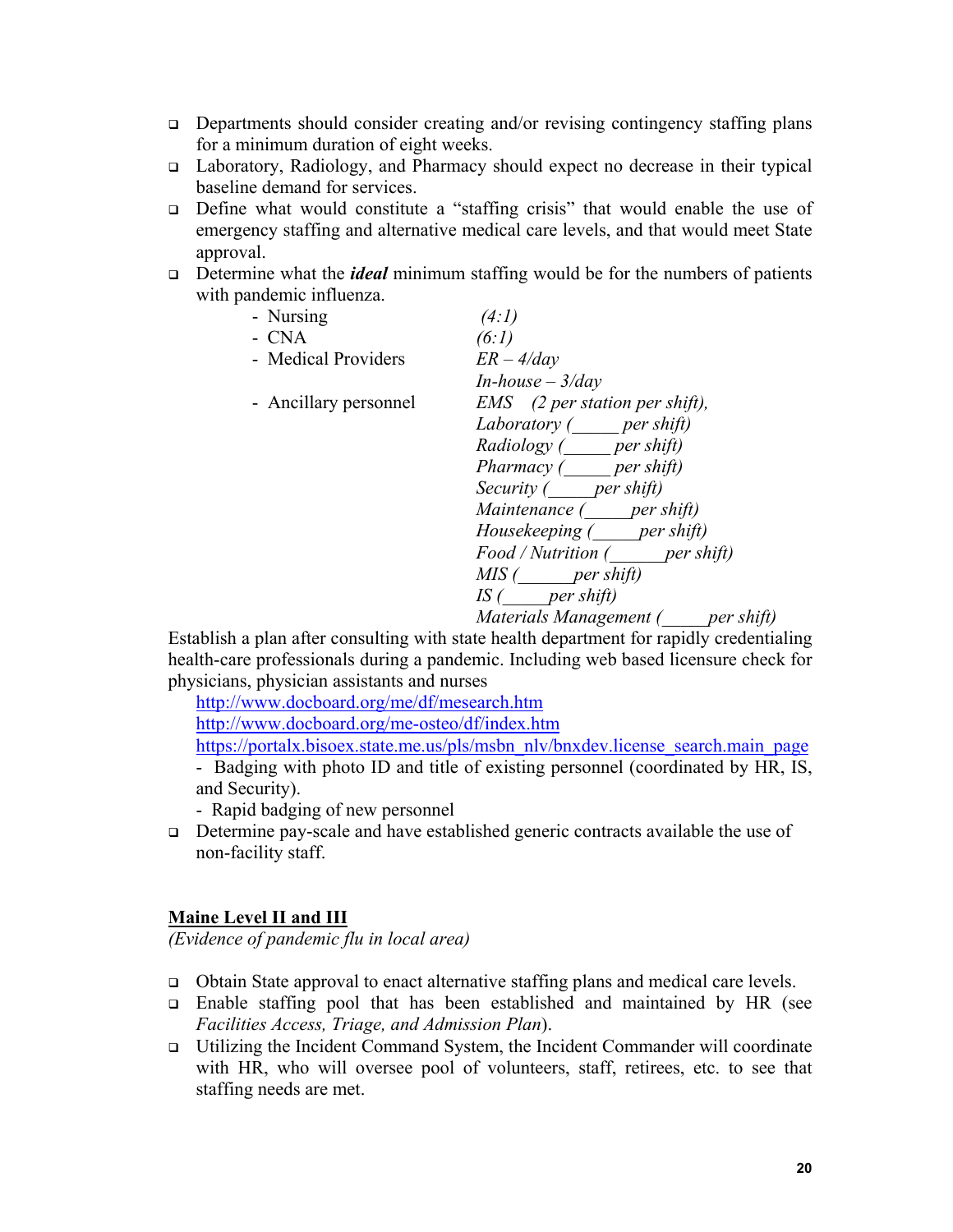- Departments should consider creating and/or revising contingency staffing plans for a minimum duration of eight weeks.
- Laboratory, Radiology, and Pharmacy should expect no decrease in their typical baseline demand for services.
- Define what would constitute a "staffing crisis" that would enable the use of emergency staffing and alternative medical care levels, and that would meet State approval.
- Determine what the ***ideal*** minimum staffing would be for the numbers of patients with pandemic influenza.
  - Nursing *(4:1)*
  - CNA *(6:1)*
  - Medical Providers *ER – 4/day*
    *In-house – 3/day*
  - Ancillary personnel *EMS (2 per station per shift),*
    *Laboratory (_____ per shift)*
    *Radiology (_____ per shift)*
    *Pharmacy (_____ per shift)*
    *Security (_____ per shift)*
    *Maintenance (_____ per shift)*
    *Housekeeping (_____ per shift)*
    *Food / Nutrition (______ per shift)*
    *MIS (______ per shift)*
    *IS (_____ per shift)*
    *Materials Management (_____ per shift)*

Establish a plan after consulting with state health department for rapidly credentialing health-care professionals during a pandemic. Including web based licensure check for physicians, physician assistants and nurses

http://www.docboard.org/me/df/mesearch.htm
http://www.docboard.org/me-osteo/df/index.htm
https://portalx.bisoex.state.me.us/pls/msbn_nlv/bnxdev.license_search.main_page

- Badging with photo ID and title of existing personnel (coordinated by HR, IS, and Security).
- Rapid badging of new personnel

- Determine pay-scale and have established generic contracts available the use of non-facility staff.

## Maine Level II and III

*(Evidence of pandemic flu in local area)*

- Obtain State approval to enact alternative staffing plans and medical care levels.
- Enable staffing pool that has been established and maintained by HR (see *Facilities Access, Triage, and Admission Plan*).
- Utilizing the Incident Command System, the Incident Commander will coordinate with HR, who will oversee pool of volunteers, staff, retirees, etc. to see that staffing needs are met.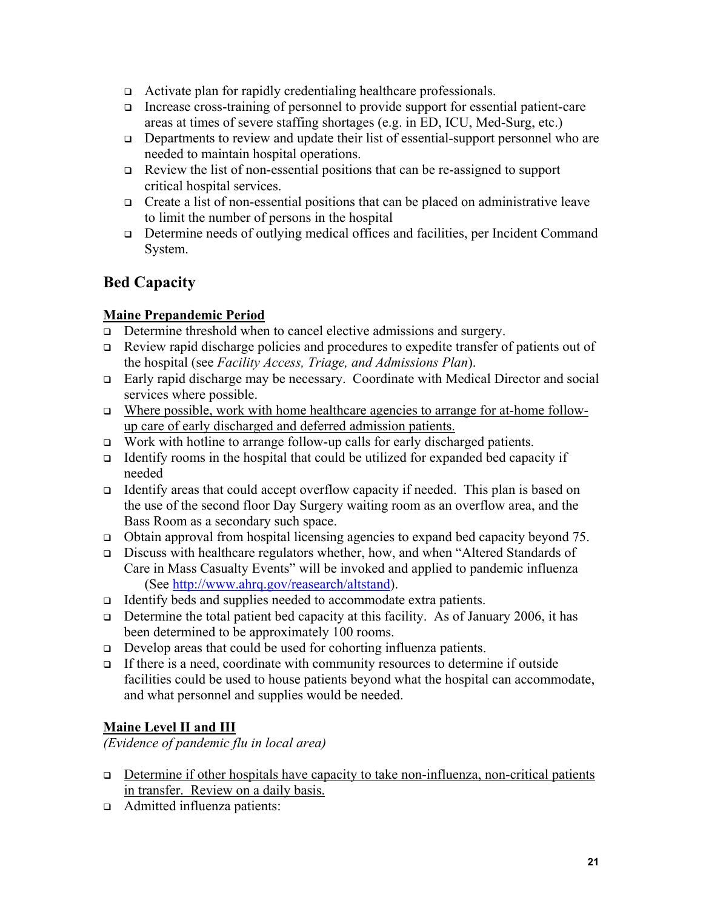- Activate plan for rapidly credentialing healthcare professionals.
- Increase cross-training of personnel to provide support for essential patient-care areas at times of severe staffing shortages (e.g. in ED, ICU, Med-Surg, etc.)
- Departments to review and update their list of essential-support personnel who are needed to maintain hospital operations.
- Review the list of non-essential positions that can be re-assigned to support critical hospital services.
- Create a list of non-essential positions that can be placed on administrative leave to limit the number of persons in the hospital
- Determine needs of outlying medical offices and facilities, per Incident Command System.

## Bed Capacity

**Maine Prepandemic Period**

- Determine threshold when to cancel elective admissions and surgery.
- Review rapid discharge policies and procedures to expedite transfer of patients out of the hospital (see *Facility Access, Triage, and Admissions Plan*).
- Early rapid discharge may be necessary. Coordinate with Medical Director and social services where possible.
- <u>Where possible, work with home healthcare agencies to arrange for at-home follow-up care of early discharged and deferred admission patients.</u>
- Work with hotline to arrange follow-up calls for early discharged patients.
- Identify rooms in the hospital that could be utilized for expanded bed capacity if needed
- Identify areas that could accept overflow capacity if needed. This plan is based on the use of the second floor Day Surgery waiting room as an overflow area, and the Bass Room as a secondary such space.
- Obtain approval from hospital licensing agencies to expand bed capacity beyond 75.
- Discuss with healthcare regulators whether, how, and when "Altered Standards of Care in Mass Casualty Events" will be invoked and applied to pandemic influenza (See http://www.ahrq.gov/reasearch/altstand).
- Identify beds and supplies needed to accommodate extra patients.
- Determine the total patient bed capacity at this facility. As of January 2006, it has been determined to be approximately 100 rooms.
- Develop areas that could be used for cohorting influenza patients.
- If there is a need, coordinate with community resources to determine if outside facilities could be used to house patients beyond what the hospital can accommodate, and what personnel and supplies would be needed.

**Maine Level II and III**

*(Evidence of pandemic flu in local area)*

- <u>Determine if other hospitals have capacity to take non-influenza, non-critical patients in transfer. Review on a daily basis.</u>
- Admitted influenza patients: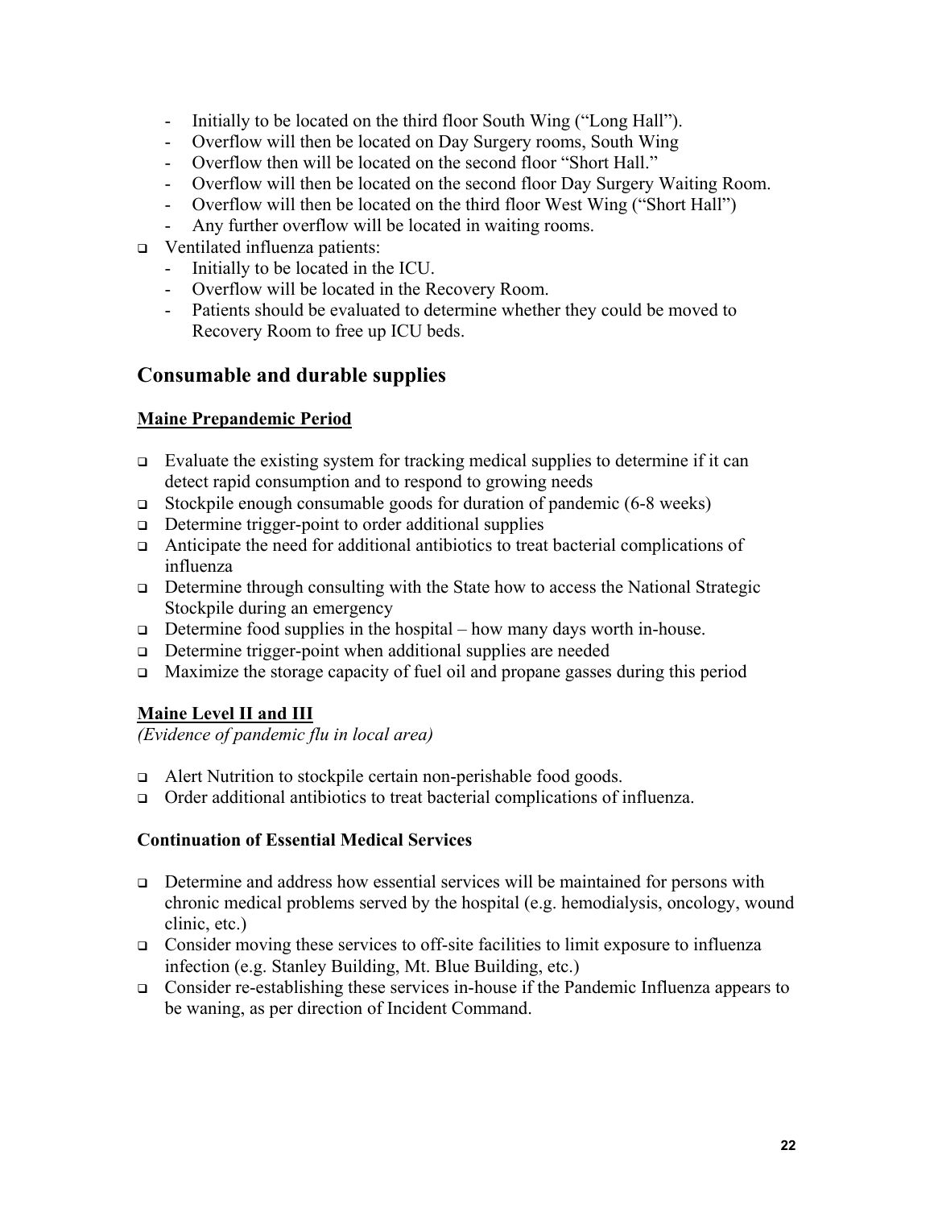- Initially to be located on the third floor South Wing ("Long Hall").
  - Overflow will then be located on Day Surgery rooms, South Wing
  - Overflow then will be located on the second floor "Short Hall."
  - Overflow will then be located on the second floor Day Surgery Waiting Room.
  - Overflow will then be located on the third floor West Wing ("Short Hall")
  - Any further overflow will be located in waiting rooms.
- Ventilated influenza patients:
  - Initially to be located in the ICU.
  - Overflow will be located in the Recovery Room.
  - Patients should be evaluated to determine whether they could be moved to Recovery Room to free up ICU beds.

## Consumable and durable supplies

### Maine Prepandemic Period

- Evaluate the existing system for tracking medical supplies to determine if it can detect rapid consumption and to respond to growing needs
- Stockpile enough consumable goods for duration of pandemic (6-8 weeks)
- Determine trigger-point to order additional supplies
- Anticipate the need for additional antibiotics to treat bacterial complications of influenza
- Determine through consulting with the State how to access the National Strategic Stockpile during an emergency
- Determine food supplies in the hospital – how many days worth in-house.
- Determine trigger-point when additional supplies are needed
- Maximize the storage capacity of fuel oil and propane gasses during this period

### Maine Level II and III

*(Evidence of pandemic flu in local area)*

- Alert Nutrition to stockpile certain non-perishable food goods.
- Order additional antibiotics to treat bacterial complications of influenza.

### Continuation of Essential Medical Services

- Determine and address how essential services will be maintained for persons with chronic medical problems served by the hospital (e.g. hemodialysis, oncology, wound clinic, etc.)
- Consider moving these services to off-site facilities to limit exposure to influenza infection (e.g. Stanley Building, Mt. Blue Building, etc.)
- Consider re-establishing these services in-house if the Pandemic Influenza appears to be waning, as per direction of Incident Command.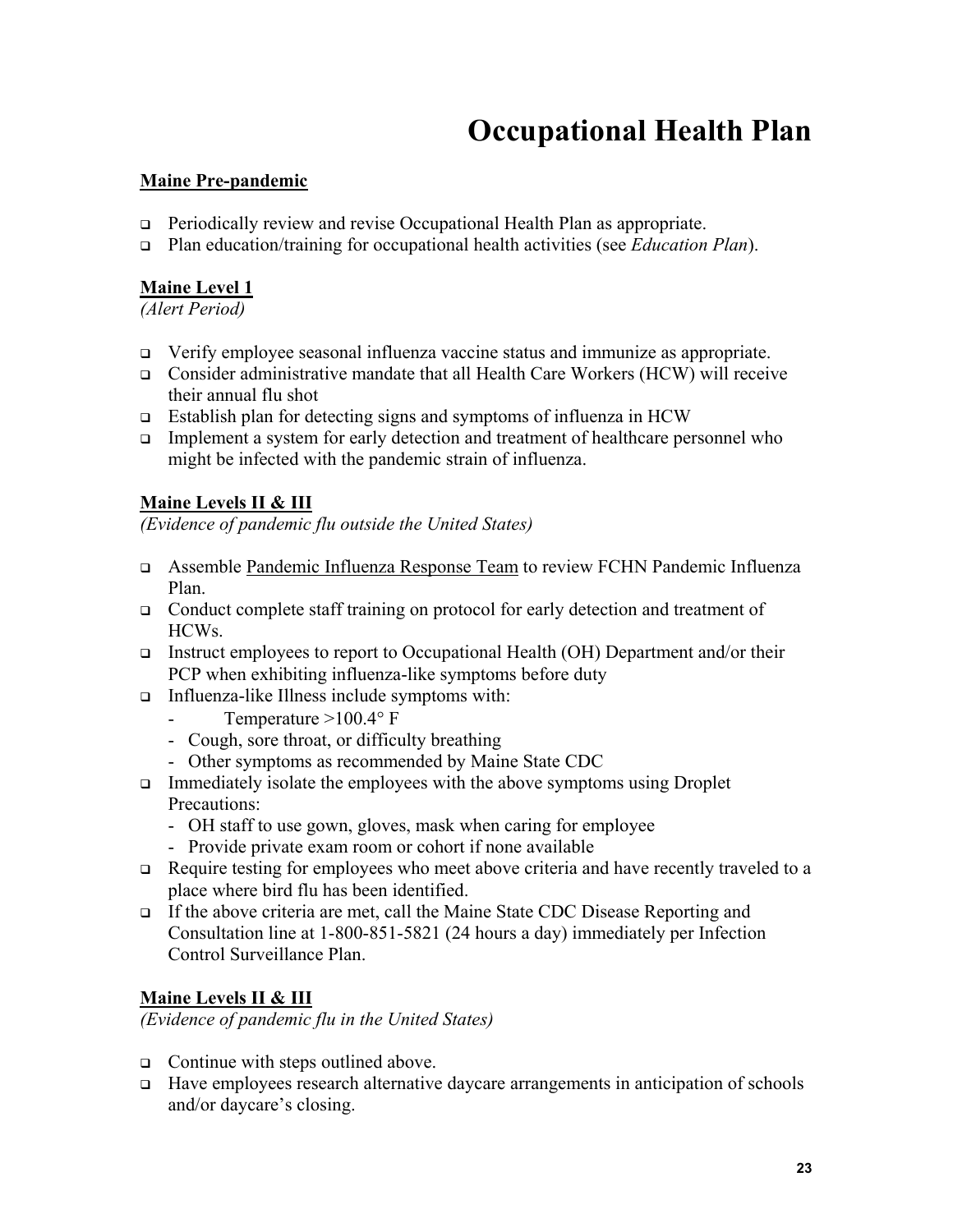# Occupational Health Plan

**Maine Pre-pandemic**

- Periodically review and revise Occupational Health Plan as appropriate.
- Plan education/training for occupational health activities (see *Education Plan*).

**Maine Level 1**
*(Alert Period)*

- Verify employee seasonal influenza vaccine status and immunize as appropriate.
- Consider administrative mandate that all Health Care Workers (HCW) will receive their annual flu shot
- Establish plan for detecting signs and symptoms of influenza in HCW
- Implement a system for early detection and treatment of healthcare personnel who might be infected with the pandemic strain of influenza.

**Maine Levels II & III**
*(Evidence of pandemic flu outside the United States)*

- Assemble Pandemic Influenza Response Team to review FCHN Pandemic Influenza Plan.
- Conduct complete staff training on protocol for early detection and treatment of HCWs.
- Instruct employees to report to Occupational Health (OH) Department and/or their PCP when exhibiting influenza-like symptoms before duty
- Influenza-like Illness include symptoms with:
  - Temperature >100.4° F
  - Cough, sore throat, or difficulty breathing
  - Other symptoms as recommended by Maine State CDC
- Immediately isolate the employees with the above symptoms using Droplet Precautions:
  - OH staff to use gown, gloves, mask when caring for employee
  - Provide private exam room or cohort if none available
- Require testing for employees who meet above criteria and have recently traveled to a place where bird flu has been identified.
- If the above criteria are met, call the Maine State CDC Disease Reporting and Consultation line at 1-800-851-5821 (24 hours a day) immediately per Infection Control Surveillance Plan.

**Maine Levels II & III**
*(Evidence of pandemic flu in the United States)*

- Continue with steps outlined above.
- Have employees research alternative daycare arrangements in anticipation of schools and/or daycare's closing.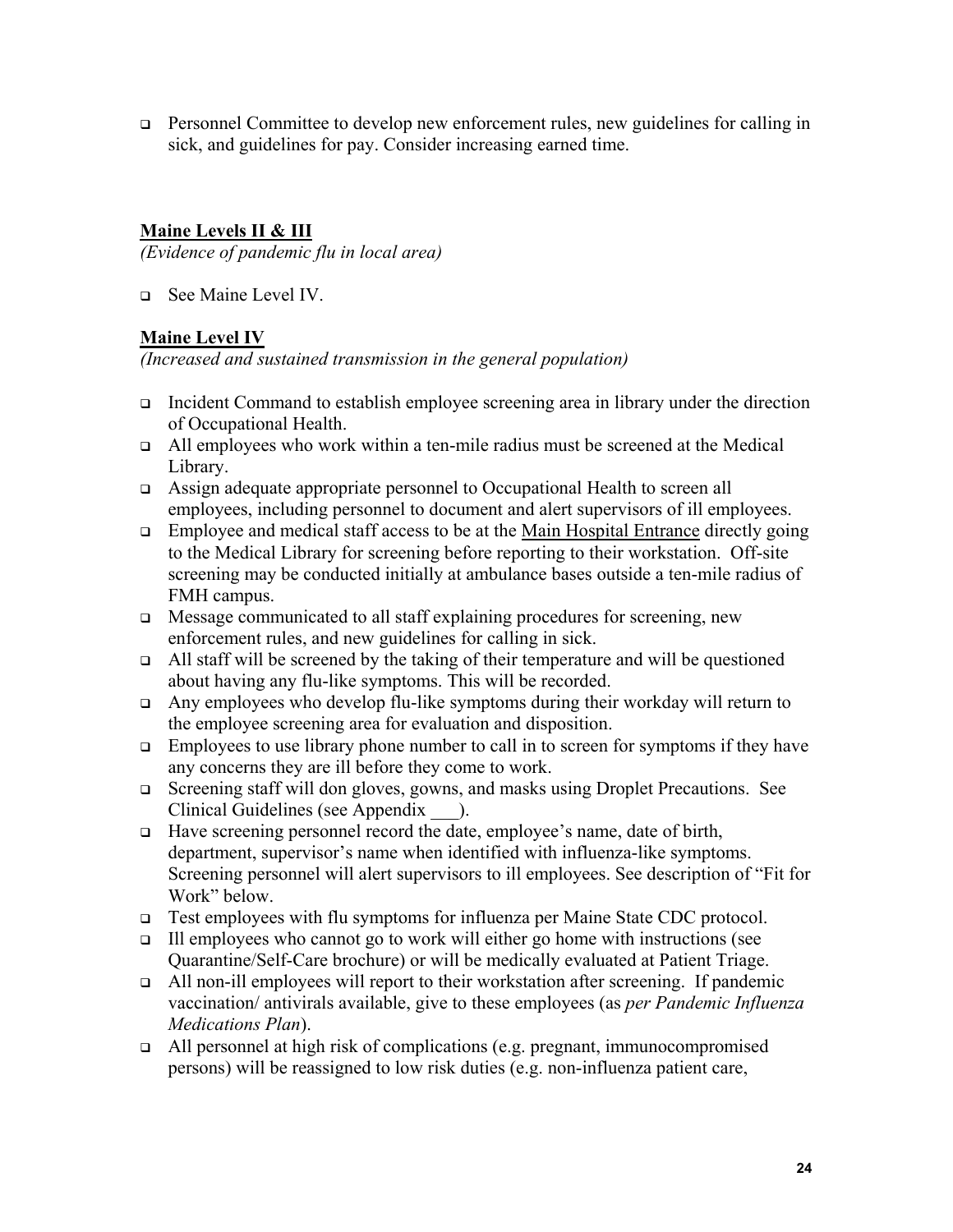- Personnel Committee to develop new enforcement rules, new guidelines for calling in sick, and guidelines for pay. Consider increasing earned time.

**<u>Maine Levels II & III</u>**

*(Evidence of pandemic flu in local area)*

- See Maine Level IV.

**<u>Maine Level IV</u>**

*(Increased and sustained transmission in the general population)*

- Incident Command to establish employee screening area in library under the direction of Occupational Health.
- All employees who work within a ten-mile radius must be screened at the Medical Library.
- Assign adequate appropriate personnel to Occupational Health to screen all employees, including personnel to document and alert supervisors of ill employees.
- Employee and medical staff access to be at the <u>Main Hospital Entrance</u> directly going to the Medical Library for screening before reporting to their workstation. Off-site screening may be conducted initially at ambulance bases outside a ten-mile radius of FMH campus.
- Message communicated to all staff explaining procedures for screening, new enforcement rules, and new guidelines for calling in sick.
- All staff will be screened by the taking of their temperature and will be questioned about having any flu-like symptoms. This will be recorded.
- Any employees who develop flu-like symptoms during their workday will return to the employee screening area for evaluation and disposition.
- Employees to use library phone number to call in to screen for symptoms if they have any concerns they are ill before they come to work.
- Screening staff will don gloves, gowns, and masks using Droplet Precautions. See Clinical Guidelines (see Appendix ___).
- Have screening personnel record the date, employee's name, date of birth, department, supervisor's name when identified with influenza-like symptoms. Screening personnel will alert supervisors to ill employees. See description of "Fit for Work" below.
- Test employees with flu symptoms for influenza per Maine State CDC protocol.
- Ill employees who cannot go to work will either go home with instructions (see Quarantine/Self-Care brochure) or will be medically evaluated at Patient Triage.
- All non-ill employees will report to their workstation after screening. If pandemic vaccination/ antivirals available, give to these employees (as *per Pandemic Influenza Medications Plan*).
- All personnel at high risk of complications (e.g. pregnant, immunocompromised persons) will be reassigned to low risk duties (e.g. non-influenza patient care,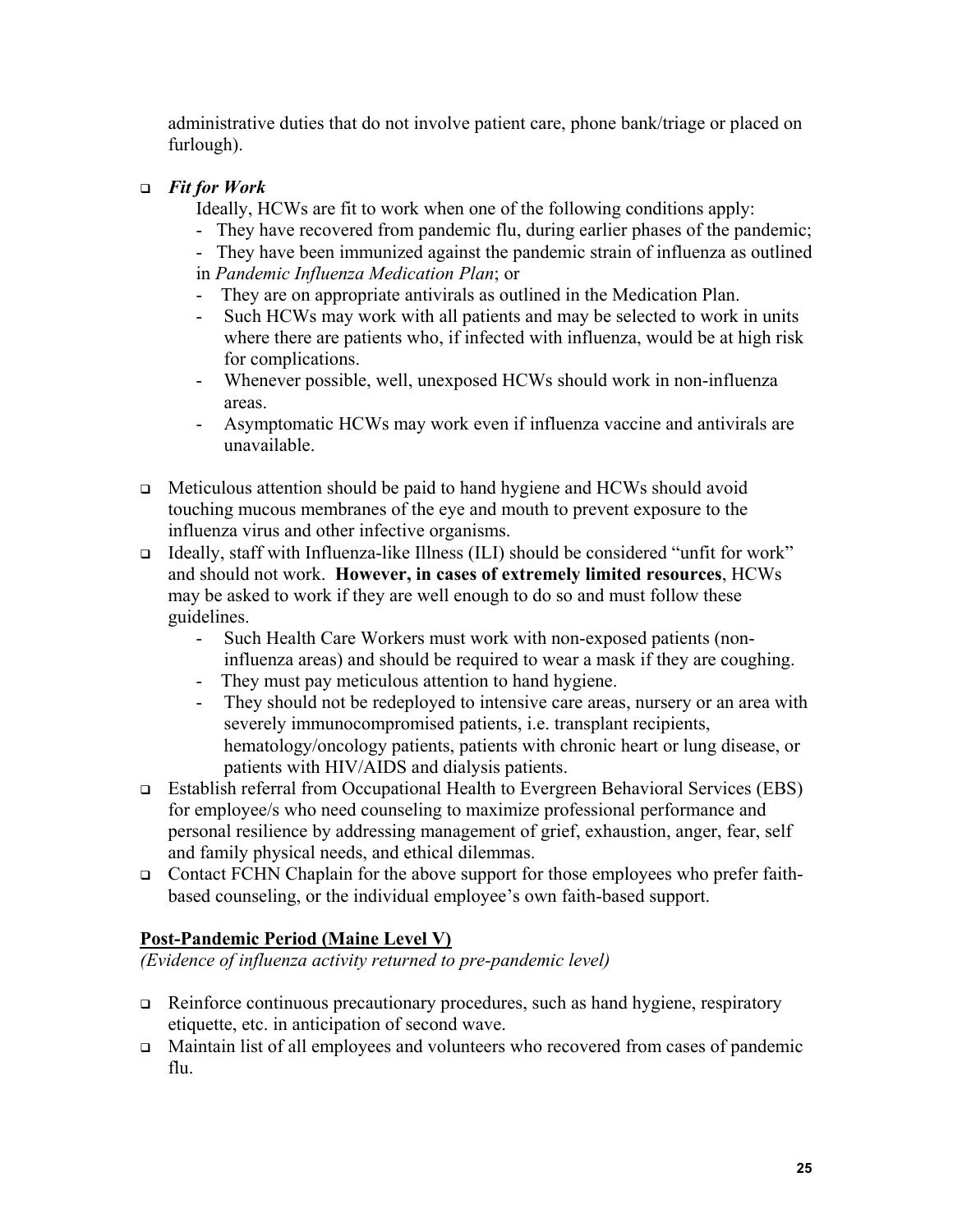administrative duties that do not involve patient care, phone bank/triage or placed on furlough).

- ***Fit for Work***

  Ideally, HCWs are fit to work when one of the following conditions apply:
  - They have recovered from pandemic flu, during earlier phases of the pandemic;
  - They have been immunized against the pandemic strain of influenza as outlined in *Pandemic Influenza Medication Plan*; or
  - They are on appropriate antivirals as outlined in the Medication Plan.
  - Such HCWs may work with all patients and may be selected to work in units where there are patients who, if infected with influenza, would be at high risk for complications.
  - Whenever possible, well, unexposed HCWs should work in non-influenza areas.
  - Asymptomatic HCWs may work even if influenza vaccine and antivirals are unavailable.

- Meticulous attention should be paid to hand hygiene and HCWs should avoid touching mucous membranes of the eye and mouth to prevent exposure to the influenza virus and other infective organisms.
- Ideally, staff with Influenza-like Illness (ILI) should be considered "unfit for work" and should not work. **However, in cases of extremely limited resources**, HCWs may be asked to work if they are well enough to do so and must follow these guidelines.
  - Such Health Care Workers must work with non-exposed patients (non-influenza areas) and should be required to wear a mask if they are coughing.
  - They must pay meticulous attention to hand hygiene.
  - They should not be redeployed to intensive care areas, nursery or an area with severely immunocompromised patients, i.e. transplant recipients, hematology/oncology patients, patients with chronic heart or lung disease, or patients with HIV/AIDS and dialysis patients.
- Establish referral from Occupational Health to Evergreen Behavioral Services (EBS) for employee/s who need counseling to maximize professional performance and personal resilience by addressing management of grief, exhaustion, anger, fear, self and family physical needs, and ethical dilemmas.
- Contact FCHN Chaplain for the above support for those employees who prefer faith-based counseling, or the individual employee's own faith-based support.

## Post-Pandemic Period (Maine Level V)

*(Evidence of influenza activity returned to pre-pandemic level)*

- Reinforce continuous precautionary procedures, such as hand hygiene, respiratory etiquette, etc. in anticipation of second wave.
- Maintain list of all employees and volunteers who recovered from cases of pandemic flu.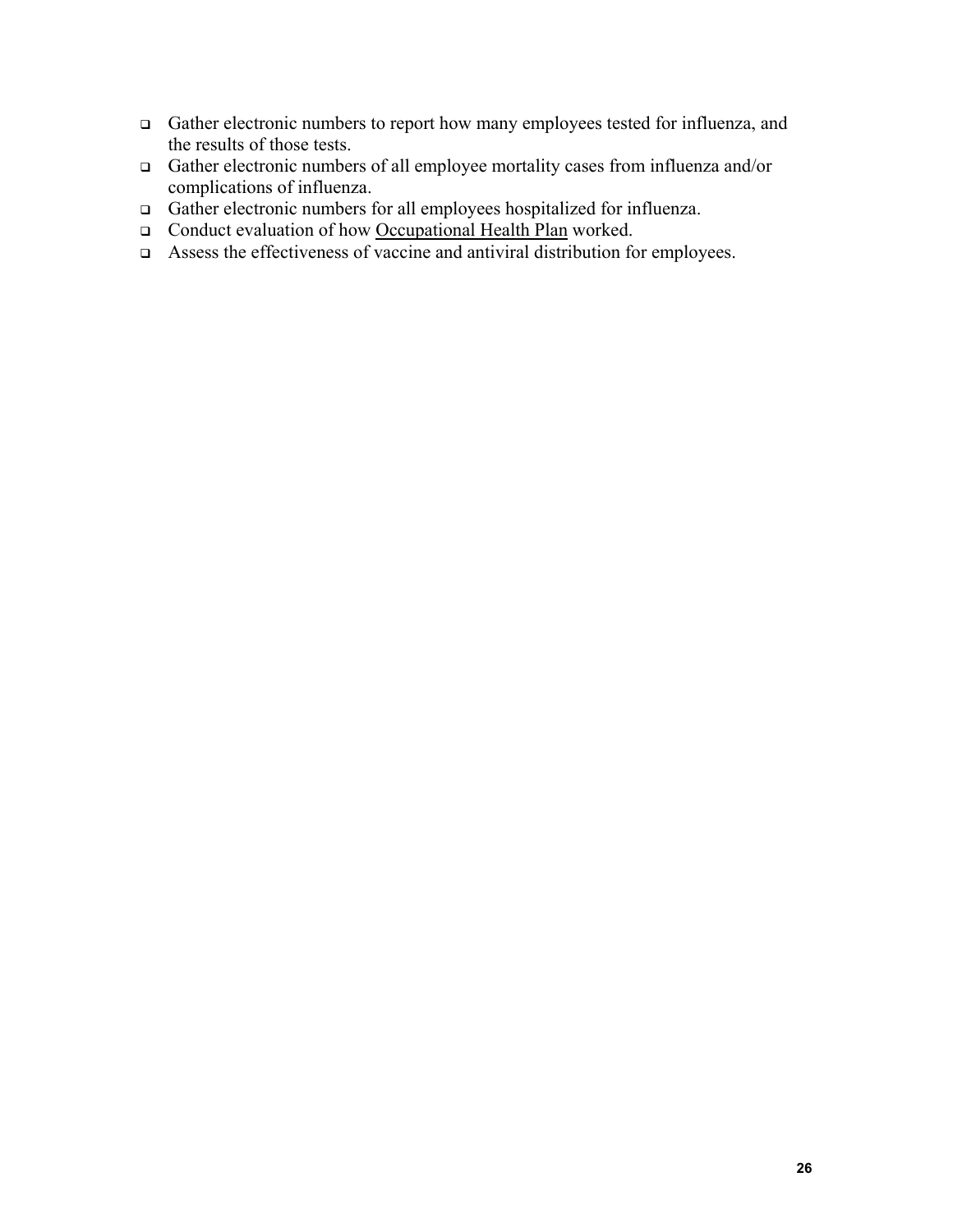- Gather electronic numbers to report how many employees tested for influenza, and the results of those tests.
- Gather electronic numbers of all employee mortality cases from influenza and/or complications of influenza.
- Gather electronic numbers for all employees hospitalized for influenza.
- Conduct evaluation of how Occupational Health Plan worked.
- Assess the effectiveness of vaccine and antiviral distribution for employees.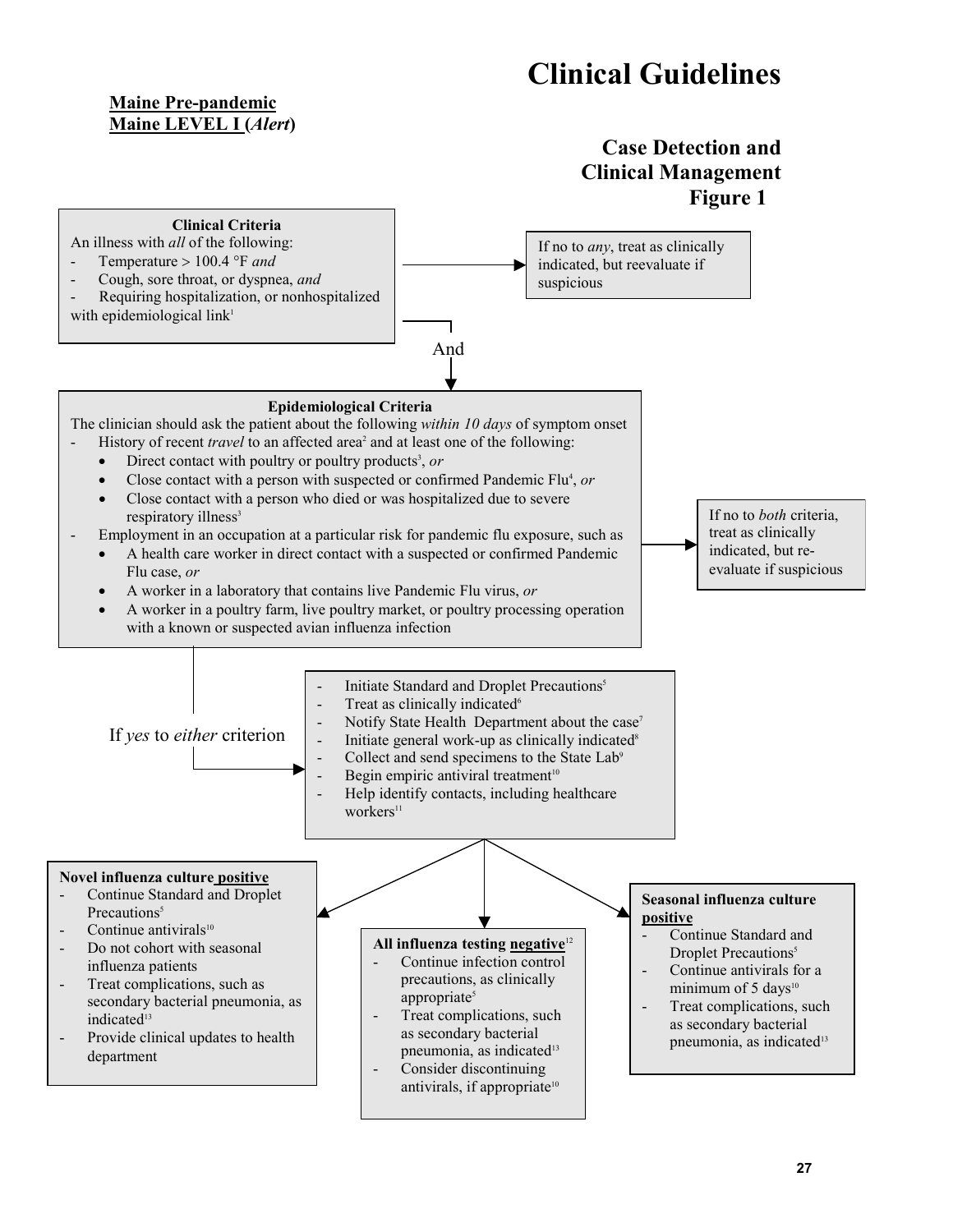# Clinical Guidelines

**Maine Pre-pandemic**
**Maine LEVEL I (*Alert*)**

## Case Detection and Clinical Management
## Figure 1

**Clinical Criteria**

An illness with *all* of the following:

- Temperature > 100.4 °F *and*
- Cough, sore throat, or dyspnea, *and*
- Requiring hospitalization, or nonhospitalized with epidemiological link[1]

If no to *any*, treat as clinically indicated, but reevaluate if suspicious

And

**Epidemiological Criteria**

The clinician should ask the patient about the following *within 10 days* of symptom onset

- History of recent *travel* to an affected area[2] and at least one of the following:
  - Direct contact with poultry or poultry products[3], *or*
  - Close contact with a person with suspected or confirmed Pandemic Flu[4], *or*
  - Close contact with a person who died or was hospitalized due to severe respiratory illness[3]
- Employment in an occupation at a particular risk for pandemic flu exposure, such as
  - A health care worker in direct contact with a suspected or confirmed Pandemic Flu case, *or*
  - A worker in a laboratory that contains live Pandemic Flu virus, *or*
  - A worker in a poultry farm, live poultry market, or poultry processing operation with a known or suspected avian influenza infection

If no to *both* criteria, treat as clinically indicated, but re-evaluate if suspicious

If *yes* to *either* criterion

- Initiate Standard and Droplet Precautions[5]
- Treat as clinically indicated[6]
- Notify State Health Department about the case[7]
- Initiate general work-up as clinically indicated[8]
- Collect and send specimens to the State Lab[9]
- Begin empiric antiviral treatment[10]
- Help identify contacts, including healthcare workers[11]

**Novel influenza culture positive**

- Continue Standard and Droplet Precautions[5]
- Continue antivirals[10]
- Do not cohort with seasonal influenza patients
- Treat complications, such as secondary bacterial pneumonia, as indicated[13]
- Provide clinical updates to health department

**All influenza testing negative**[12]

- Continue infection control precautions, as clinically appropriate[5]
- Treat complications, such as secondary bacterial pneumonia, as indicated[13]
- Consider discontinuing antivirals, if appropriate[10]

**Seasonal influenza culture positive**

- Continue Standard and Droplet Precautions[5]
- Continue antivirals for a minimum of 5 days[10]
- Treat complications, such as secondary bacterial pneumonia, as indicated[13]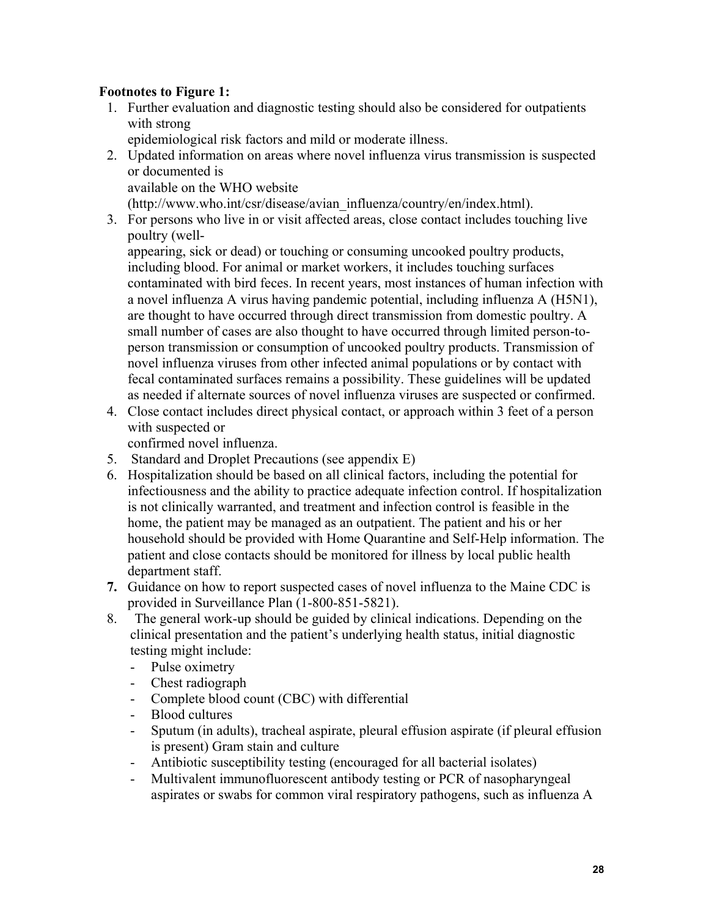**Footnotes to Figure 1:**

1. Further evaluation and diagnostic testing should also be considered for outpatients with strong epidemiological risk factors and mild or moderate illness.
2. Updated information on areas where novel influenza virus transmission is suspected or documented is available on the WHO website (http://www.who.int/csr/disease/avian_influenza/country/en/index.html).
3. For persons who live in or visit affected areas, close contact includes touching live poultry (well-appearing, sick or dead) or touching or consuming uncooked poultry products, including blood. For animal or market workers, it includes touching surfaces contaminated with bird feces. In recent years, most instances of human infection with a novel influenza A virus having pandemic potential, including influenza A (H5N1), are thought to have occurred through direct transmission from domestic poultry. A small number of cases are also thought to have occurred through limited person-to-person transmission or consumption of uncooked poultry products. Transmission of novel influenza viruses from other infected animal populations or by contact with fecal contaminated surfaces remains a possibility. These guidelines will be updated as needed if alternate sources of novel influenza viruses are suspected or confirmed.
4. Close contact includes direct physical contact, or approach within 3 feet of a person with suspected or confirmed novel influenza.
5. Standard and Droplet Precautions (see appendix E)
6. Hospitalization should be based on all clinical factors, including the potential for infectiousness and the ability to practice adequate infection control. If hospitalization is not clinically warranted, and treatment and infection control is feasible in the home, the patient may be managed as an outpatient. The patient and his or her household should be provided with Home Quarantine and Self-Help information. The patient and close contacts should be monitored for illness by local public health department staff.
7. Guidance on how to report suspected cases of novel influenza to the Maine CDC is provided in Surveillance Plan (1-800-851-5821).
8. The general work-up should be guided by clinical indications. Depending on the clinical presentation and the patient's underlying health status, initial diagnostic testing might include:
   - Pulse oximetry
   - Chest radiograph
   - Complete blood count (CBC) with differential
   - Blood cultures
   - Sputum (in adults), tracheal aspirate, pleural effusion aspirate (if pleural effusion is present) Gram stain and culture
   - Antibiotic susceptibility testing (encouraged for all bacterial isolates)
   - Multivalent immunofluorescent antibody testing or PCR of nasopharyngeal aspirates or swabs for common viral respiratory pathogens, such as influenza A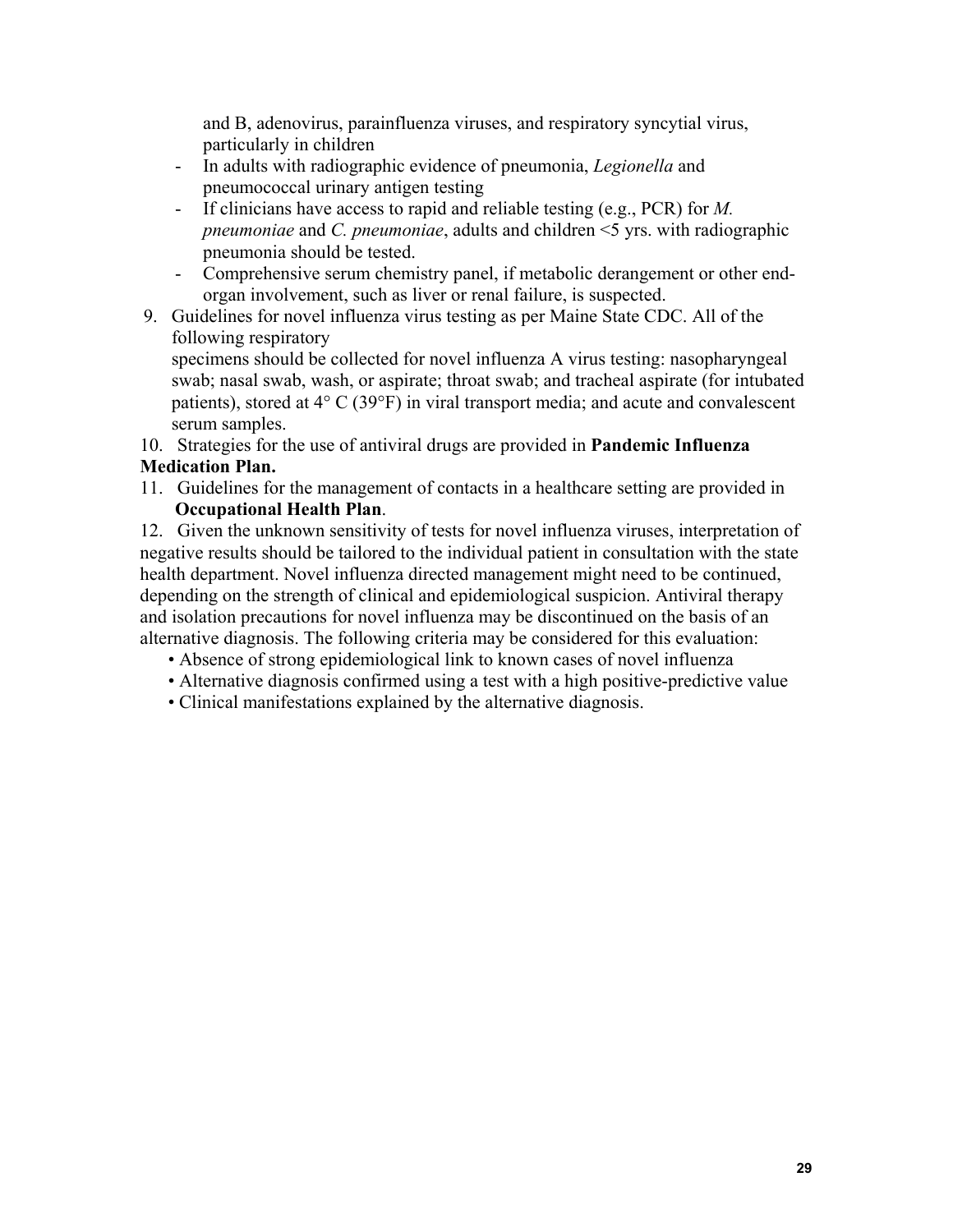and B, adenovirus, parainfluenza viruses, and respiratory syncytial virus, particularly in children

- In adults with radiographic evidence of pneumonia, *Legionella* and pneumococcal urinary antigen testing
- If clinicians have access to rapid and reliable testing (e.g., PCR) for *M. pneumoniae* and *C. pneumoniae*, adults and children <5 yrs. with radiographic pneumonia should be tested.
- Comprehensive serum chemistry panel, if metabolic derangement or other end-organ involvement, such as liver or renal failure, is suspected.

9. Guidelines for novel influenza virus testing as per Maine State CDC. All of the following respiratory specimens should be collected for novel influenza A virus testing: nasopharyngeal swab; nasal swab, wash, or aspirate; throat swab; and tracheal aspirate (for intubated patients), stored at 4° C (39°F) in viral transport media; and acute and convalescent serum samples.

10. Strategies for the use of antiviral drugs are provided in **Pandemic Influenza Medication Plan.**

11. Guidelines for the management of contacts in a healthcare setting are provided in **Occupational Health Plan**.

12. Given the unknown sensitivity of tests for novel influenza viruses, interpretation of negative results should be tailored to the individual patient in consultation with the state health department. Novel influenza directed management might need to be continued, depending on the strength of clinical and epidemiological suspicion. Antiviral therapy and isolation precautions for novel influenza may be discontinued on the basis of an alternative diagnosis. The following criteria may be considered for this evaluation:

- Absence of strong epidemiological link to known cases of novel influenza
- Alternative diagnosis confirmed using a test with a high positive-predictive value
- Clinical manifestations explained by the alternative diagnosis.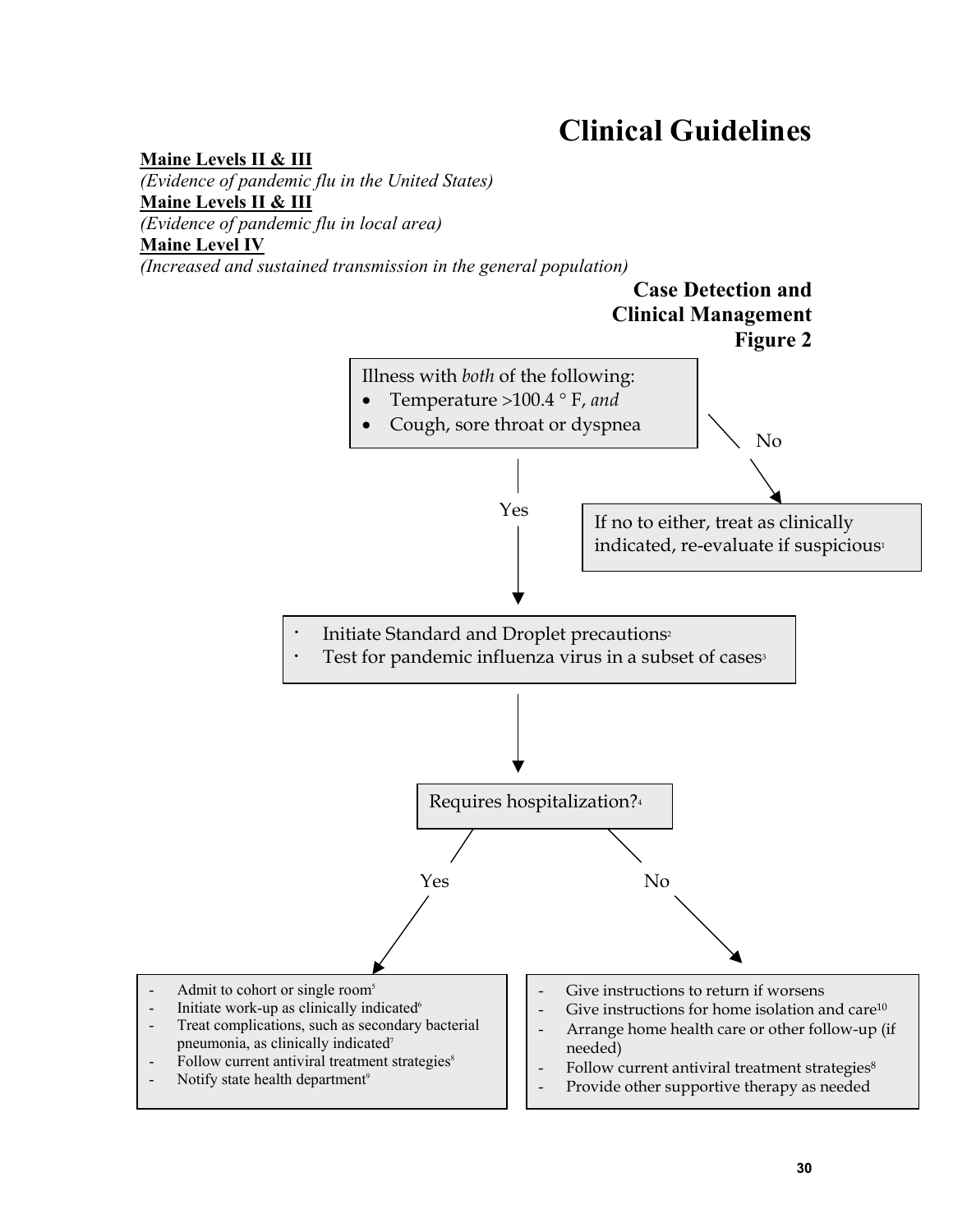# Clinical Guidelines

**Maine Levels II & III**

*(Evidence of pandemic flu in the United States)*

**Maine Levels II & III**

*(Evidence of pandemic flu in local area)*

**Maine Level IV**

*(Increased and sustained transmission in the general population)*

## Case Detection and Clinical Management Figure 2

Illness with *both* of the following:

- Temperature >100.4 ° F, *and*
- Cough, sore throat or dyspnea

No → If no to either, treat as clinically indicated, re-evaluate if suspicious[1]

Yes ↓

- Initiate Standard and Droplet precautions[2]
- Test for pandemic influenza virus in a subset of cases[3]

↓

Requires hospitalization?[4]

Yes →

- Admit to cohort or single room[5]
- Initiate work-up as clinically indicated[6]
- Treat complications, such as secondary bacterial pneumonia, as clinically indicated[7]
- Follow current antiviral treatment strategies[8]
- Notify state health department[9]

No →

- Give instructions to return if worsens
- Give instructions for home isolation and care[10]
- Arrange home health care or other follow-up (if needed)
- Follow current antiviral treatment strategies[8]
- Provide other supportive therapy as needed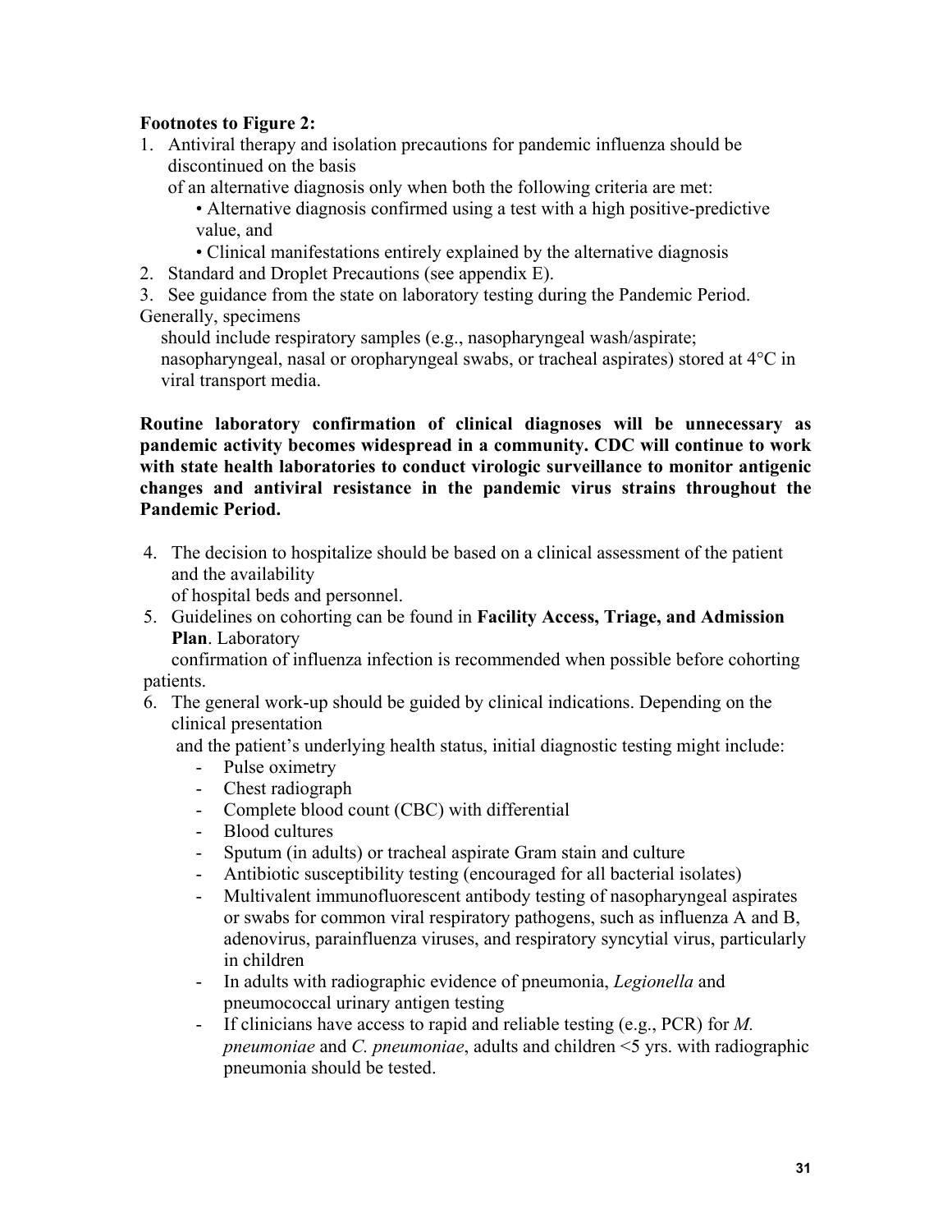**Footnotes to Figure 2:**

1. Antiviral therapy and isolation precautions for pandemic influenza should be discontinued on the basis of an alternative diagnosis only when both the following criteria are met:
    - Alternative diagnosis confirmed using a test with a high positive-predictive value, and
    - Clinical manifestations entirely explained by the alternative diagnosis
2. Standard and Droplet Precautions (see appendix E).
3. See guidance from the state on laboratory testing during the Pandemic Period. Generally, specimens should include respiratory samples (e.g., nasopharyngeal wash/aspirate; nasopharyngeal, nasal or oropharyngeal swabs, or tracheal aspirates) stored at 4°C in viral transport media.

**Routine laboratory confirmation of clinical diagnoses will be unnecessary as pandemic activity becomes widespread in a community. CDC will continue to work with state health laboratories to conduct virologic surveillance to monitor antigenic changes and antiviral resistance in the pandemic virus strains throughout the Pandemic Period.**

4. The decision to hospitalize should be based on a clinical assessment of the patient and the availability of hospital beds and personnel.
5. Guidelines on cohorting can be found in **Facility Access, Triage, and Admission Plan**. Laboratory confirmation of influenza infection is recommended when possible before cohorting patients.
6. The general work-up should be guided by clinical indications. Depending on the clinical presentation and the patient's underlying health status, initial diagnostic testing might include:
    - Pulse oximetry
    - Chest radiograph
    - Complete blood count (CBC) with differential
    - Blood cultures
    - Sputum (in adults) or tracheal aspirate Gram stain and culture
    - Antibiotic susceptibility testing (encouraged for all bacterial isolates)
    - Multivalent immunofluorescent antibody testing of nasopharyngeal aspirates or swabs for common viral respiratory pathogens, such as influenza A and B, adenovirus, parainfluenza viruses, and respiratory syncytial virus, particularly in children
    - In adults with radiographic evidence of pneumonia, *Legionella* and pneumococcal urinary antigen testing
    - If clinicians have access to rapid and reliable testing (e.g., PCR) for *M. pneumoniae* and *C. pneumoniae*, adults and children <5 yrs. with radiographic pneumonia should be tested.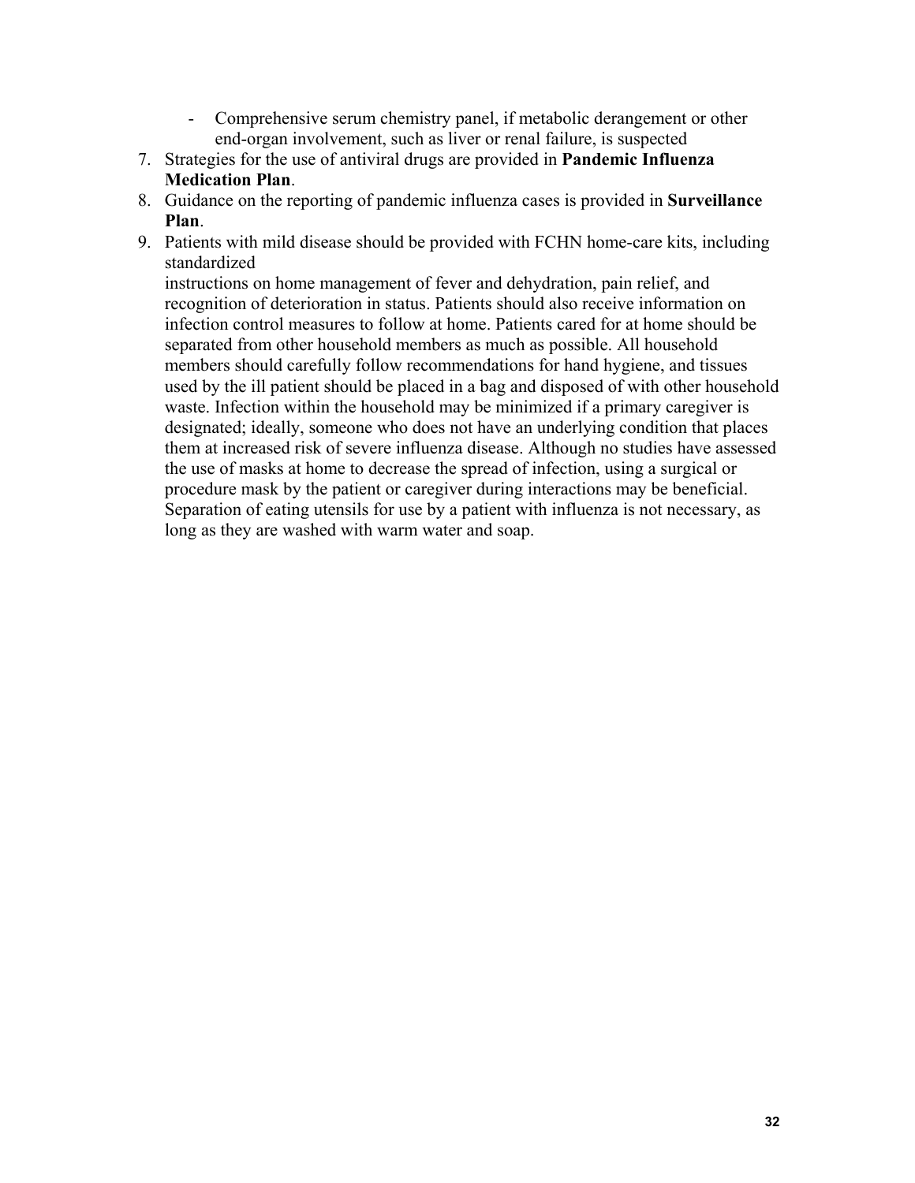- Comprehensive serum chemistry panel, if metabolic derangement or other end-organ involvement, such as liver or renal failure, is suspected

7. Strategies for the use of antiviral drugs are provided in **Pandemic Influenza Medication Plan**.
8. Guidance on the reporting of pandemic influenza cases is provided in **Surveillance Plan**.
9. Patients with mild disease should be provided with FCHN home-care kits, including standardized instructions on home management of fever and dehydration, pain relief, and recognition of deterioration in status. Patients should also receive information on infection control measures to follow at home. Patients cared for at home should be separated from other household members as much as possible. All household members should carefully follow recommendations for hand hygiene, and tissues used by the ill patient should be placed in a bag and disposed of with other household waste. Infection within the household may be minimized if a primary caregiver is designated; ideally, someone who does not have an underlying condition that places them at increased risk of severe influenza disease. Although no studies have assessed the use of masks at home to decrease the spread of infection, using a surgical or procedure mask by the patient or caregiver during interactions may be beneficial. Separation of eating utensils for use by a patient with influenza is not necessary, as long as they are washed with warm water and soap.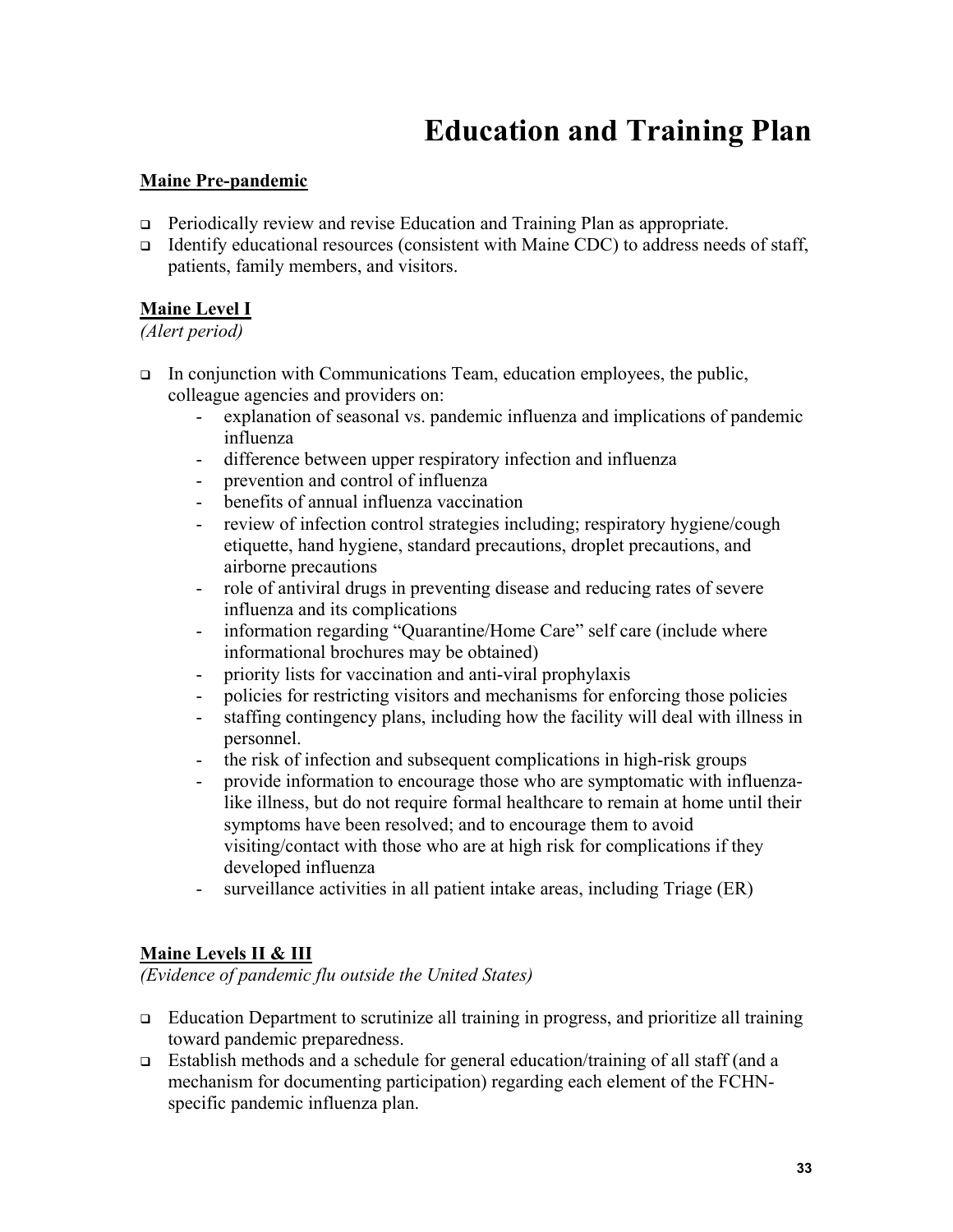# Education and Training Plan

**Maine Pre-pandemic**

- Periodically review and revise Education and Training Plan as appropriate.
- Identify educational resources (consistent with Maine CDC) to address needs of staff, patients, family members, and visitors.

**Maine Level I**

*(Alert period)*

- In conjunction with Communications Team, education employees, the public, colleague agencies and providers on:
  - explanation of seasonal vs. pandemic influenza and implications of pandemic influenza
  - difference between upper respiratory infection and influenza
  - prevention and control of influenza
  - benefits of annual influenza vaccination
  - review of infection control strategies including; respiratory hygiene/cough etiquette, hand hygiene, standard precautions, droplet precautions, and airborne precautions
  - role of antiviral drugs in preventing disease and reducing rates of severe influenza and its complications
  - information regarding "Quarantine/Home Care" self care (include where informational brochures may be obtained)
  - priority lists for vaccination and anti-viral prophylaxis
  - policies for restricting visitors and mechanisms for enforcing those policies
  - staffing contingency plans, including how the facility will deal with illness in personnel.
  - the risk of infection and subsequent complications in high-risk groups
  - provide information to encourage those who are symptomatic with influenza-like illness, but do not require formal healthcare to remain at home until their symptoms have been resolved; and to encourage them to avoid visiting/contact with those who are at high risk for complications if they developed influenza
  - surveillance activities in all patient intake areas, including Triage (ER)

**Maine Levels II & III**

*(Evidence of pandemic flu outside the United States)*

- Education Department to scrutinize all training in progress, and prioritize all training toward pandemic preparedness.
- Establish methods and a schedule for general education/training of all staff (and a mechanism for documenting participation) regarding each element of the FCHN-specific pandemic influenza plan.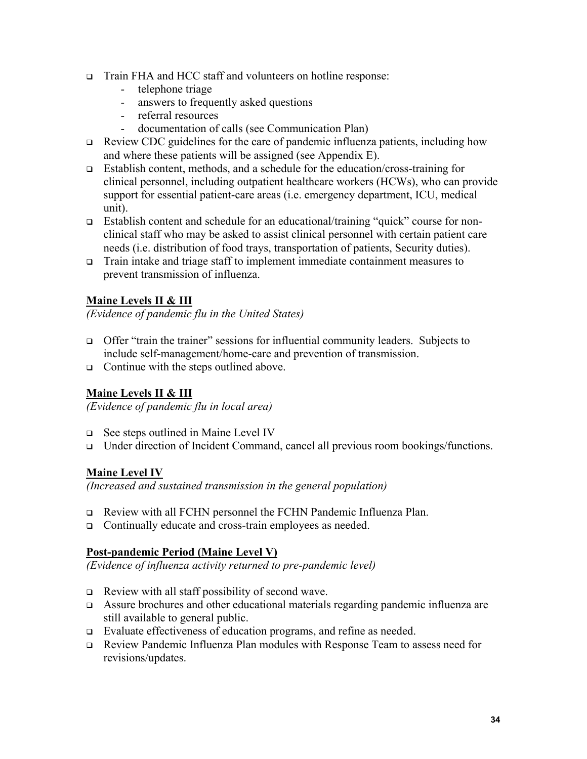- Train FHA and HCC staff and volunteers on hotline response:
  - telephone triage
  - answers to frequently asked questions
  - referral resources
  - documentation of calls (see Communication Plan)
- Review CDC guidelines for the care of pandemic influenza patients, including how and where these patients will be assigned (see Appendix E).
- Establish content, methods, and a schedule for the education/cross-training for clinical personnel, including outpatient healthcare workers (HCWs), who can provide support for essential patient-care areas (i.e. emergency department, ICU, medical unit).
- Establish content and schedule for an educational/training "quick" course for non-clinical staff who may be asked to assist clinical personnel with certain patient care needs (i.e. distribution of food trays, transportation of patients, Security duties).
- Train intake and triage staff to implement immediate containment measures to prevent transmission of influenza.

**Maine Levels II & III**

*(Evidence of pandemic flu in the United States)*

- Offer "train the trainer" sessions for influential community leaders. Subjects to include self-management/home-care and prevention of transmission.
- Continue with the steps outlined above.

**Maine Levels II & III**

*(Evidence of pandemic flu in local area)*

- See steps outlined in Maine Level IV
- Under direction of Incident Command, cancel all previous room bookings/functions.

**Maine Level IV**

*(Increased and sustained transmission in the general population)*

- Review with all FCHN personnel the FCHN Pandemic Influenza Plan.
- Continually educate and cross-train employees as needed.

**Post-pandemic Period (Maine Level V)**

*(Evidence of influenza activity returned to pre-pandemic level)*

- Review with all staff possibility of second wave.
- Assure brochures and other educational materials regarding pandemic influenza are still available to general public.
- Evaluate effectiveness of education programs, and refine as needed.
- Review Pandemic Influenza Plan modules with Response Team to assess need for revisions/updates.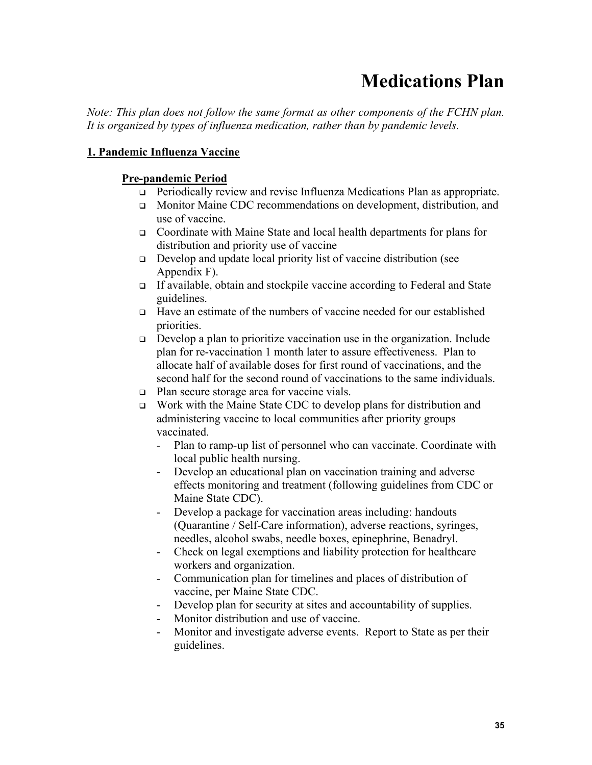# Medications Plan

*Note: This plan does not follow the same format as other components of the FCHN plan. It is organized by types of influenza medication, rather than by pandemic levels.*

## 1. Pandemic Influenza Vaccine

### Pre-pandemic Period

- Periodically review and revise Influenza Medications Plan as appropriate.
- Monitor Maine CDC recommendations on development, distribution, and use of vaccine.
- Coordinate with Maine State and local health departments for plans for distribution and priority use of vaccine
- Develop and update local priority list of vaccine distribution (see Appendix F).
- If available, obtain and stockpile vaccine according to Federal and State guidelines.
- Have an estimate of the numbers of vaccine needed for our established priorities.
- Develop a plan to prioritize vaccination use in the organization. Include plan for re-vaccination 1 month later to assure effectiveness. Plan to allocate half of available doses for first round of vaccinations, and the second half for the second round of vaccinations to the same individuals.
- Plan secure storage area for vaccine vials.
- Work with the Maine State CDC to develop plans for distribution and administering vaccine to local communities after priority groups vaccinated.
  - Plan to ramp-up list of personnel who can vaccinate. Coordinate with local public health nursing.
  - Develop an educational plan on vaccination training and adverse effects monitoring and treatment (following guidelines from CDC or Maine State CDC).
  - Develop a package for vaccination areas including: handouts (Quarantine / Self-Care information), adverse reactions, syringes, needles, alcohol swabs, needle boxes, epinephrine, Benadryl.
  - Check on legal exemptions and liability protection for healthcare workers and organization.
  - Communication plan for timelines and places of distribution of vaccine, per Maine State CDC.
  - Develop plan for security at sites and accountability of supplies.
  - Monitor distribution and use of vaccine.
  - Monitor and investigate adverse events. Report to State as per their guidelines.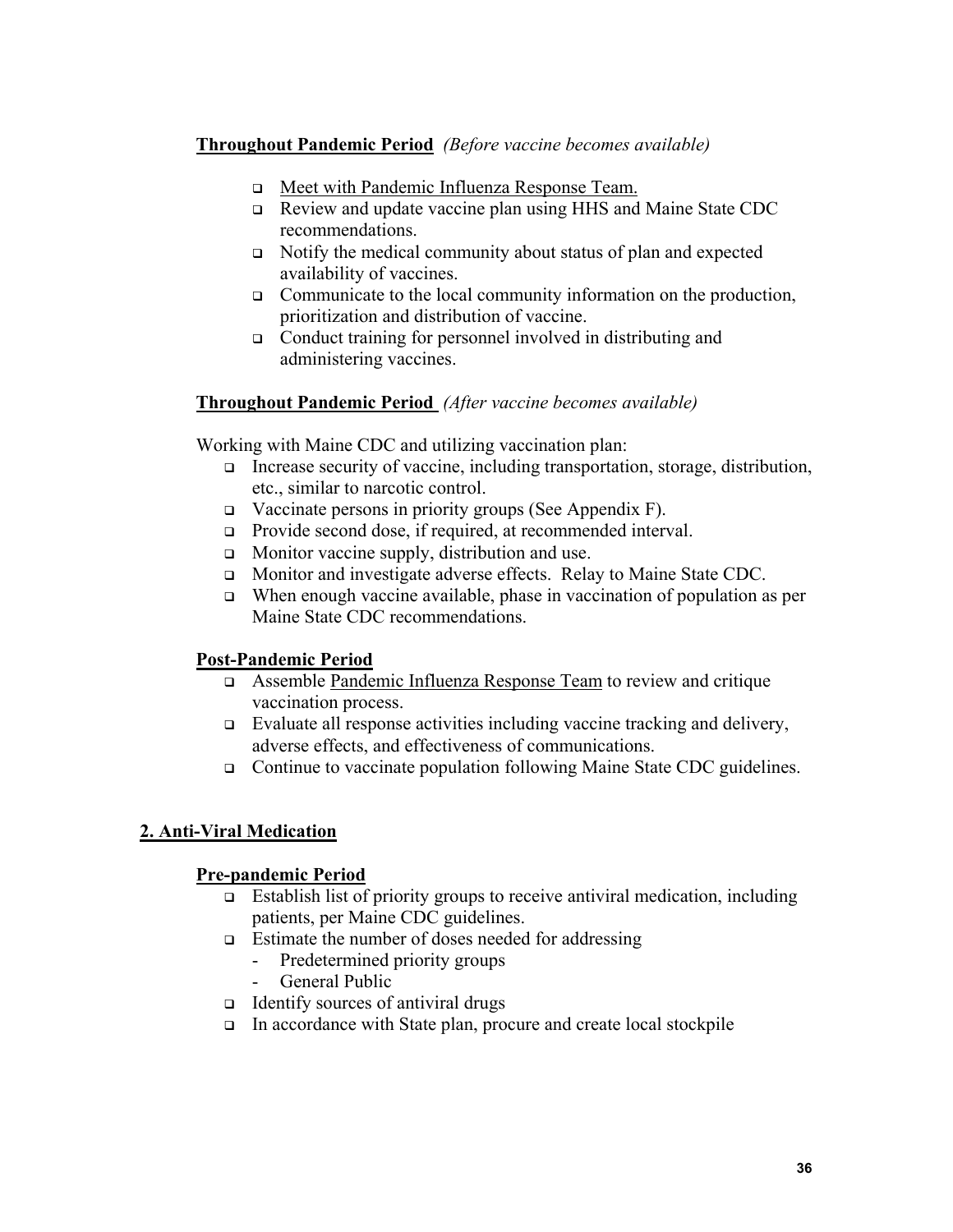**Throughout Pandemic Period** *(Before vaccine becomes available)*

- Meet with Pandemic Influenza Response Team.
- Review and update vaccine plan using HHS and Maine State CDC recommendations.
- Notify the medical community about status of plan and expected availability of vaccines.
- Communicate to the local community information on the production, prioritization and distribution of vaccine.
- Conduct training for personnel involved in distributing and administering vaccines.

**Throughout Pandemic Period** *(After vaccine becomes available)*

Working with Maine CDC and utilizing vaccination plan:

- Increase security of vaccine, including transportation, storage, distribution, etc., similar to narcotic control.
- Vaccinate persons in priority groups (See Appendix F).
- Provide second dose, if required, at recommended interval.
- Monitor vaccine supply, distribution and use.
- Monitor and investigate adverse effects. Relay to Maine State CDC.
- When enough vaccine available, phase in vaccination of population as per Maine State CDC recommendations.

**Post-Pandemic Period**

- Assemble Pandemic Influenza Response Team to review and critique vaccination process.
- Evaluate all response activities including vaccine tracking and delivery, adverse effects, and effectiveness of communications.
- Continue to vaccinate population following Maine State CDC guidelines.

## 2. Anti-Viral Medication

**Pre-pandemic Period**

- Establish list of priority groups to receive antiviral medication, including patients, per Maine CDC guidelines.
- Estimate the number of doses needed for addressing
  - Predetermined priority groups
  - General Public
- Identify sources of antiviral drugs
- In accordance with State plan, procure and create local stockpile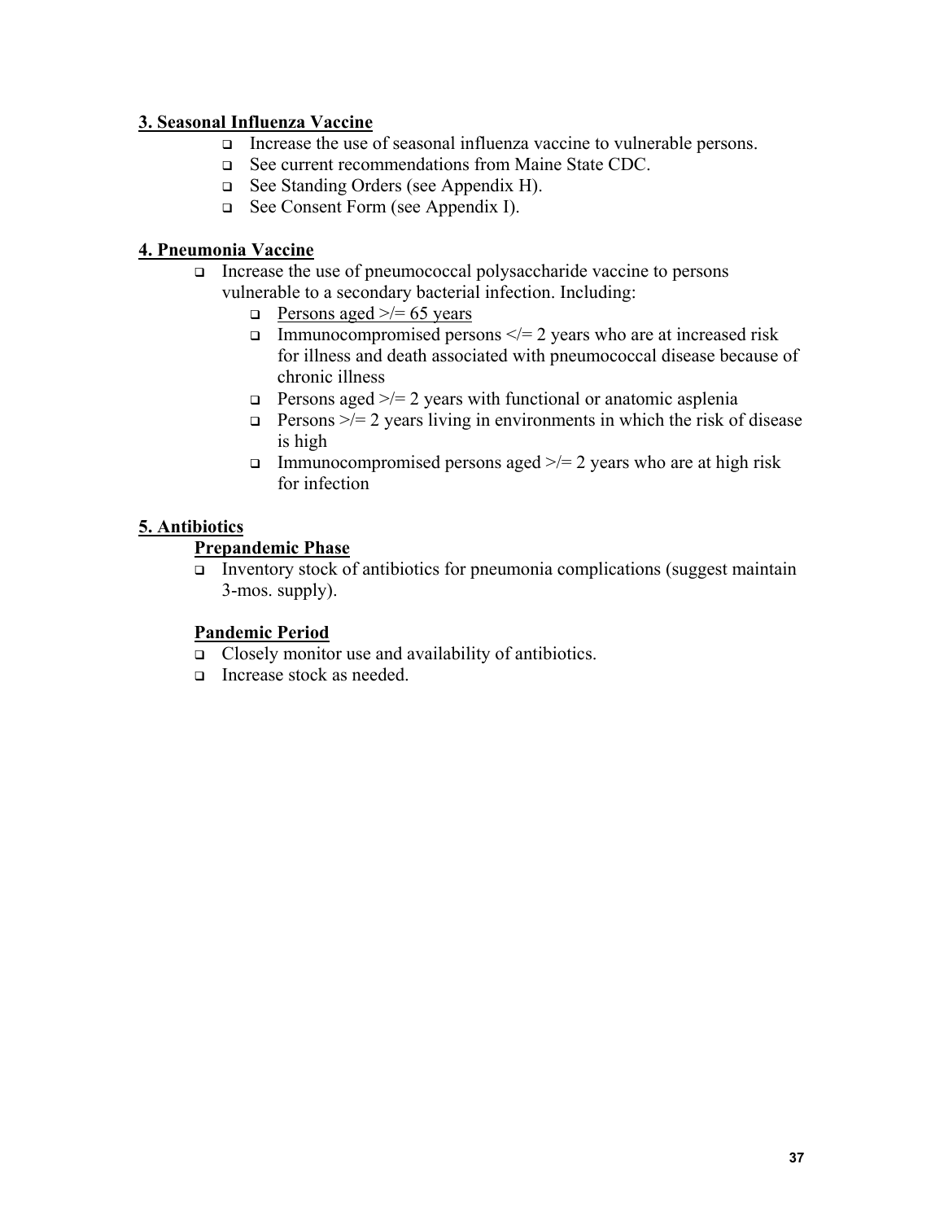**3. Seasonal Influenza Vaccine**

- Increase the use of seasonal influenza vaccine to vulnerable persons.
- See current recommendations from Maine State CDC.
- See Standing Orders (see Appendix H).
- See Consent Form (see Appendix I).

**4. Pneumonia Vaccine**

- Increase the use of pneumococcal polysaccharide vaccine to persons vulnerable to a secondary bacterial infection. Including:
  - Persons aged >/= 65 years
  - Immunocompromised persons </= 2 years who are at increased risk for illness and death associated with pneumococcal disease because of chronic illness
  - Persons aged >/= 2 years with functional or anatomic asplenia
  - Persons >/= 2 years living in environments in which the risk of disease is high
  - Immunocompromised persons aged >/= 2 years who are at high risk for infection

**5. Antibiotics**

**Prepandemic Phase**

- Inventory stock of antibiotics for pneumonia complications (suggest maintain 3-mos. supply).

**Pandemic Period**

- Closely monitor use and availability of antibiotics.
- Increase stock as needed.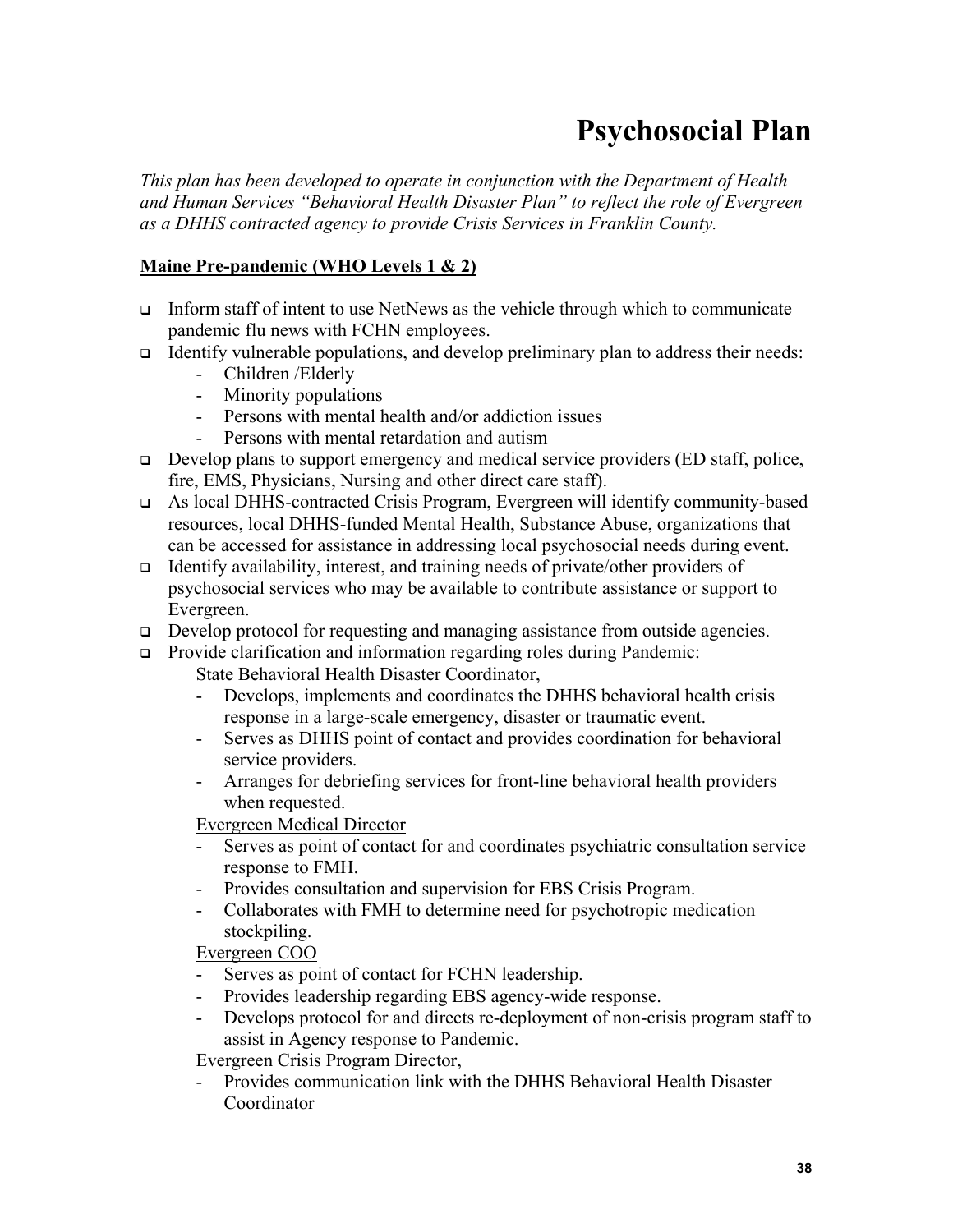# Psychosocial Plan

*This plan has been developed to operate in conjunction with the Department of Health and Human Services "Behavioral Health Disaster Plan" to reflect the role of Evergreen as a DHHS contracted agency to provide Crisis Services in Franklin County.*

**<u>Maine Pre-pandemic (WHO Levels 1 & 2)</u>**

- Inform staff of intent to use NetNews as the vehicle through which to communicate pandemic flu news with FCHN employees.
- Identify vulnerable populations, and develop preliminary plan to address their needs:
  - Children /Elderly
  - Minority populations
  - Persons with mental health and/or addiction issues
  - Persons with mental retardation and autism
- Develop plans to support emergency and medical service providers (ED staff, police, fire, EMS, Physicians, Nursing and other direct care staff).
- As local DHHS-contracted Crisis Program, Evergreen will identify community-based resources, local DHHS-funded Mental Health, Substance Abuse, organizations that can be accessed for assistance in addressing local psychosocial needs during event.
- Identify availability, interest, and training needs of private/other providers of psychosocial services who may be available to contribute assistance or support to Evergreen.
- Develop protocol for requesting and managing assistance from outside agencies.
- Provide clarification and information regarding roles during Pandemic:

  <u>State Behavioral Health Disaster Coordinator</u>,
  - Develops, implements and coordinates the DHHS behavioral health crisis response in a large-scale emergency, disaster or traumatic event.
  - Serves as DHHS point of contact and provides coordination for behavioral service providers.
  - Arranges for debriefing services for front-line behavioral health providers when requested.

  <u>Evergreen Medical Director</u>
  - Serves as point of contact for and coordinates psychiatric consultation service response to FMH.
  - Provides consultation and supervision for EBS Crisis Program.
  - Collaborates with FMH to determine need for psychotropic medication stockpiling.

  <u>Evergreen COO</u>
  - Serves as point of contact for FCHN leadership.
  - Provides leadership regarding EBS agency-wide response.
  - Develops protocol for and directs re-deployment of non-crisis program staff to assist in Agency response to Pandemic.

  <u>Evergreen Crisis Program Director</u>,
  - Provides communication link with the DHHS Behavioral Health Disaster Coordinator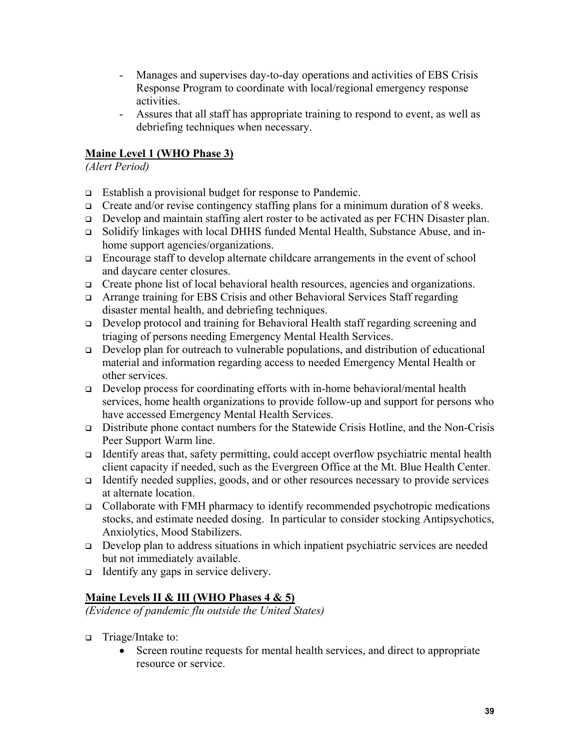- Manages and supervises day-to-day operations and activities of EBS Crisis Response Program to coordinate with local/regional emergency response activities.
- Assures that all staff has appropriate training to respond to event, as well as debriefing techniques when necessary.

**<u>Maine Level 1 (WHO Phase 3)</u>**

*(Alert Period)*

- Establish a provisional budget for response to Pandemic.
- Create and/or revise contingency staffing plans for a minimum duration of 8 weeks.
- Develop and maintain staffing alert roster to be activated as per FCHN Disaster plan.
- Solidify linkages with local DHHS funded Mental Health, Substance Abuse, and in-home support agencies/organizations.
- Encourage staff to develop alternate childcare arrangements in the event of school and daycare center closures.
- Create phone list of local behavioral health resources, agencies and organizations.
- Arrange training for EBS Crisis and other Behavioral Services Staff regarding disaster mental health, and debriefing techniques.
- Develop protocol and training for Behavioral Health staff regarding screening and triaging of persons needing Emergency Mental Health Services.
- Develop plan for outreach to vulnerable populations, and distribution of educational material and information regarding access to needed Emergency Mental Health or other services.
- Develop process for coordinating efforts with in-home behavioral/mental health services, home health organizations to provide follow-up and support for persons who have accessed Emergency Mental Health Services.
- Distribute phone contact numbers for the Statewide Crisis Hotline, and the Non-Crisis Peer Support Warm line.
- Identify areas that, safety permitting, could accept overflow psychiatric mental health client capacity if needed, such as the Evergreen Office at the Mt. Blue Health Center.
- Identify needed supplies, goods, and or other resources necessary to provide services at alternate location.
- Collaborate with FMH pharmacy to identify recommended psychotropic medications stocks, and estimate needed dosing. In particular to consider stocking Antipsychotics, Anxiolytics, Mood Stabilizers.
- Develop plan to address situations in which inpatient psychiatric services are needed but not immediately available.
- Identify any gaps in service delivery.

**<u>Maine Levels II & III (WHO Phases 4 & 5)</u>**

*(Evidence of pandemic flu outside the United States)*

- Triage/Intake to:
    - Screen routine requests for mental health services, and direct to appropriate resource or service.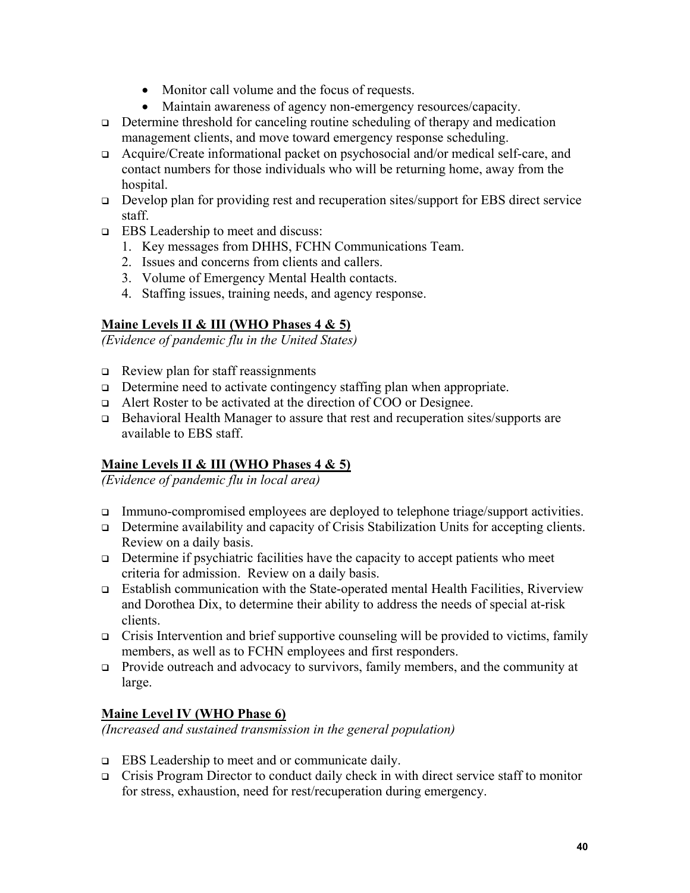- Monitor call volume and the focus of requests.
   - Maintain awareness of agency non-emergency resources/capacity.
- Determine threshold for canceling routine scheduling of therapy and medication management clients, and move toward emergency response scheduling.
- Acquire/Create informational packet on psychosocial and/or medical self-care, and contact numbers for those individuals who will be returning home, away from the hospital.
- Develop plan for providing rest and recuperation sites/support for EBS direct service staff.
- EBS Leadership to meet and discuss:
   1. Key messages from DHHS, FCHN Communications Team.
   2. Issues and concerns from clients and callers.
   3. Volume of Emergency Mental Health contacts.
   4. Staffing issues, training needs, and agency response.

**Maine Levels II & III (WHO Phases 4 & 5)**

*(Evidence of pandemic flu in the United States)*

- Review plan for staff reassignments
- Determine need to activate contingency staffing plan when appropriate.
- Alert Roster to be activated at the direction of COO or Designee.
- Behavioral Health Manager to assure that rest and recuperation sites/supports are available to EBS staff.

**Maine Levels II & III (WHO Phases 4 & 5)**

*(Evidence of pandemic flu in local area)*

- Immuno-compromised employees are deployed to telephone triage/support activities.
- Determine availability and capacity of Crisis Stabilization Units for accepting clients. Review on a daily basis.
- Determine if psychiatric facilities have the capacity to accept patients who meet criteria for admission. Review on a daily basis.
- Establish communication with the State-operated mental Health Facilities, Riverview and Dorothea Dix, to determine their ability to address the needs of special at-risk clients.
- Crisis Intervention and brief supportive counseling will be provided to victims, family members, as well as to FCHN employees and first responders.
- Provide outreach and advocacy to survivors, family members, and the community at large.

**Maine Level IV (WHO Phase 6)**

*(Increased and sustained transmission in the general population)*

- EBS Leadership to meet and or communicate daily.
- Crisis Program Director to conduct daily check in with direct service staff to monitor for stress, exhaustion, need for rest/recuperation during emergency.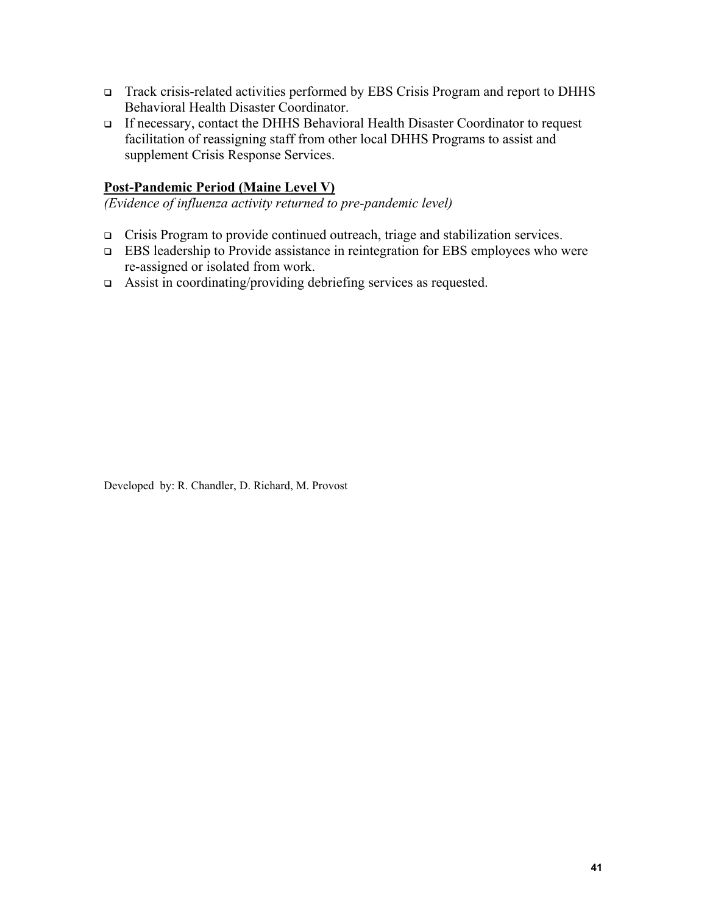- Track crisis-related activities performed by EBS Crisis Program and report to DHHS Behavioral Health Disaster Coordinator.
- If necessary, contact the DHHS Behavioral Health Disaster Coordinator to request facilitation of reassigning staff from other local DHHS Programs to assist and supplement Crisis Response Services.

**Post-Pandemic Period (Maine Level V)**

*(Evidence of influenza activity returned to pre-pandemic level)*

- Crisis Program to provide continued outreach, triage and stabilization services.
- EBS leadership to Provide assistance in reintegration for EBS employees who were re-assigned or isolated from work.
- Assist in coordinating/providing debriefing services as requested.

Developed by: R. Chandler, D. Richard, M. Provost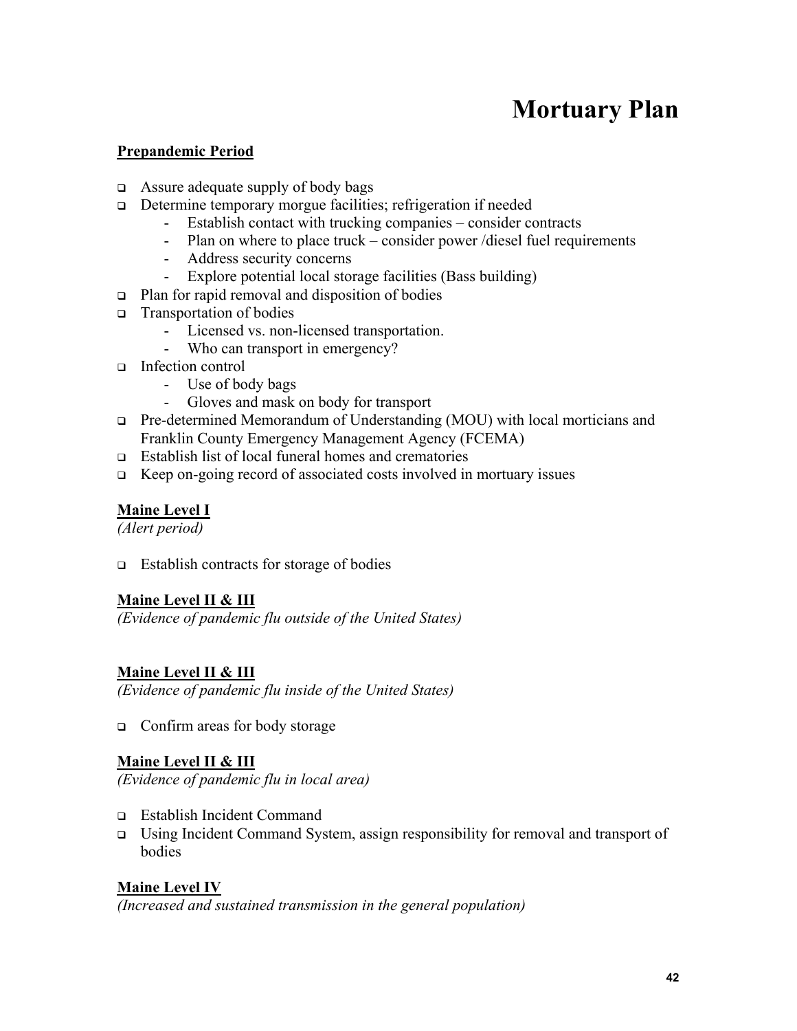# Mortuary Plan

**Prepandemic Period**

- Assure adequate supply of body bags
- Determine temporary morgue facilities; refrigeration if needed
  - Establish contact with trucking companies – consider contracts
  - Plan on where to place truck – consider power /diesel fuel requirements
  - Address security concerns
  - Explore potential local storage facilities (Bass building)
- Plan for rapid removal and disposition of bodies
- Transportation of bodies
  - Licensed vs. non-licensed transportation.
  - Who can transport in emergency?
- Infection control
  - Use of body bags
  - Gloves and mask on body for transport
- Pre-determined Memorandum of Understanding (MOU) with local morticians and Franklin County Emergency Management Agency (FCEMA)
- Establish list of local funeral homes and crematories
- Keep on-going record of associated costs involved in mortuary issues

**Maine Level I**
*(Alert period)*

- Establish contracts for storage of bodies

**Maine Level II & III**
*(Evidence of pandemic flu outside of the United States)*

**Maine Level II & III**
*(Evidence of pandemic flu inside of the United States)*

- Confirm areas for body storage

**Maine Level II & III**
*(Evidence of pandemic flu in local area)*

- Establish Incident Command
- Using Incident Command System, assign responsibility for removal and transport of bodies

**Maine Level IV**
*(Increased and sustained transmission in the general population)*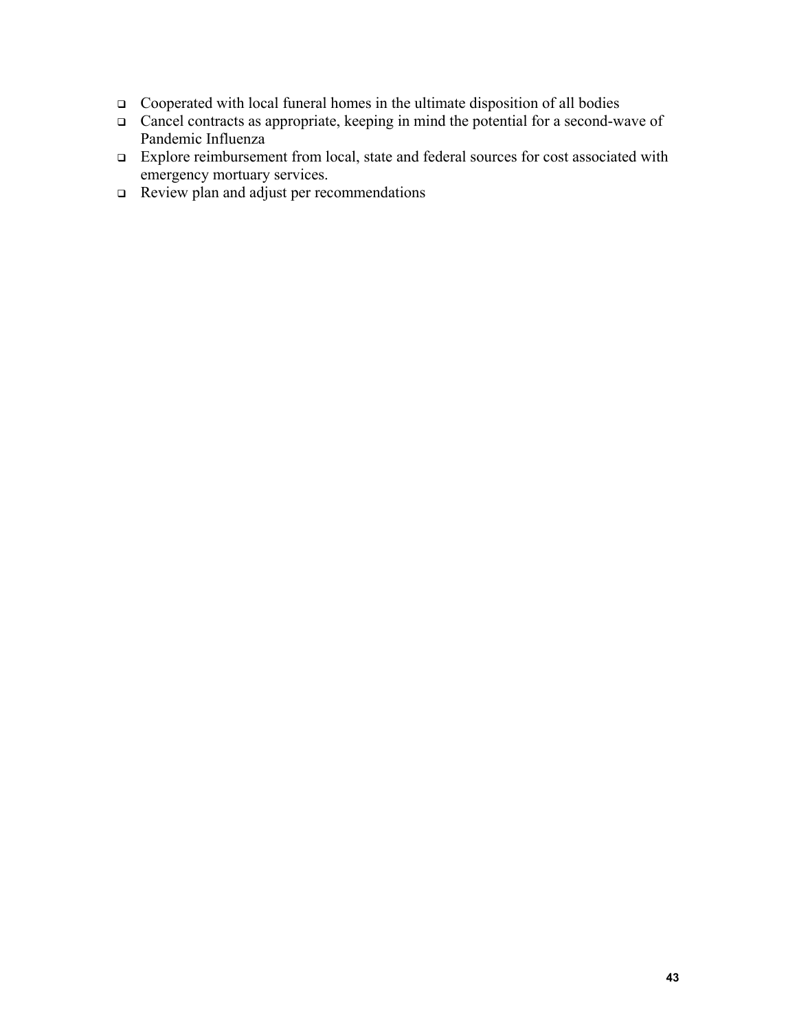- Cooperated with local funeral homes in the ultimate disposition of all bodies
- Cancel contracts as appropriate, keeping in mind the potential for a second-wave of Pandemic Influenza
- Explore reimbursement from local, state and federal sources for cost associated with emergency mortuary services.
- Review plan and adjust per recommendations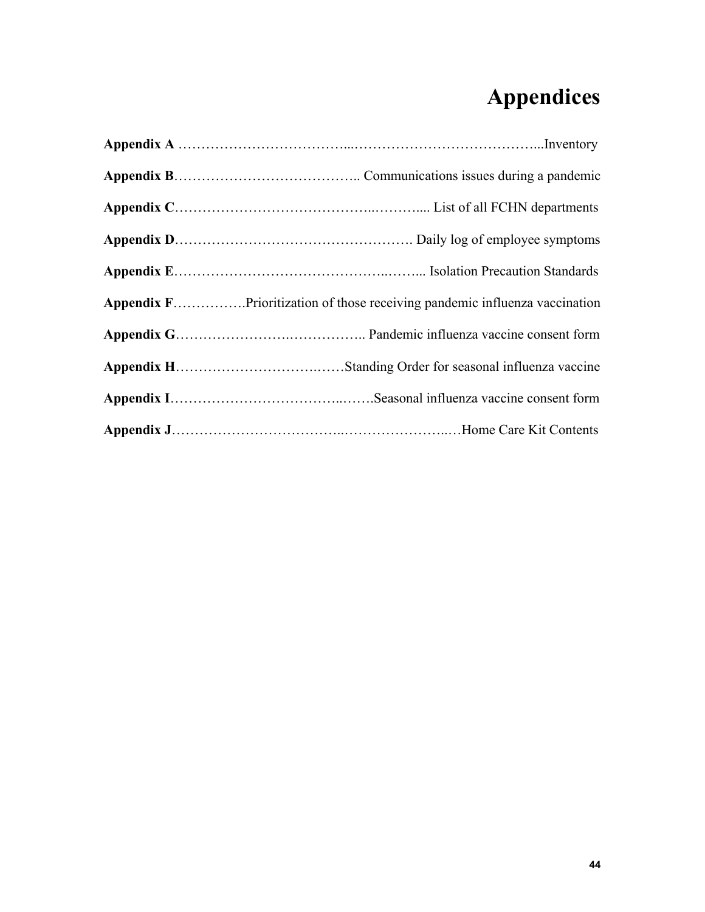# Appendices

**Appendix A** ……………………………...…………………………………...Inventory

**Appendix B**………………………………….. Communications issues during a pandemic

**Appendix C**…………………………………..……….... List of all FCHN departments

**Appendix D**……………………………………………. Daily log of employee symptoms

**Appendix E**……………………………………..……... Isolation Precaution Standards

**Appendix F**…………….Prioritization of those receiving pandemic influenza vaccination

**Appendix G**………………….…………….. Pandemic influenza vaccine consent form

**Appendix H**…………………………..……Standing Order for seasonal influenza vaccine

**Appendix I**……………………………..…….Seasonal influenza vaccine consent form

**Appendix J**……………………………..…………………..…Home Care Kit Contents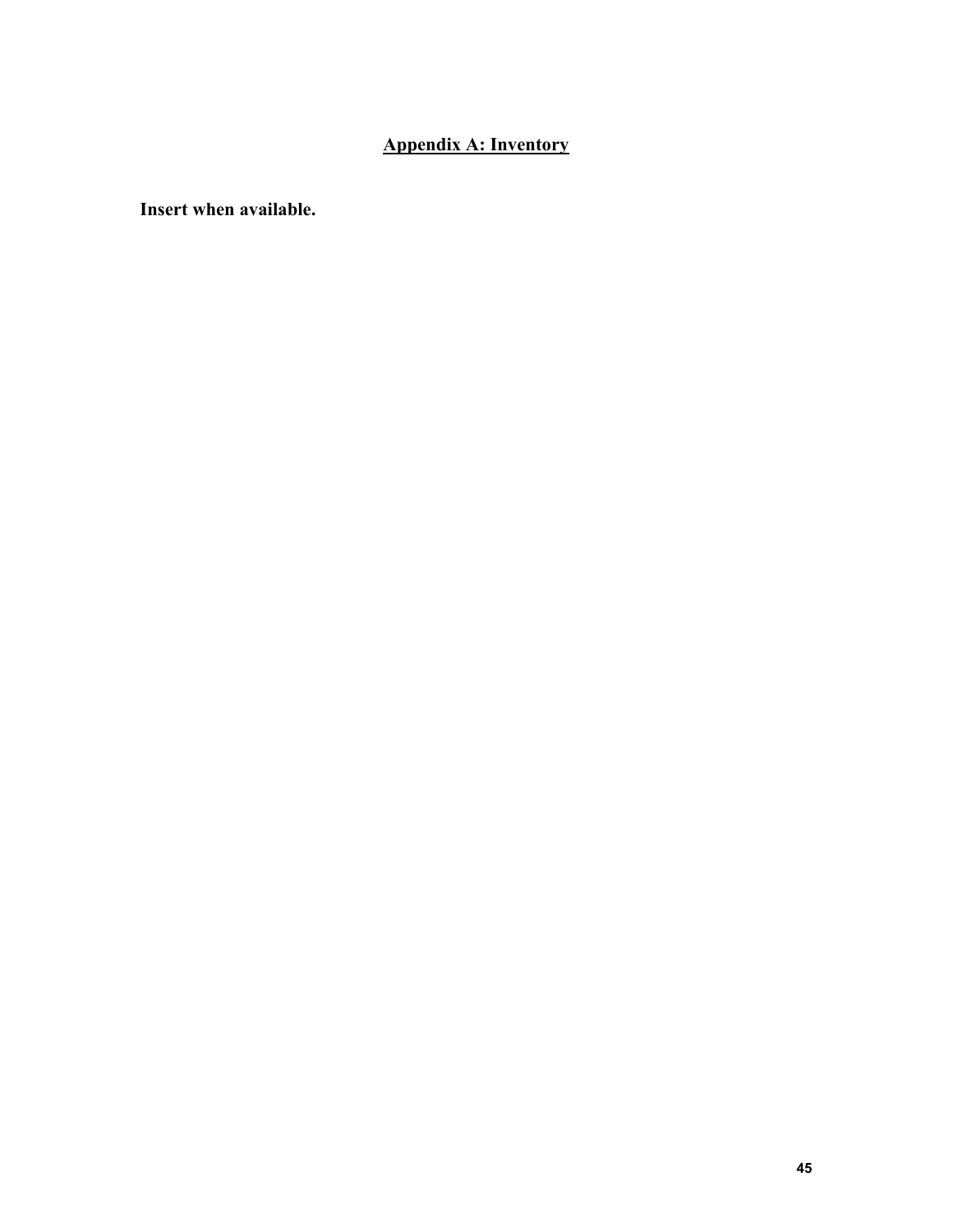## Appendix A: Inventory

**Insert when available.**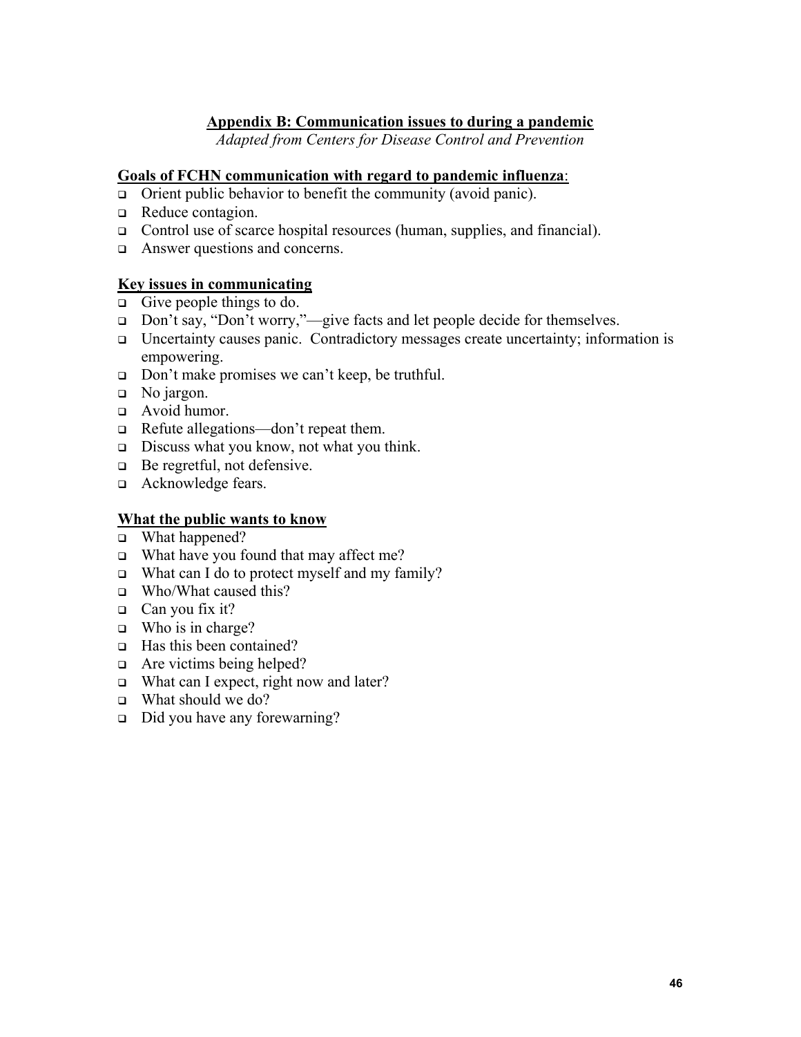## Appendix B: Communication issues to during a pandemic

*Adapted from Centers for Disease Control and Prevention*

### Goals of FCHN communication with regard to pandemic influenza:

- Orient public behavior to benefit the community (avoid panic).
- Reduce contagion.
- Control use of scarce hospital resources (human, supplies, and financial).
- Answer questions and concerns.

### Key issues in communicating

- Give people things to do.
- Don't say, "Don't worry,"—give facts and let people decide for themselves.
- Uncertainty causes panic. Contradictory messages create uncertainty; information is empowering.
- Don't make promises we can't keep, be truthful.
- No jargon.
- Avoid humor.
- Refute allegations—don't repeat them.
- Discuss what you know, not what you think.
- Be regretful, not defensive.
- Acknowledge fears.

### What the public wants to know

- What happened?
- What have you found that may affect me?
- What can I do to protect myself and my family?
- Who/What caused this?
- Can you fix it?
- Who is in charge?
- Has this been contained?
- Are victims being helped?
- What can I expect, right now and later?
- What should we do?
- Did you have any forewarning?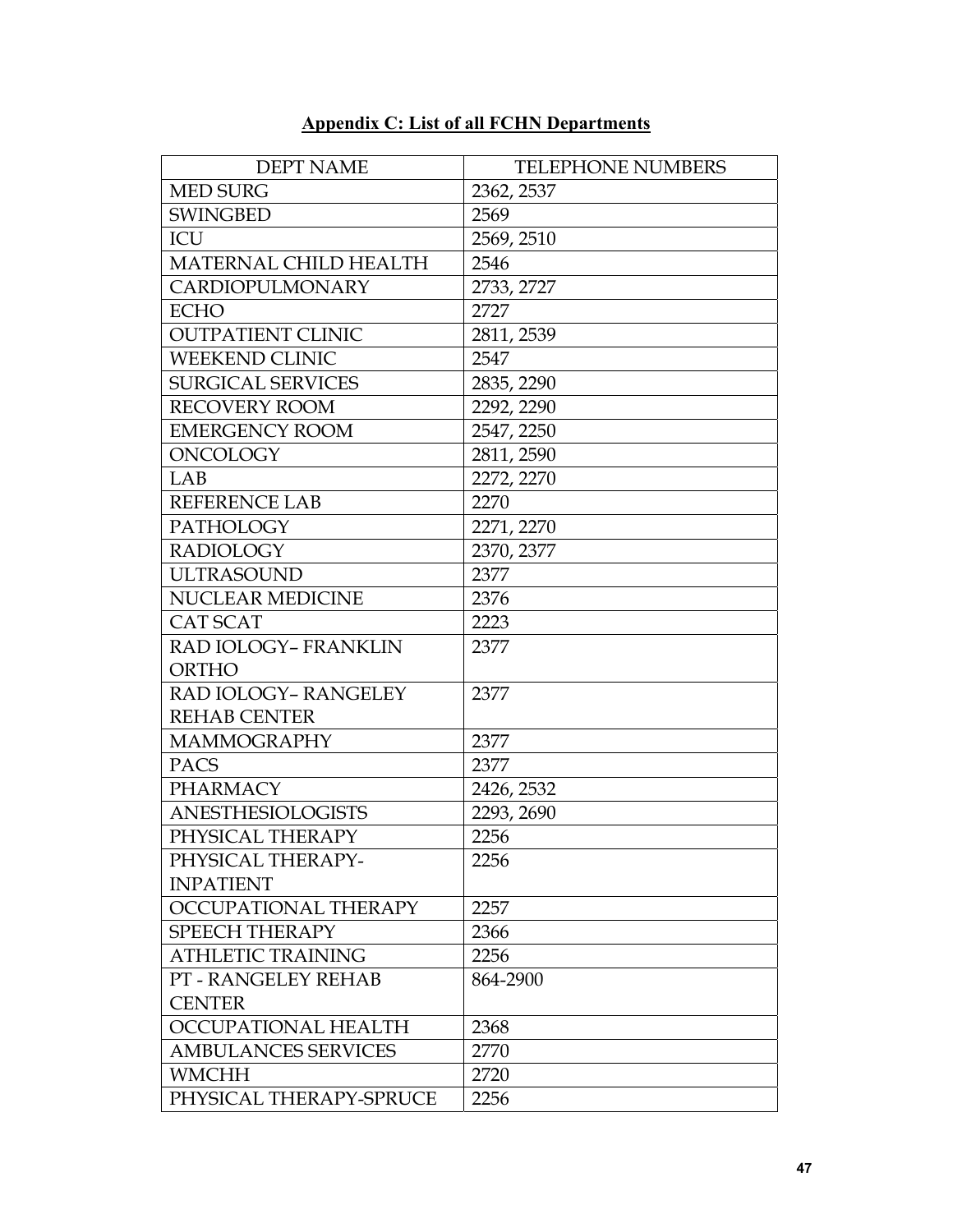## Appendix C: List of all FCHN Departments

| DEPT NAME | TELEPHONE NUMBERS |
| --- | --- |
| MED SURG | 2362, 2537 |
| SWINGBED | 2569 |
| ICU | 2569, 2510 |
| MATERNAL CHILD HEALTH | 2546 |
| CARDIOPULMONARY | 2733, 2727 |
| ECHO | 2727 |
| OUTPATIENT CLINIC | 2811, 2539 |
| WEEKEND CLINIC | 2547 |
| SURGICAL SERVICES | 2835, 2290 |
| RECOVERY ROOM | 2292, 2290 |
| EMERGENCY ROOM | 2547, 2250 |
| ONCOLOGY | 2811, 2590 |
| LAB | 2272, 2270 |
| REFERENCE LAB | 2270 |
| PATHOLOGY | 2271, 2270 |
| RADIOLOGY | 2370, 2377 |
| ULTRASOUND | 2377 |
| NUCLEAR MEDICINE | 2376 |
| CAT SCAT | 2223 |
| RAD IOLOGY– FRANKLIN ORTHO | 2377 |
| RAD IOLOGY– RANGELEY REHAB CENTER | 2377 |
| MAMMOGRAPHY | 2377 |
| PACS | 2377 |
| PHARMACY | 2426, 2532 |
| ANESTHESIOLOGISTS | 2293, 2690 |
| PHYSICAL THERAPY | 2256 |
| PHYSICAL THERAPY-INPATIENT | 2256 |
| OCCUPATIONAL THERAPY | 2257 |
| SPEECH THERAPY | 2366 |
| ATHLETIC TRAINING | 2256 |
| PT - RANGELEY REHAB CENTER | 864-2900 |
| OCCUPATIONAL HEALTH | 2368 |
| AMBULANCES SERVICES | 2770 |
| WMCHH | 2720 |
| PHYSICAL THERAPY-SPRUCE | 2256 |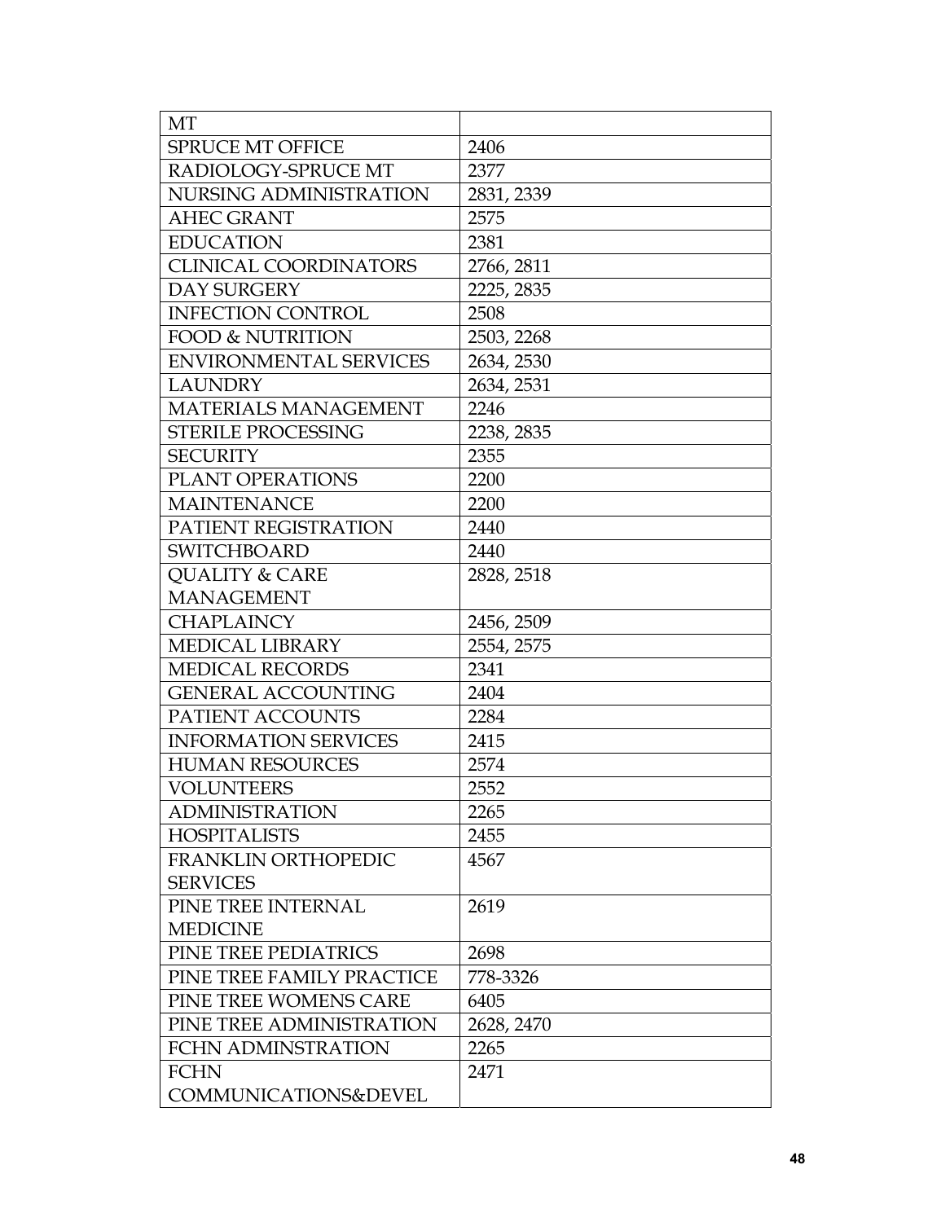| MT | |
|---|---|
| SPRUCE MT OFFICE | 2406 |
| RADIOLOGY-SPRUCE MT | 2377 |
| NURSING ADMINISTRATION | 2831, 2339 |
| AHEC GRANT | 2575 |
| EDUCATION | 2381 |
| CLINICAL COORDINATORS | 2766, 2811 |
| DAY SURGERY | 2225, 2835 |
| INFECTION CONTROL | 2508 |
| FOOD & NUTRITION | 2503, 2268 |
| ENVIRONMENTAL SERVICES | 2634, 2530 |
| LAUNDRY | 2634, 2531 |
| MATERIALS MANAGEMENT | 2246 |
| STERILE PROCESSING | 2238, 2835 |
| SECURITY | 2355 |
| PLANT OPERATIONS | 2200 |
| MAINTENANCE | 2200 |
| PATIENT REGISTRATION | 2440 |
| SWITCHBOARD | 2440 |
| QUALITY & CARE MANAGEMENT | 2828, 2518 |
| CHAPLAINCY | 2456, 2509 |
| MEDICAL LIBRARY | 2554, 2575 |
| MEDICAL RECORDS | 2341 |
| GENERAL ACCOUNTING | 2404 |
| PATIENT ACCOUNTS | 2284 |
| INFORMATION SERVICES | 2415 |
| HUMAN RESOURCES | 2574 |
| VOLUNTEERS | 2552 |
| ADMINISTRATION | 2265 |
| HOSPITALISTS | 2455 |
| FRANKLIN ORTHOPEDIC SERVICES | 4567 |
| PINE TREE INTERNAL MEDICINE | 2619 |
| PINE TREE PEDIATRICS | 2698 |
| PINE TREE FAMILY PRACTICE | 778-3326 |
| PINE TREE WOMENS CARE | 6405 |
| PINE TREE ADMINISTRATION | 2628, 2470 |
| FCHN ADMINSTRATION | 2265 |
| FCHN COMMUNICATIONS&DEVEL | 2471 |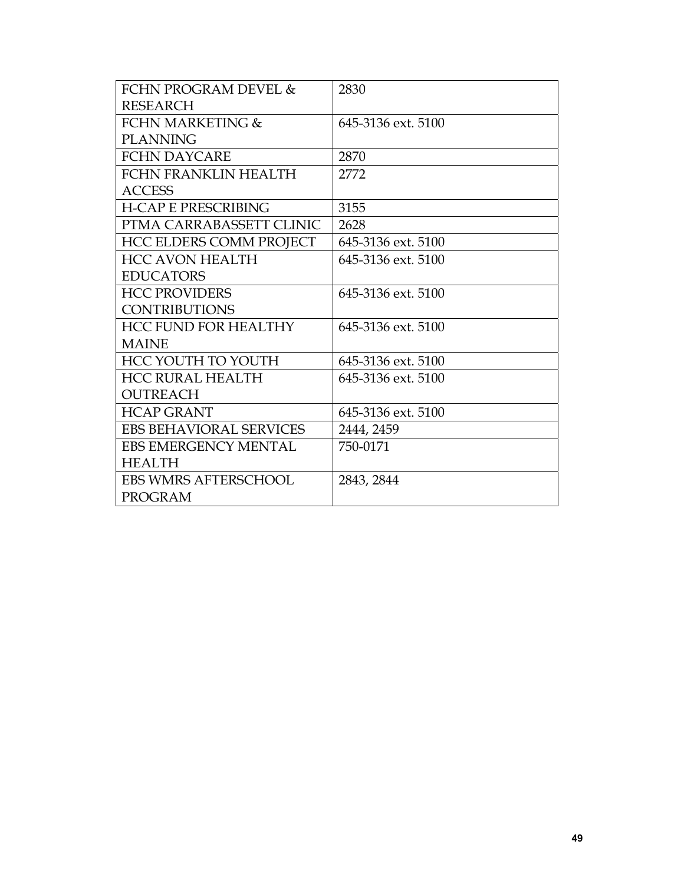| | |
|---|---|
| FCHN PROGRAM DEVEL & RESEARCH | 2830 |
| FCHN MARKETING & PLANNING | 645-3136 ext. 5100 |
| FCHN DAYCARE | 2870 |
| FCHN FRANKLIN HEALTH ACCESS | 2772 |
| H-CAP E PRESCRIBING | 3155 |
| PTMA CARRABASSETT CLINIC | 2628 |
| HCC ELDERS COMM PROJECT | 645-3136 ext. 5100 |
| HCC AVON HEALTH EDUCATORS | 645-3136 ext. 5100 |
| HCC PROVIDERS CONTRIBUTIONS | 645-3136 ext. 5100 |
| HCC FUND FOR HEALTHY MAINE | 645-3136 ext. 5100 |
| HCC YOUTH TO YOUTH | 645-3136 ext. 5100 |
| HCC RURAL HEALTH OUTREACH | 645-3136 ext. 5100 |
| HCAP GRANT | 645-3136 ext. 5100 |
| EBS BEHAVIORAL SERVICES | 2444, 2459 |
| EBS EMERGENCY MENTAL HEALTH | 750-0171 |
| EBS WMRS AFTERSCHOOL PROGRAM | 2843, 2844 |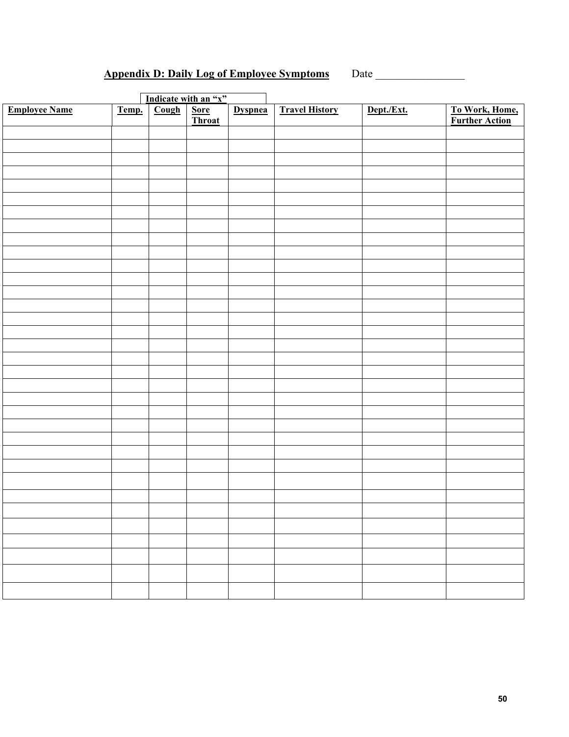## Appendix D: Daily Log of Employee Symptoms

Date ________________

| | | Indicate with an "x" | | | | | |
|---|---|---|---|---|---|---|---|
| **Employee Name** | **Temp.** | **Cough** | **Sore Throat** | **Dyspnea** | **Travel History** | **Dept./Ext.** | **To Work, Home, Further Action** |
| | | | | | | | |
| | | | | | | | |
| | | | | | | | |
| | | | | | | | |
| | | | | | | | |
| | | | | | | | |
| | | | | | | | |
| | | | | | | | |
| | | | | | | | |
| | | | | | | | |
| | | | | | | | |
| | | | | | | | |
| | | | | | | | |
| | | | | | | | |
| | | | | | | | |
| | | | | | | | |
| | | | | | | | |
| | | | | | | | |
| | | | | | | | |
| | | | | | | | |
| | | | | | | | |
| | | | | | | | |
| | | | | | | | |
| | | | | | | | |
| | | | | | | | |
| | | | | | | | |
| | | | | | | | |
| | | | | | | | |
| | | | | | | | |
| | | | | | | | |
| | | | | | | | |
| | | | | | | | |
| | | | | | | | |
| | | | | | | | |
| | | | | | | | |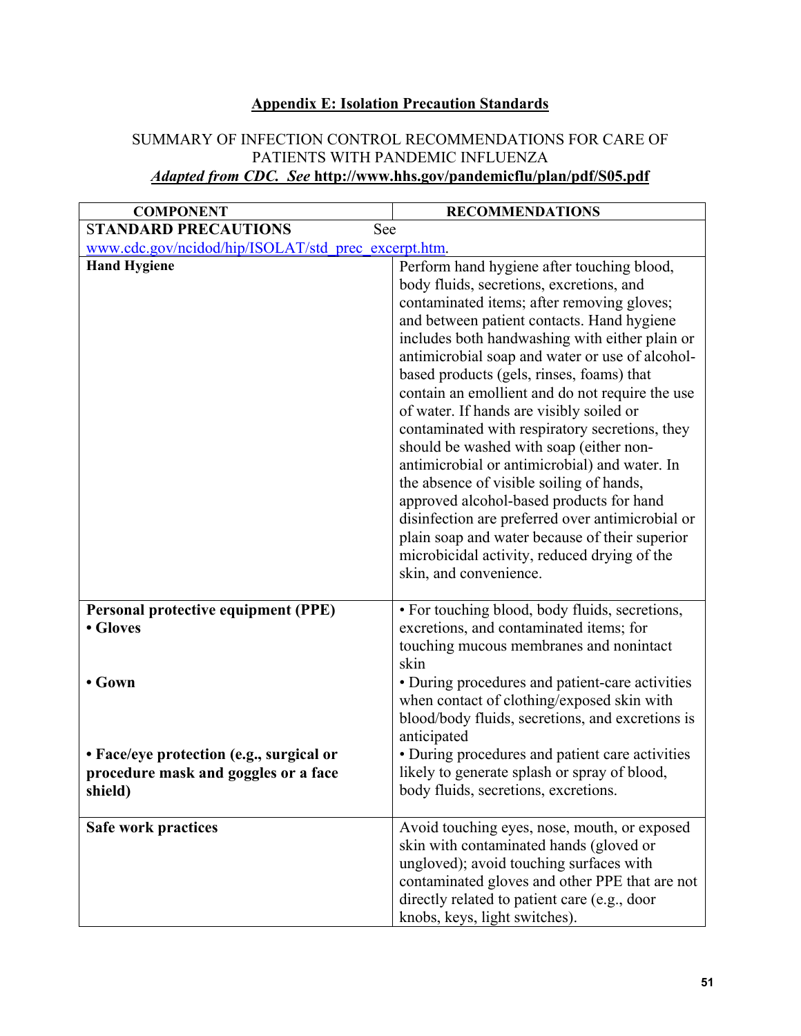## Appendix E: Isolation Precaution Standards

SUMMARY OF INFECTION CONTROL RECOMMENDATIONS FOR CARE OF PATIENTS WITH PANDEMIC INFLUENZA

***Adapted from CDC. See* http://www.hhs.gov/pandemicflu/plan/pdf/S05.pdf**

| COMPONENT | RECOMMENDATIONS |
|---|---|
| STANDARD PRECAUTIONS See www.cdc.gov/ncidod/hip/ISOLAT/std_prec_excerpt.htm. | |
| **Hand Hygiene** | Perform hand hygiene after touching blood, body fluids, secretions, excretions, and contaminated items; after removing gloves; and between patient contacts. Hand hygiene includes both handwashing with either plain or antimicrobial soap and water or use of alcohol-based products (gels, rinses, foams) that contain an emollient and do not require the use of water. If hands are visibly soiled or contaminated with respiratory secretions, they should be washed with soap (either non-antimicrobial or antimicrobial) and water. In the absence of visible soiling of hands, approved alcohol-based products for hand disinfection are preferred over antimicrobial or plain soap and water because of their superior microbicidal activity, reduced drying of the skin, and convenience. |
| **Personal protective equipment (PPE)**<br>**• Gloves** | • For touching blood, body fluids, secretions, excretions, and contaminated items; for touching mucous membranes and nonintact skin |
| **• Gown** | • During procedures and patient-care activities when contact of clothing/exposed skin with blood/body fluids, secretions, and excretions is anticipated |
| **• Face/eye protection (e.g., surgical or procedure mask and goggles or a face shield)** | • During procedures and patient care activities likely to generate splash or spray of blood, body fluids, secretions, excretions. |
| **Safe work practices** | Avoid touching eyes, nose, mouth, or exposed skin with contaminated hands (gloved or ungloved); avoid touching surfaces with contaminated gloves and other PPE that are not directly related to patient care (e.g., door knobs, keys, light switches). |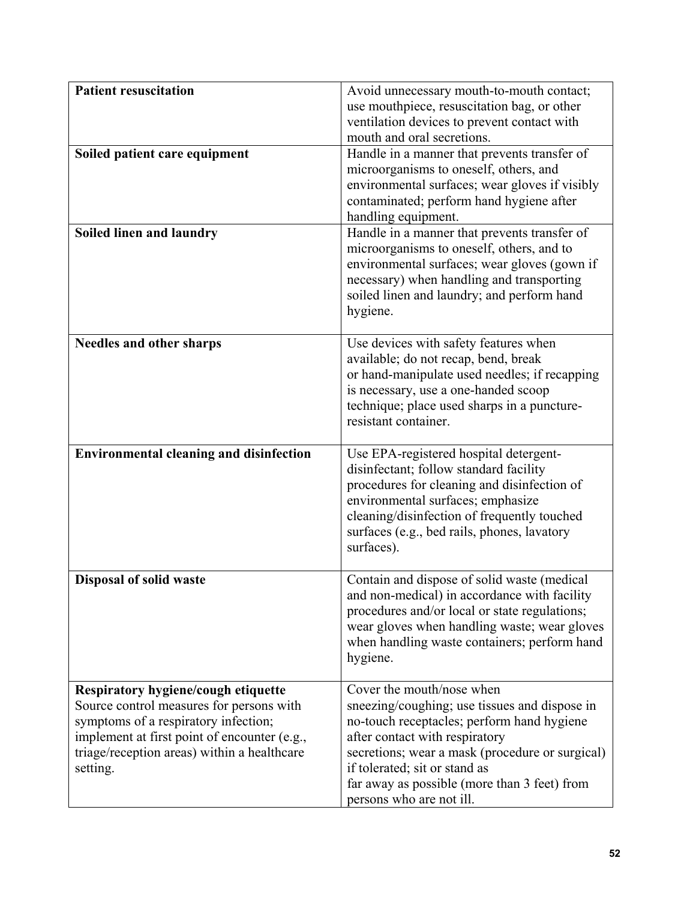| | |
|---|---|
| **Patient resuscitation** | Avoid unnecessary mouth-to-mouth contact; use mouthpiece, resuscitation bag, or other ventilation devices to prevent contact with mouth and oral secretions. |
| **Soiled patient care equipment** | Handle in a manner that prevents transfer of microorganisms to oneself, others, and environmental surfaces; wear gloves if visibly contaminated; perform hand hygiene after handling equipment. |
| **Soiled linen and laundry** | Handle in a manner that prevents transfer of microorganisms to oneself, others, and to environmental surfaces; wear gloves (gown if necessary) when handling and transporting soiled linen and laundry; and perform hand hygiene. |
| **Needles and other sharps** | Use devices with safety features when available; do not recap, bend, break or hand-manipulate used needles; if recapping is necessary, use a one-handed scoop technique; place used sharps in a puncture-resistant container. |
| **Environmental cleaning and disinfection** | Use EPA-registered hospital detergent-disinfectant; follow standard facility procedures for cleaning and disinfection of environmental surfaces; emphasize cleaning/disinfection of frequently touched surfaces (e.g., bed rails, phones, lavatory surfaces). |
| **Disposal of solid waste** | Contain and dispose of solid waste (medical and non-medical) in accordance with facility procedures and/or local or state regulations; wear gloves when handling waste; wear gloves when handling waste containers; perform hand hygiene. |
| **Respiratory hygiene/cough etiquette** Source control measures for persons with symptoms of a respiratory infection; implement at first point of encounter (e.g., triage/reception areas) within a healthcare setting. | Cover the mouth/nose when sneezing/coughing; use tissues and dispose in no-touch receptacles; perform hand hygiene after contact with respiratory secretions; wear a mask (procedure or surgical) if tolerated; sit or stand as far away as possible (more than 3 feet) from persons who are not ill. |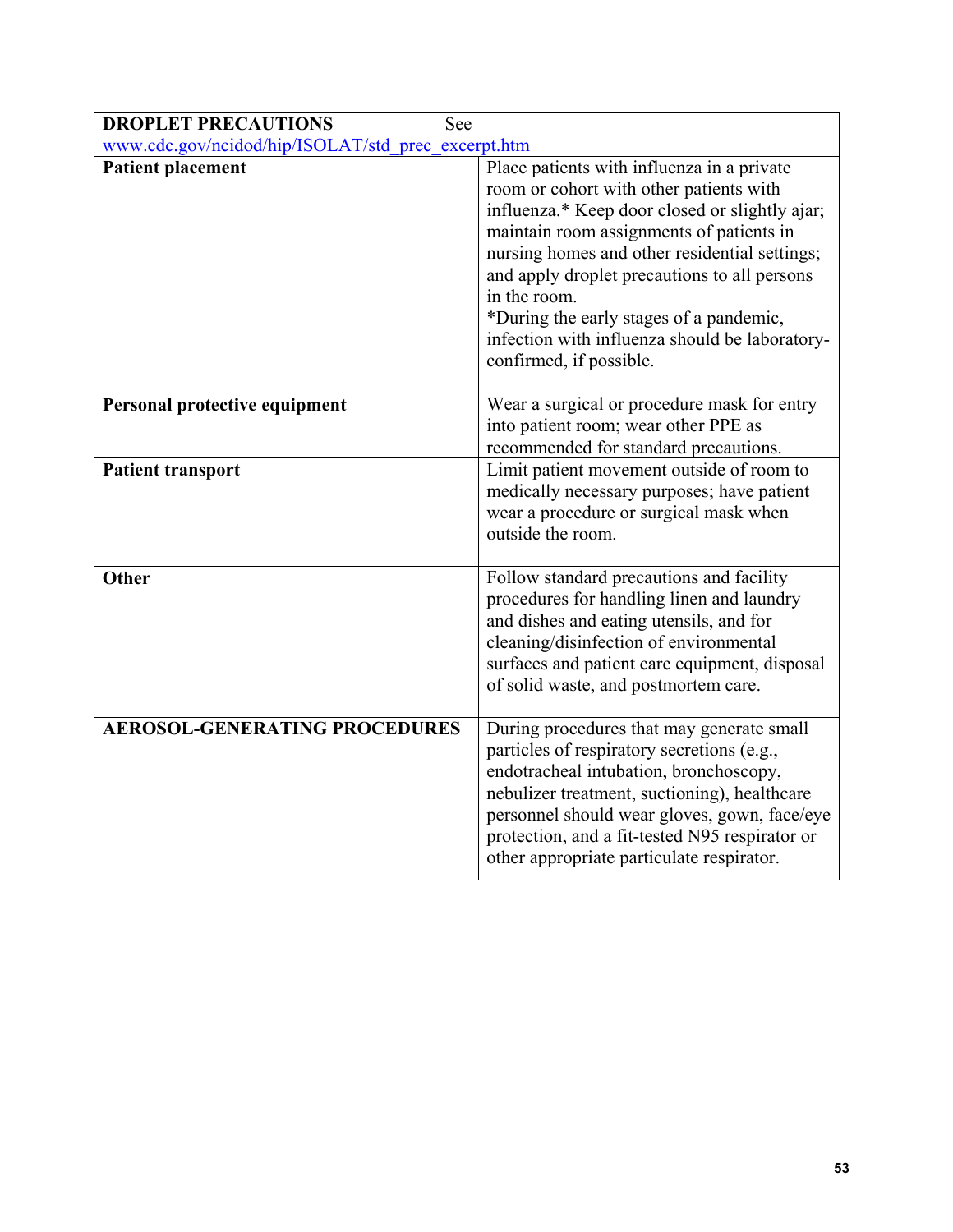| DROPLET PRECAUTIONS See www.cdc.gov/ncidod/hip/ISOLAT/std_prec_excerpt.htm | |
|---|---|
| **Patient placement** | Place patients with influenza in a private room or cohort with other patients with influenza.* Keep door closed or slightly ajar; maintain room assignments of patients in nursing homes and other residential settings; and apply droplet precautions to all persons in the room.<br>*During the early stages of a pandemic, infection with influenza should be laboratory-confirmed, if possible. |
| **Personal protective equipment** | Wear a surgical or procedure mask for entry into patient room; wear other PPE as recommended for standard precautions. |
| **Patient transport** | Limit patient movement outside of room to medically necessary purposes; have patient wear a procedure or surgical mask when outside the room. |
| **Other** | Follow standard precautions and facility procedures for handling linen and laundry and dishes and eating utensils, and for cleaning/disinfection of environmental surfaces and patient care equipment, disposal of solid waste, and postmortem care. |
| **AEROSOL-GENERATING PROCEDURES** | During procedures that may generate small particles of respiratory secretions (e.g., endotracheal intubation, bronchoscopy, nebulizer treatment, suctioning), healthcare personnel should wear gloves, gown, face/eye protection, and a fit-tested N95 respirator or other appropriate particulate respirator. |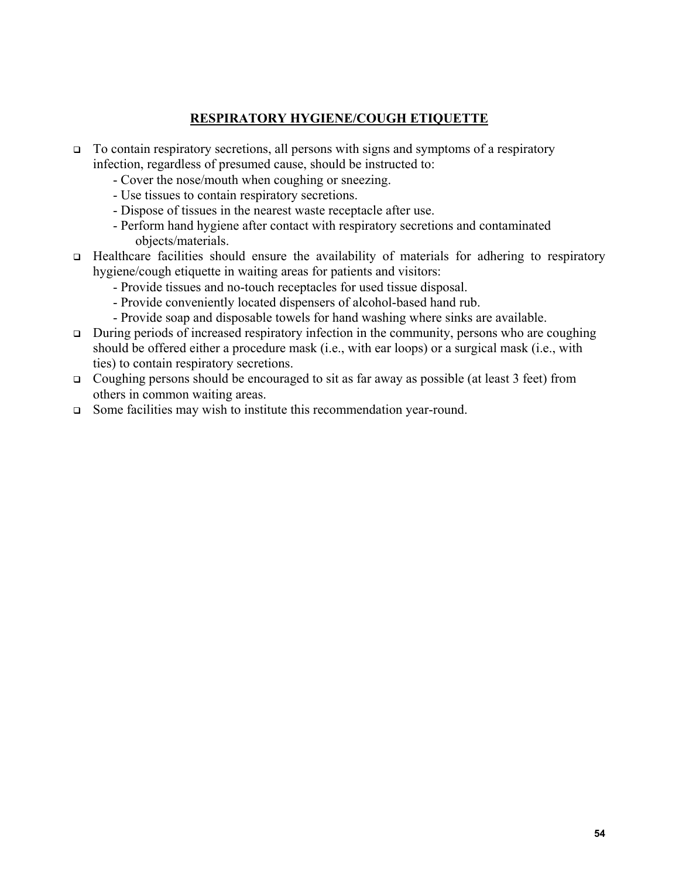## RESPIRATORY HYGIENE/COUGH ETIQUETTE

- To contain respiratory secretions, all persons with signs and symptoms of a respiratory infection, regardless of presumed cause, should be instructed to:
  - Cover the nose/mouth when coughing or sneezing.
  - Use tissues to contain respiratory secretions.
  - Dispose of tissues in the nearest waste receptacle after use.
  - Perform hand hygiene after contact with respiratory secretions and contaminated objects/materials.
- Healthcare facilities should ensure the availability of materials for adhering to respiratory hygiene/cough etiquette in waiting areas for patients and visitors:
  - Provide tissues and no-touch receptacles for used tissue disposal.
  - Provide conveniently located dispensers of alcohol-based hand rub.
  - Provide soap and disposable towels for hand washing where sinks are available.
- During periods of increased respiratory infection in the community, persons who are coughing should be offered either a procedure mask (i.e., with ear loops) or a surgical mask (i.e., with ties) to contain respiratory secretions.
- Coughing persons should be encouraged to sit as far away as possible (at least 3 feet) from others in common waiting areas.
- Some facilities may wish to institute this recommendation year-round.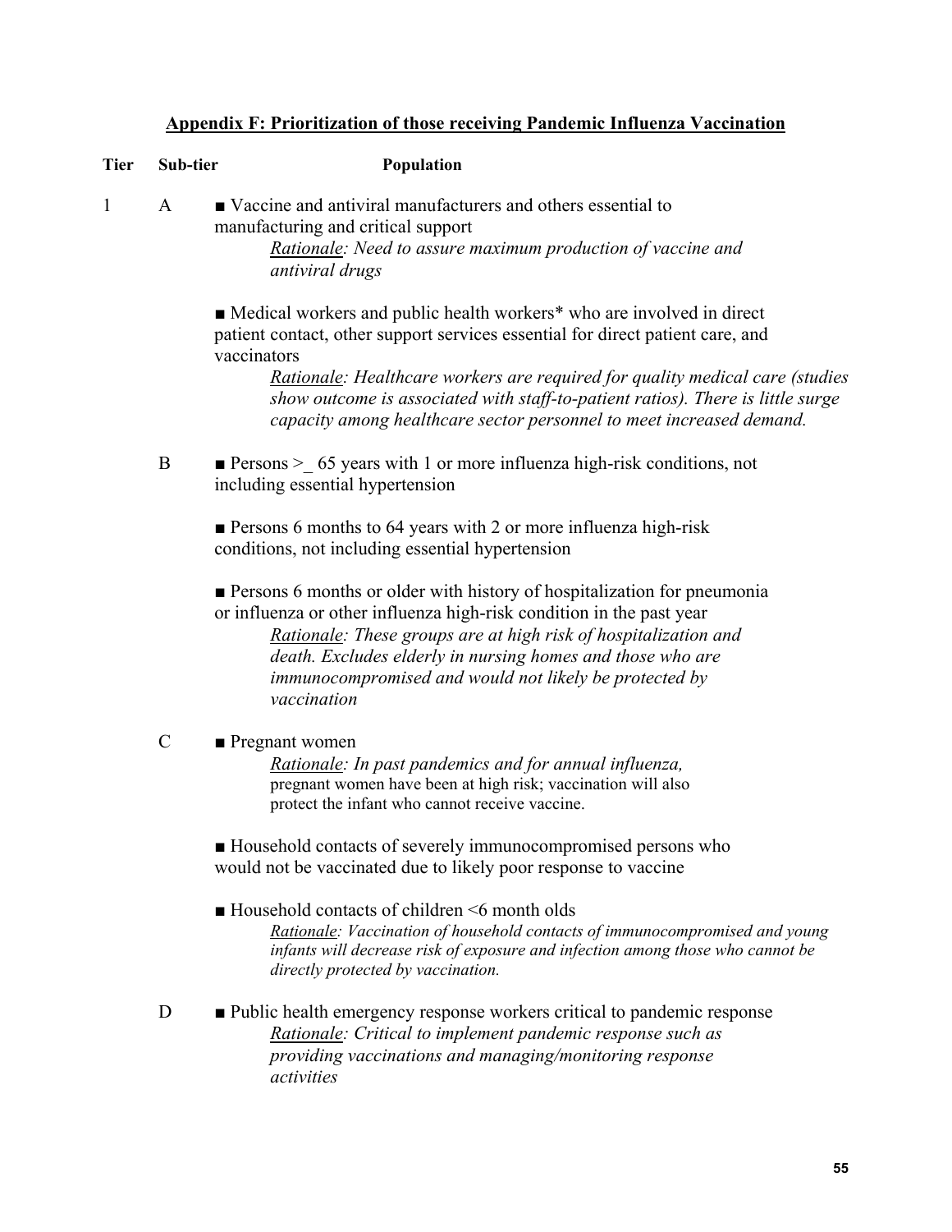## Appendix F: Prioritization of those receiving Pandemic Influenza Vaccination

| Tier | Sub-tier | Population |
|---|---|---|
| 1 | A | ■ Vaccine and antiviral manufacturers and others essential to manufacturing and critical support<br>*Rationale: Need to assure maximum production of vaccine and antiviral drugs*<br><br>■ Medical workers and public health workers* who are involved in direct patient contact, other support services essential for direct patient care, and vaccinators<br>*Rationale: Healthcare workers are required for quality medical care (studies show outcome is associated with staff-to-patient ratios). There is little surge capacity among healthcare sector personnel to meet increased demand.* |
| | B | ■ Persons >_ 65 years with 1 or more influenza high-risk conditions, not including essential hypertension<br><br>■ Persons 6 months to 64 years with 2 or more influenza high-risk conditions, not including essential hypertension<br><br>■ Persons 6 months or older with history of hospitalization for pneumonia or influenza or other influenza high-risk condition in the past year<br>*Rationale: These groups are at high risk of hospitalization and death. Excludes elderly in nursing homes and those who are immunocompromised and would not likely be protected by vaccination* |
| | C | ■ Pregnant women<br>*Rationale: In past pandemics and for annual influenza,* pregnant women have been at high risk; vaccination will also protect the infant who cannot receive vaccine.<br><br>■ Household contacts of severely immunocompromised persons who would not be vaccinated due to likely poor response to vaccine<br><br>■ Household contacts of children <6 month olds<br>*Rationale: Vaccination of household contacts of immunocompromised and young infants will decrease risk of exposure and infection among those who cannot be directly protected by vaccination.* |
| | D | ■ Public health emergency response workers critical to pandemic response<br>*Rationale: Critical to implement pandemic response such as providing vaccinations and managing/monitoring response activities* |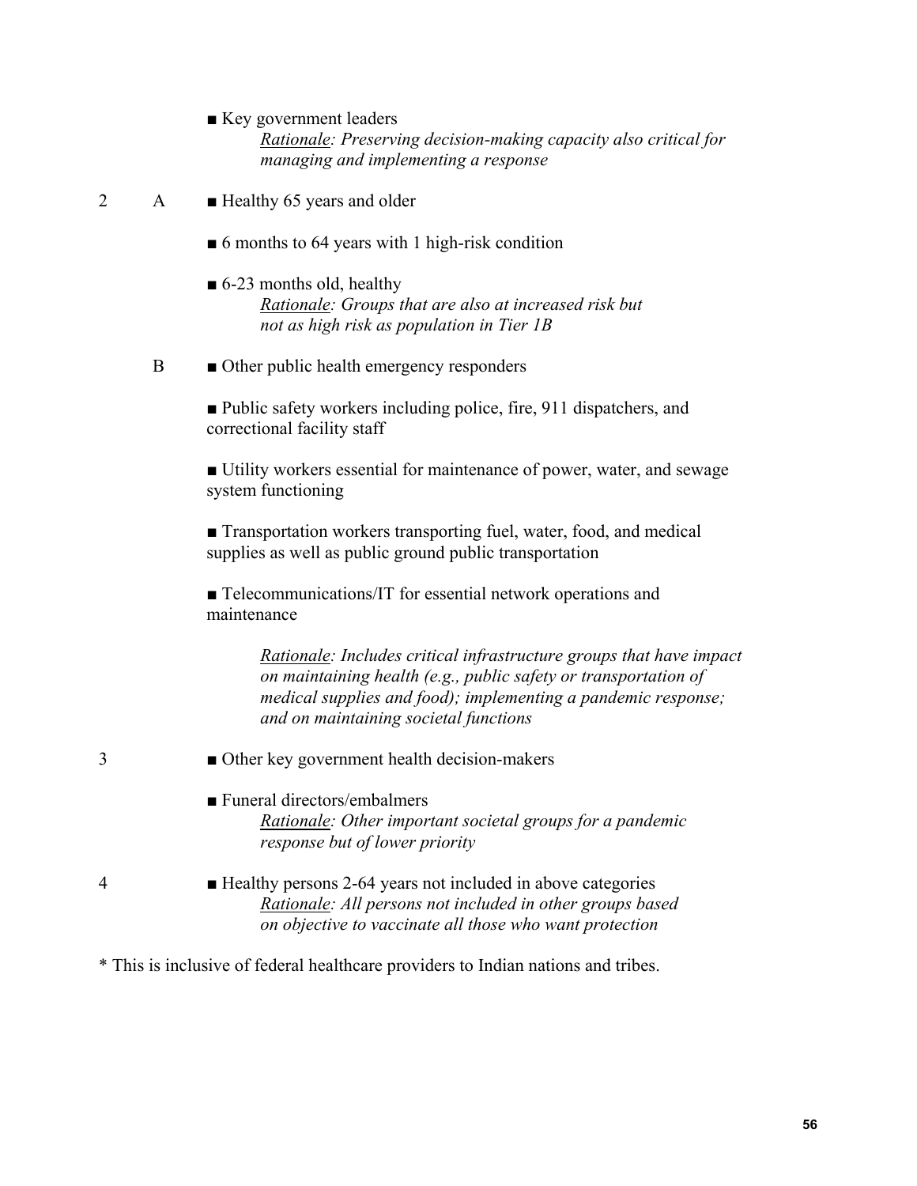| Tier | Subtier | Population |
|---|---|---|
| | | ■ Key government leaders<br>*<u>Rationale</u>: Preserving decision-making capacity also critical for managing and implementing a response* |
| 2 | A | ■ Healthy 65 years and older |
| | | ■ 6 months to 64 years with 1 high-risk condition |
| | | ■ 6-23 months old, healthy<br>*<u>Rationale</u>: Groups that are also at increased risk but not as high risk as population in Tier 1B* |
| | B | ■ Other public health emergency responders |
| | | ■ Public safety workers including police, fire, 911 dispatchers, and correctional facility staff |
| | | ■ Utility workers essential for maintenance of power, water, and sewage system functioning |
| | | ■ Transportation workers transporting fuel, water, food, and medical supplies as well as public ground public transportation |
| | | ■ Telecommunications/IT for essential network operations and maintenance<br><br>*<u>Rationale</u>: Includes critical infrastructure groups that have impact on maintaining health (e.g., public safety or transportation of medical supplies and food); implementing a pandemic response; and on maintaining societal functions* |
| 3 | | ■ Other key government health decision-makers |
| | | ■ Funeral directors/embalmers<br>*<u>Rationale</u>: Other important societal groups for a pandemic response but of lower priority* |
| 4 | | ■ Healthy persons 2-64 years not included in above categories<br>*<u>Rationale</u>: All persons not included in other groups based on objective to vaccinate all those who want protection* |

* This is inclusive of federal healthcare providers to Indian nations and tribes.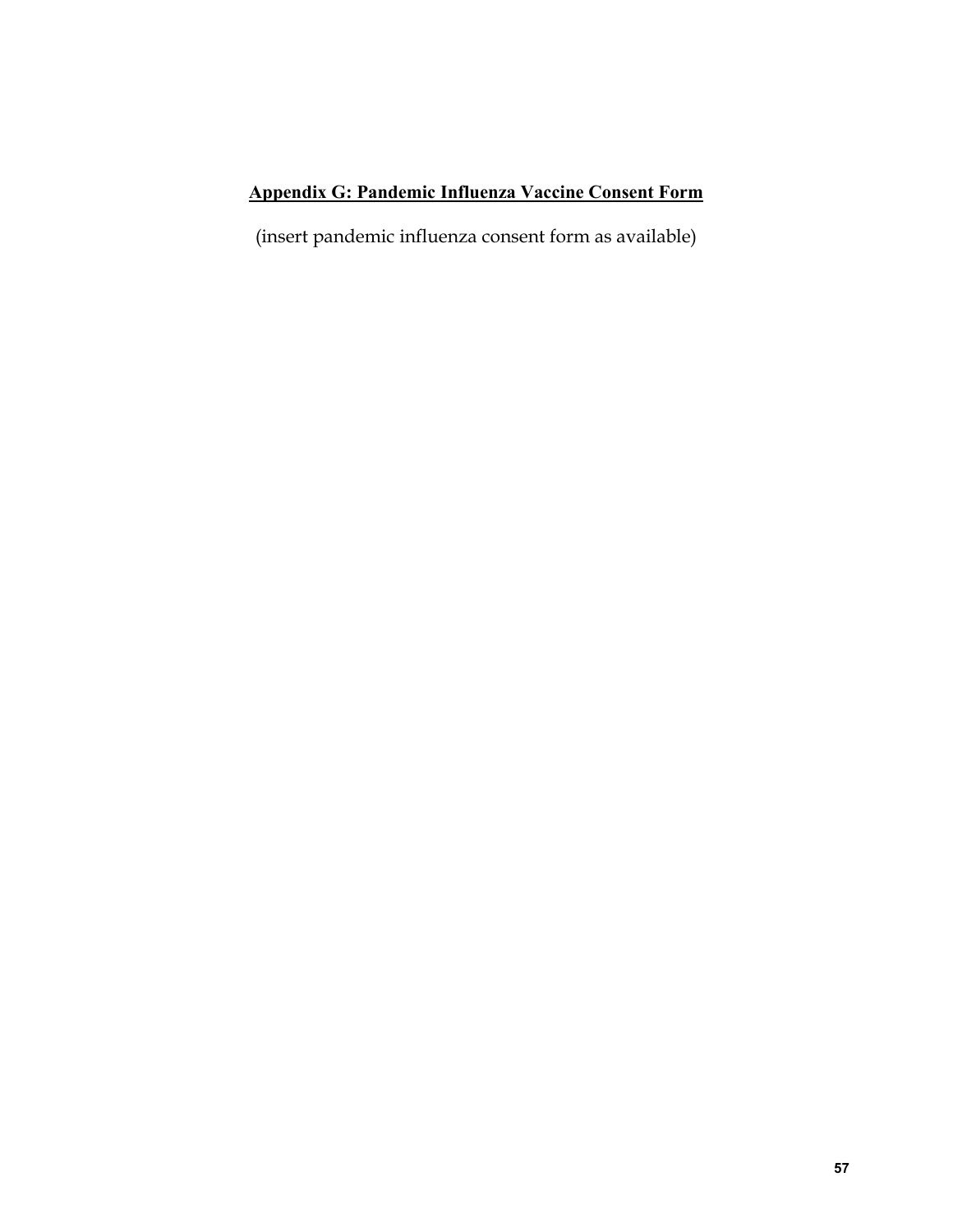## Appendix G: Pandemic Influenza Vaccine Consent Form

(insert pandemic influenza consent form as available)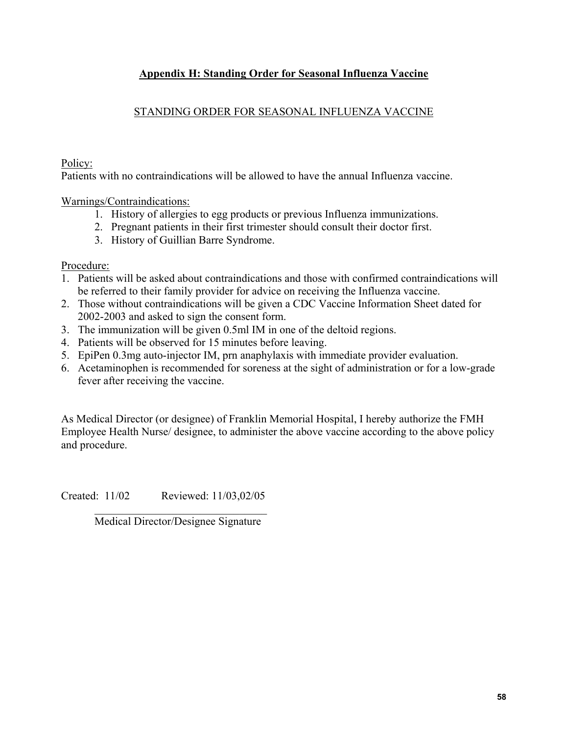## Appendix H: Standing Order for Seasonal Influenza Vaccine

STANDING ORDER FOR SEASONAL INFLUENZA VACCINE

Policy:
Patients with no contraindications will be allowed to have the annual Influenza vaccine.

Warnings/Contraindications:

1. History of allergies to egg products or previous Influenza immunizations.
2. Pregnant patients in their first trimester should consult their doctor first.
3. History of Guillian Barre Syndrome.

Procedure:

1. Patients will be asked about contraindications and those with confirmed contraindications will be referred to their family provider for advice on receiving the Influenza vaccine.
2. Those without contraindications will be given a CDC Vaccine Information Sheet dated for 2002-2003 and asked to sign the consent form.
3. The immunization will be given 0.5ml IM in one of the deltoid regions.
4. Patients will be observed for 15 minutes before leaving.
5. EpiPen 0.3mg auto-injector IM, prn anaphylaxis with immediate provider evaluation.
6. Acetaminophen is recommended for soreness at the sight of administration or for a low-grade fever after receiving the vaccine.

As Medical Director (or designee) of Franklin Memorial Hospital, I hereby authorize the FMH Employee Health Nurse/ designee, to administer the above vaccine according to the above policy and procedure.

Created: 11/02 Reviewed: 11/03,02/05

________________________________
Medical Director/Designee Signature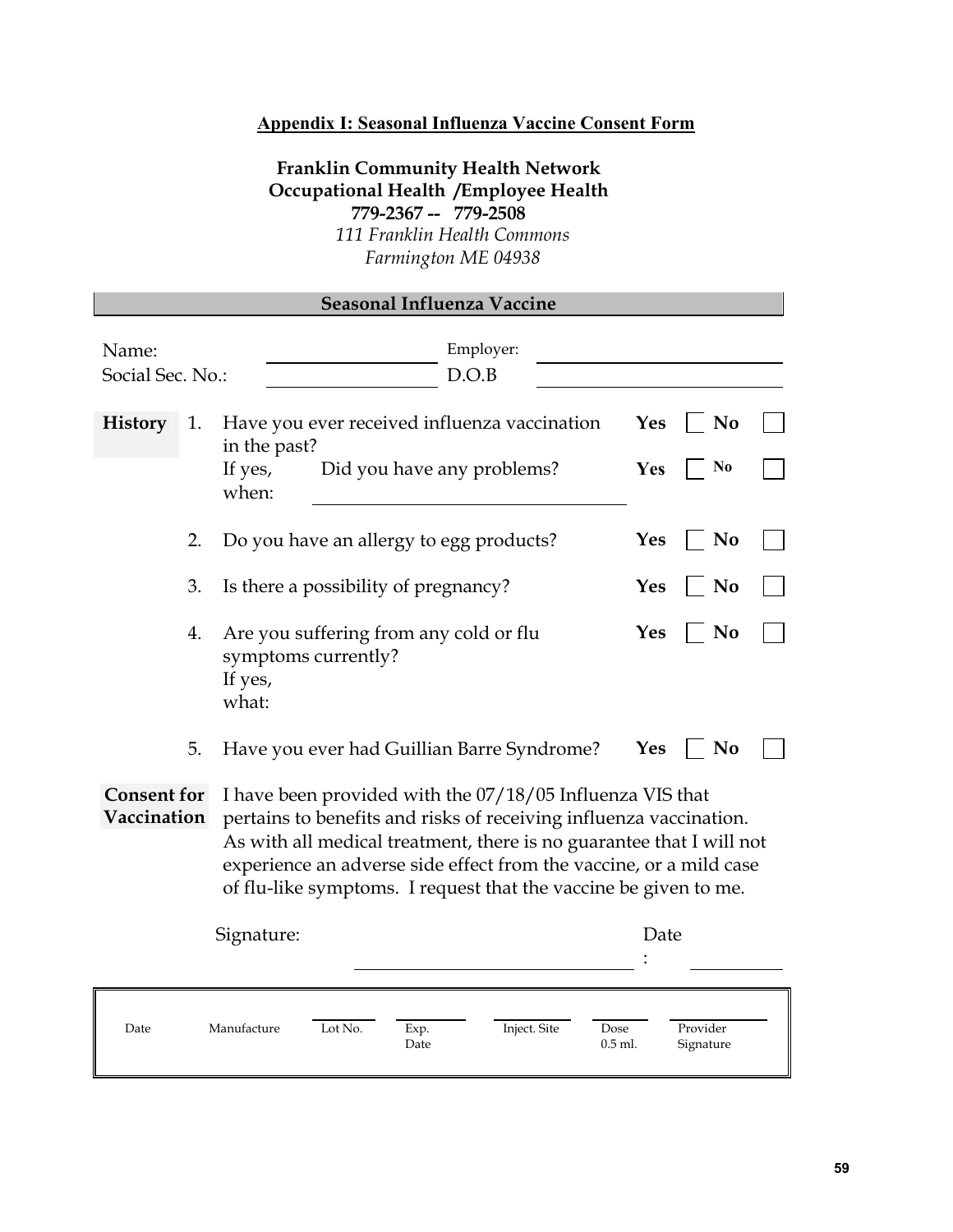## Appendix I: Seasonal Influenza Vaccine Consent Form

**Franklin Community Health Network**
**Occupational Health /Employee Health**
**779-2367 -- 779-2508**
*111 Franklin Health Commons*
*Farmington ME 04938*

### Seasonal Influenza Vaccine

Name: ______________________ Employer: ______________________

Social Sec. No.: ______________________ D.O.B ______________________

**History**

1. Have you ever received influenza vaccination in the past? **Yes** ☐ **No** ☐

   If yes, when: ______________________ Did you have any problems? **Yes** ☐ **No** ☐

2. Do you have an allergy to egg products? **Yes** ☐ **No** ☐

3. Is there a possibility of pregnancy? **Yes** ☐ **No** ☐

4. Are you suffering from any cold or flu symptoms currently? **Yes** ☐ **No** ☐

   If yes, what:

5. Have you ever had Guillian Barre Syndrome? **Yes** ☐ **No** ☐

**Consent for Vaccination**

I have been provided with the 07/18/05 Influenza VIS that pertains to benefits and risks of receiving influenza vaccination. As with all medical treatment, there is no guarantee that I will not experience an adverse side effect from the vaccine, or a mild case of flu-like symptoms. I request that the vaccine be given to me.

Signature: ______________________ Date: __________

| Date | Manufacture | Lot No. | Exp. Date | Inject. Site | Dose 0.5 ml. | Provider Signature |
|---|---|---|---|---|---|---|
| | | | | | | |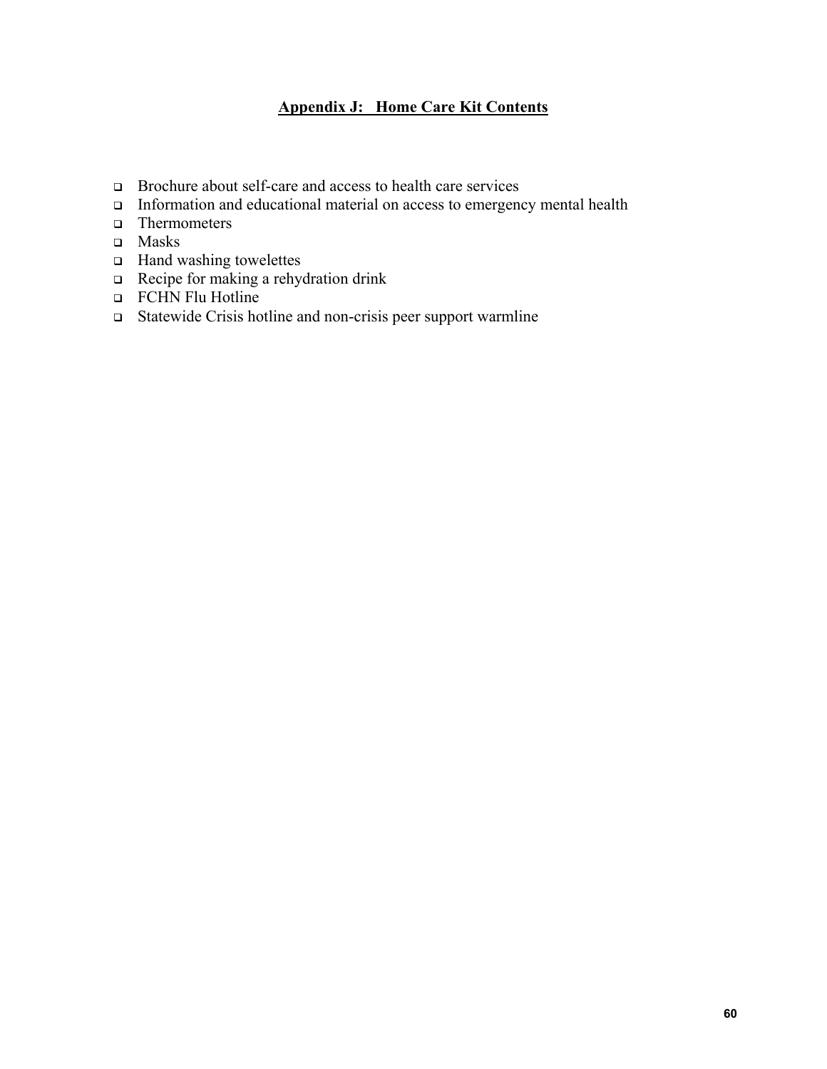## Appendix J: Home Care Kit Contents

- Brochure about self-care and access to health care services
- Information and educational material on access to emergency mental health
- Thermometers
- Masks
- Hand washing towelettes
- Recipe for making a rehydration drink
- FCHN Flu Hotline
- Statewide Crisis hotline and non-crisis peer support warmline